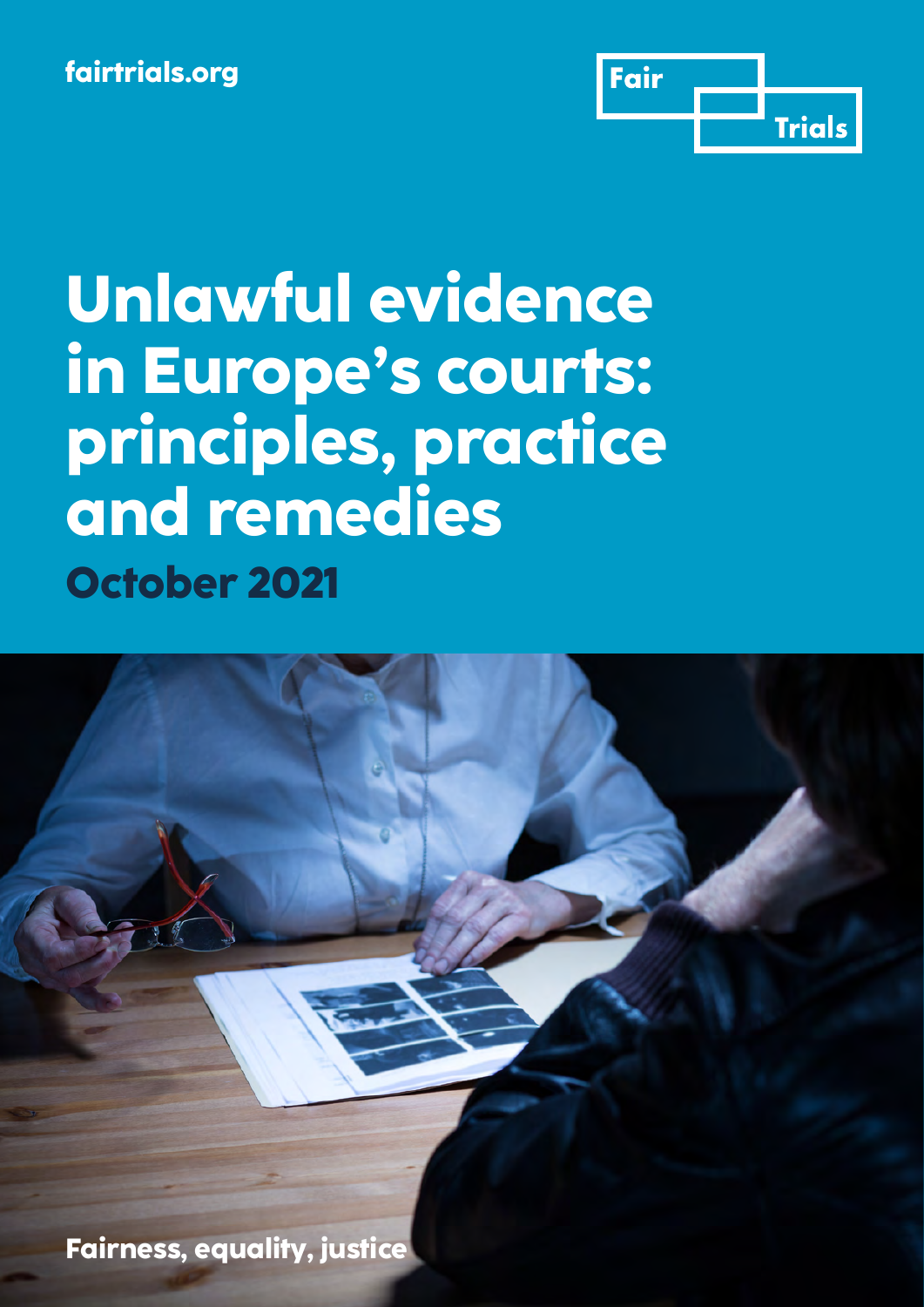fairtrials.org

Fair Trials

# Unlawful evidence in Europe's courts: principles, practice and remedies

## October 2021

Fairness, equality, justice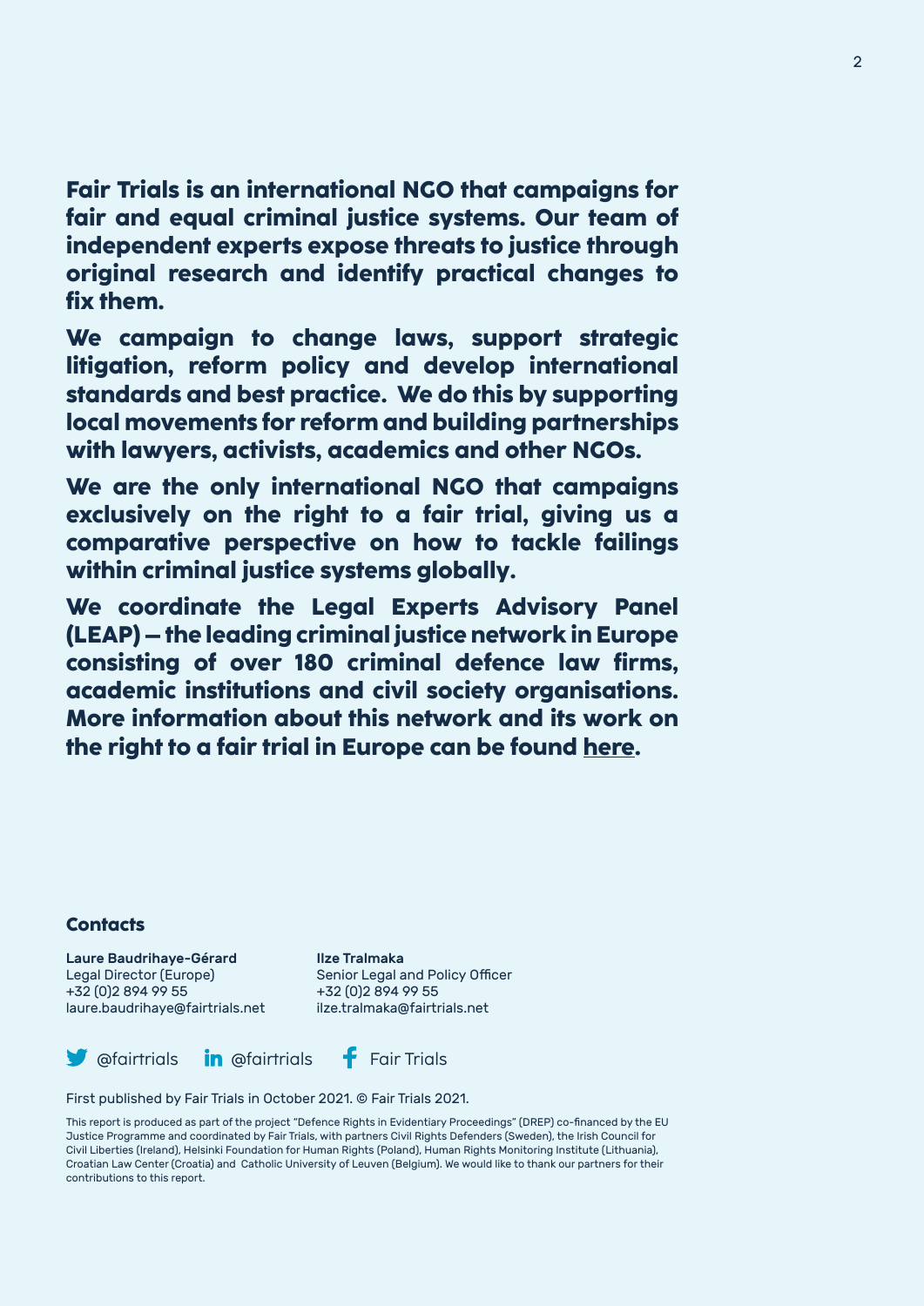**Fair Trials is an international NGO that campaigns for fair and equal criminal justice systems. Our team of independent experts expose threats to justice through original research and identify practical changes to fix them.**

**We campaign to change laws, support strategic litigation, reform policy and develop international standards and best practice. We do this by supporting local movements for reform and building partnerships with lawyers, activists, academics and other NGOs.**

**We are the only international NGO that campaigns exclusively on the right to a fair trial, giving us a comparative perspective on how to tackle failings within criminal justice systems globally.**

**We coordinate the Legal Experts Advisory Panel (LEAP) – the leading criminal justice network in Europe consisting of over 180 criminal defence law firms, academic institutions and civil society organisations. More information about this network and its work on the right to a fair trial in Europe can be found here.**

### Contacts

**Laure Baudrihaye-Gérard**
Legal Director (Europe)
+32 (0)2 894 99 55
laure.baudrihaye@fairtrials.net

**Ilze Tralmaka**
Senior Legal and Policy Officer
+32 (0)2 894 99 55
ilze.tralmaka@fairtrials.net

@fairtrials   @fairtrials   Fair Trials

First published by Fair Trials in October 2021. © Fair Trials 2021.

This report is produced as part of the project "Defence Rights in Evidentiary Proceedings" (DREP) co-financed by the EU Justice Programme and coordinated by Fair Trials, with partners Civil Rights Defenders (Sweden), the Irish Council for Civil Liberties (Ireland), Helsinki Foundation for Human Rights (Poland), Human Rights Monitoring Institute (Lithuania), Croatian Law Center (Croatia) and Catholic University of Leuven (Belgium). We would like to thank our partners for their contributions to this report.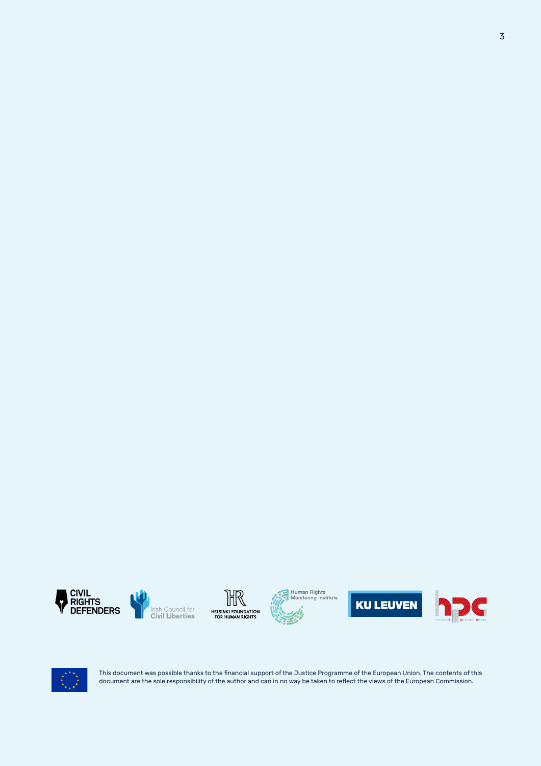This document was possible thanks to the financial support of the Justice Programme of the European Union. The contents of this document are the sole responsibility of the author and can in no way be taken to reflect the views of the European Commission.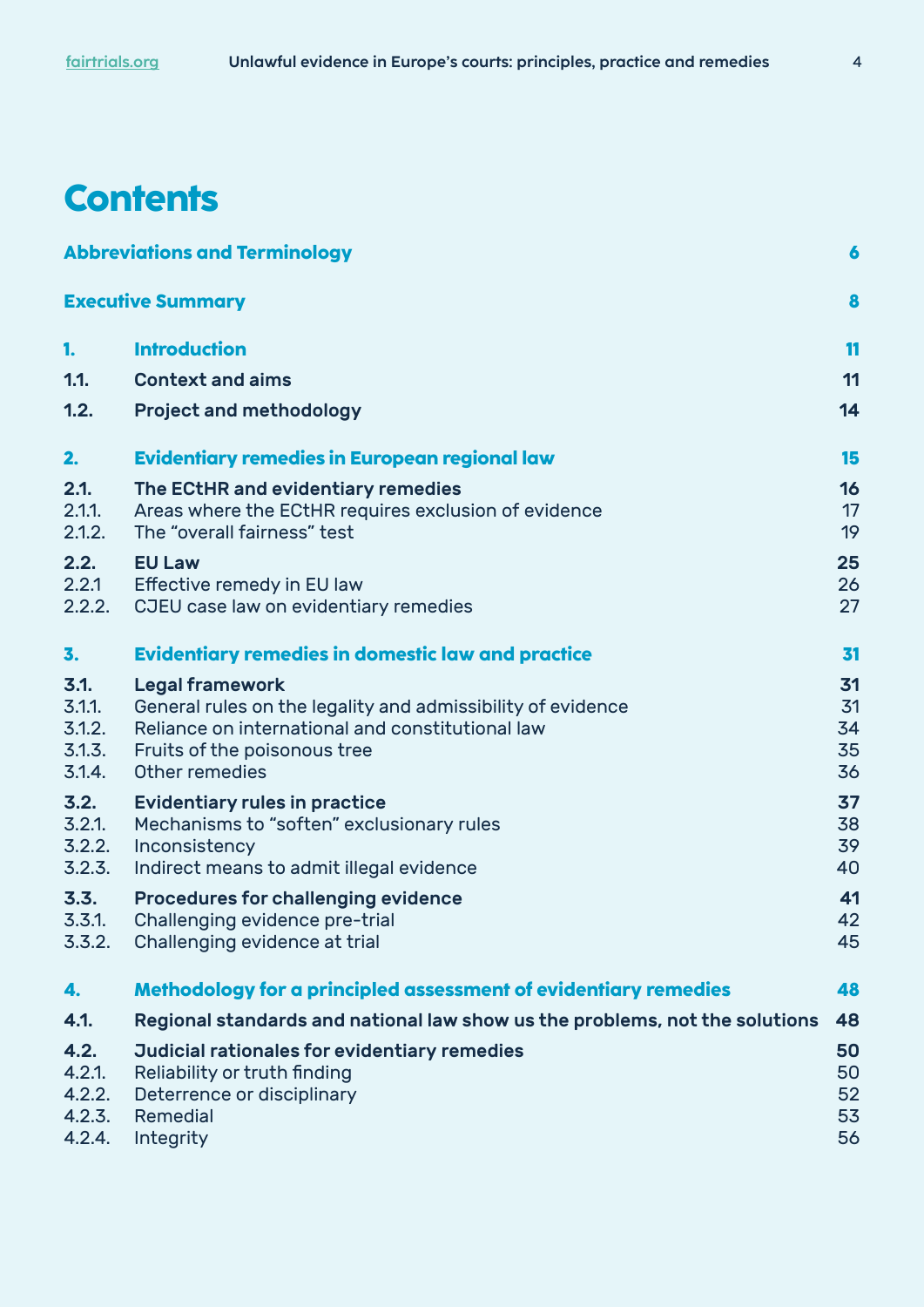# Contents

| | | |
|---|---|---|
| **Abbreviations and Terminology** | | **6** |
| **Executive Summary** | | **8** |
| **1.** | **Introduction** | **11** |
| **1.1.** | **Context and aims** | **11** |
| **1.2.** | **Project and methodology** | **14** |
| **2.** | **Evidentiary remedies in European regional law** | **15** |
| **2.1.** | **The ECtHR and evidentiary remedies** | **16** |
| 2.1.1. | Areas where the ECtHR requires exclusion of evidence | 17 |
| 2.1.2. | The "overall fairness" test | 19 |
| **2.2.** | **EU Law** | **25** |
| 2.2.1 | Effective remedy in EU law | 26 |
| 2.2.2. | CJEU case law on evidentiary remedies | 27 |
| **3.** | **Evidentiary remedies in domestic law and practice** | **31** |
| **3.1.** | **Legal framework** | **31** |
| 3.1.1. | General rules on the legality and admissibility of evidence | 31 |
| 3.1.2. | Reliance on international and constitutional law | 34 |
| 3.1.3. | Fruits of the poisonous tree | 35 |
| 3.1.4. | Other remedies | 36 |
| **3.2.** | **Evidentiary rules in practice** | **37** |
| 3.2.1. | Mechanisms to "soften" exclusionary rules | 38 |
| 3.2.2. | Inconsistency | 39 |
| 3.2.3. | Indirect means to admit illegal evidence | 40 |
| **3.3.** | **Procedures for challenging evidence** | **41** |
| 3.3.1. | Challenging evidence pre-trial | 42 |
| 3.3.2. | Challenging evidence at trial | 45 |
| **4.** | **Methodology for a principled assessment of evidentiary remedies** | **48** |
| **4.1.** | **Regional standards and national law show us the problems, not the solutions** | **48** |
| **4.2.** | **Judicial rationales for evidentiary remedies** | **50** |
| 4.2.1. | Reliability or truth finding | 50 |
| 4.2.2. | Deterrence or disciplinary | 52 |
| 4.2.3. | Remedial | 53 |
| 4.2.4. | Integrity | 56 |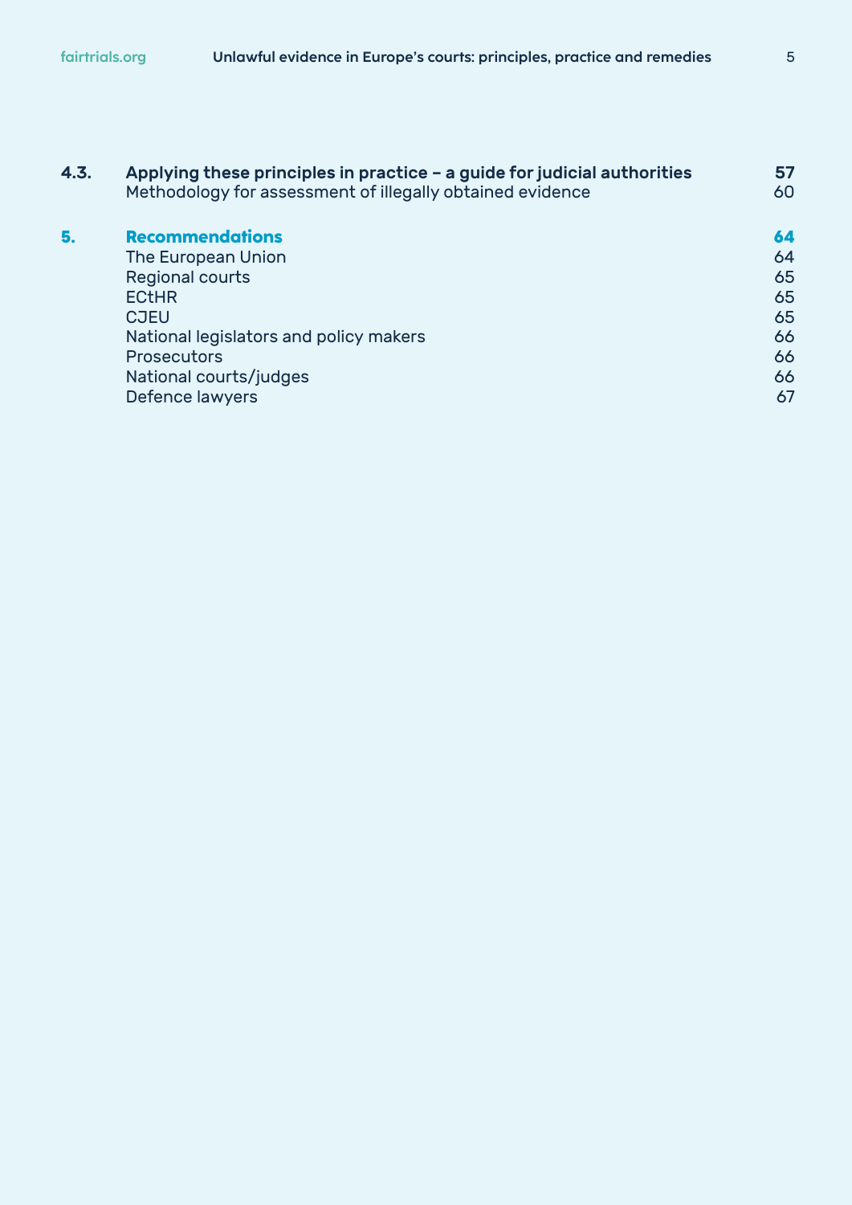| | | |
|---|---|---|
| **4.3.** | **Applying these principles in practice – a guide for judicial authorities** | **57** |
| | Methodology for assessment of illegally obtained evidence | 60 |
| **5.** | **Recommendations** | **64** |
| | The European Union | 64 |
| | Regional courts | 65 |
| | ECtHR | 65 |
| | CJEU | 65 |
| | National legislators and policy makers | 66 |
| | Prosecutors | 66 |
| | National courts/judges | 66 |
| | Defence lawyers | 67 |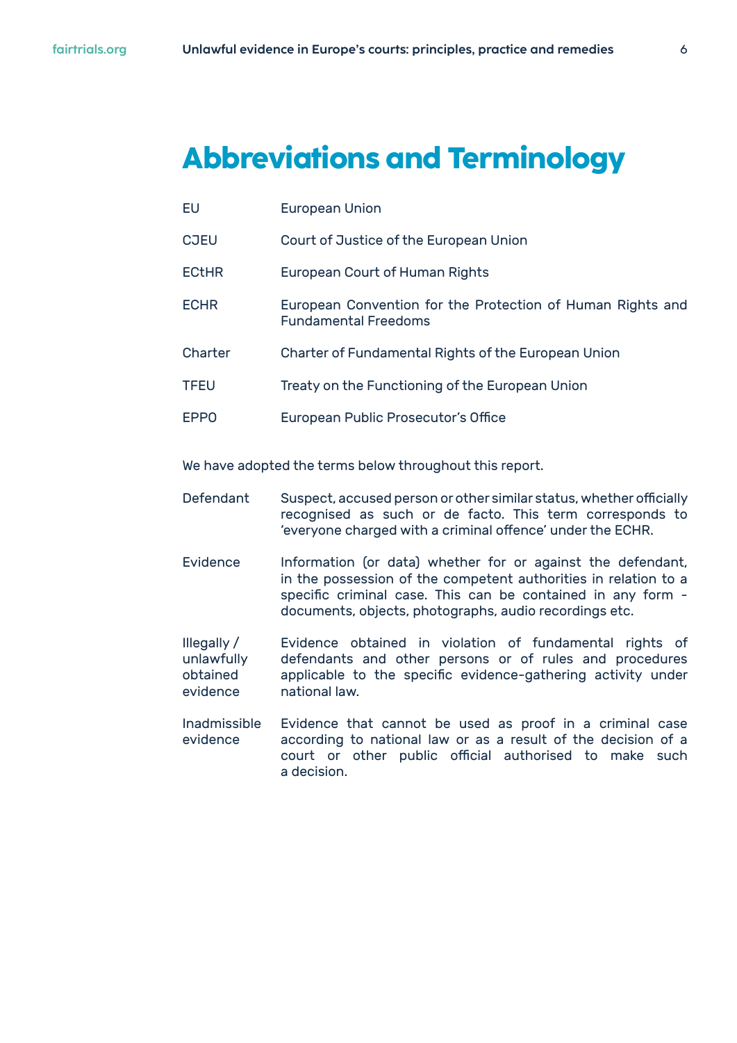# Abbreviations and Terminology

| | |
|---|---|
| EU | European Union |
| CJEU | Court of Justice of the European Union |
| ECtHR | European Court of Human Rights |
| ECHR | European Convention for the Protection of Human Rights and Fundamental Freedoms |
| Charter | Charter of Fundamental Rights of the European Union |
| TFEU | Treaty on the Functioning of the European Union |
| EPPO | European Public Prosecutor's Office |

We have adopted the terms below throughout this report.

| | |
|---|---|
| Defendant | Suspect, accused person or other similar status, whether officially recognised as such or de facto. This term corresponds to 'everyone charged with a criminal offence' under the ECHR. |
| Evidence | Information (or data) whether for or against the defendant, in the possession of the competent authorities in relation to a specific criminal case. This can be contained in any form - documents, objects, photographs, audio recordings etc. |
| Illegally / unlawfully obtained evidence | Evidence obtained in violation of fundamental rights of defendants and other persons or of rules and procedures applicable to the specific evidence-gathering activity under national law. |
| Inadmissible evidence | Evidence that cannot be used as proof in a criminal case according to national law or as a result of the decision of a court or other public official authorised to make such a decision. |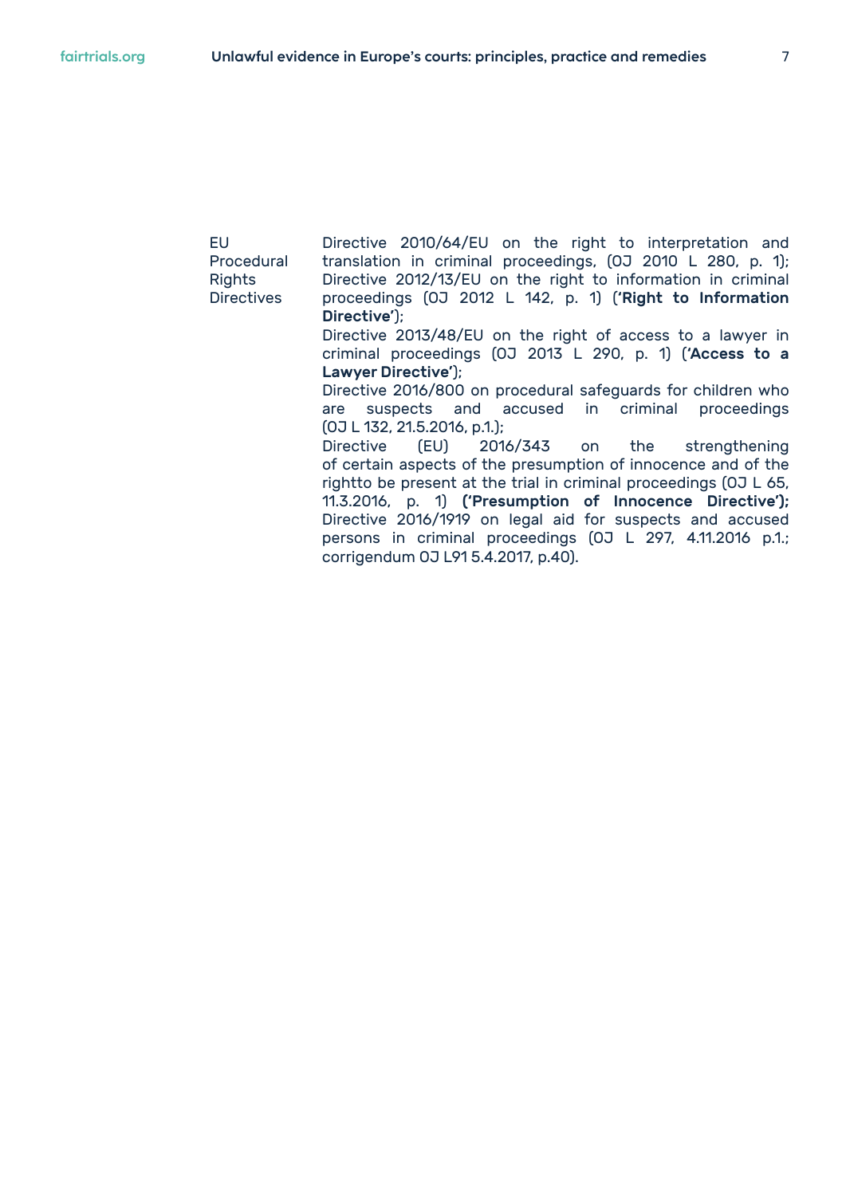| | |
|---|---|
| EU Procedural Rights Directives | Directive 2010/64/EU on the right to interpretation and translation in criminal proceedings, (OJ 2010 L 280, p. 1); Directive 2012/13/EU on the right to information in criminal proceedings (OJ 2012 L 142, p. 1) (**'Right to Information Directive'**); Directive 2013/48/EU on the right of access to a lawyer in criminal proceedings (OJ 2013 L 290, p. 1) (**'Access to a Lawyer Directive'**); Directive 2016/800 on procedural safeguards for children who are suspects and accused in criminal proceedings (OJ L 132, 21.5.2016, p.1.); Directive (EU) 2016/343 on the strengthening of certain aspects of the presumption of innocence and of the rightto be present at the trial in criminal proceedings (OJ L 65, 11.3.2016, p. 1) **('Presumption of Innocence Directive');** Directive 2016/1919 on legal aid for suspects and accused persons in criminal proceedings (OJ L 297, 4.11.2016 p.1.; corrigendum OJ L91 5.4.2017, p.40). |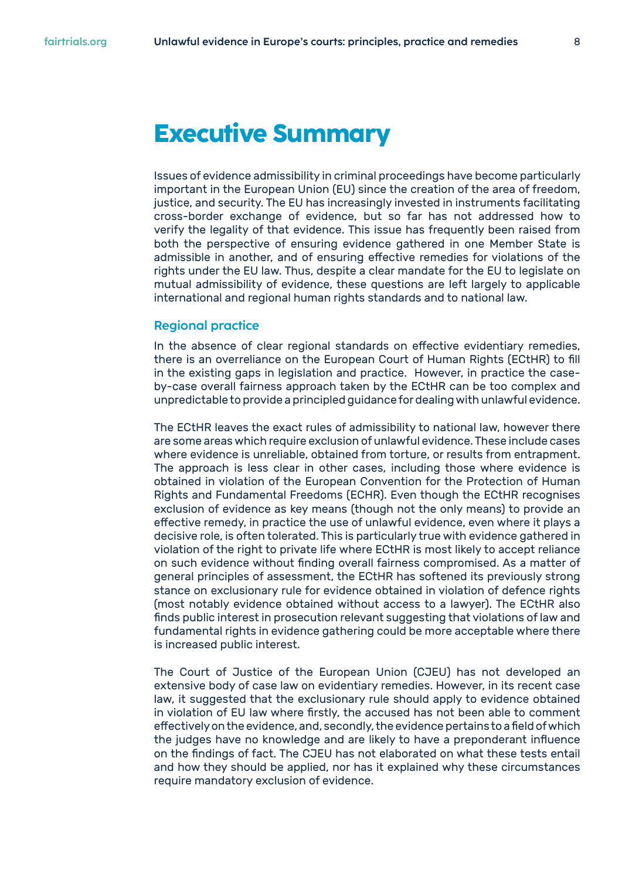# Executive Summary

Issues of evidence admissibility in criminal proceedings have become particularly important in the European Union (EU) since the creation of the area of freedom, justice, and security. The EU has increasingly invested in instruments facilitating cross-border exchange of evidence, but so far has not addressed how to verify the legality of that evidence. This issue has frequently been raised from both the perspective of ensuring evidence gathered in one Member State is admissible in another, and of ensuring effective remedies for violations of the rights under the EU law. Thus, despite a clear mandate for the EU to legislate on mutual admissibility of evidence, these questions are left largely to applicable international and regional human rights standards and to national law.

## Regional practice

In the absence of clear regional standards on effective evidentiary remedies, there is an overreliance on the European Court of Human Rights (ECtHR) to fill in the existing gaps in legislation and practice. However, in practice the case-by-case overall fairness approach taken by the ECtHR can be too complex and unpredictable to provide a principled guidance for dealing with unlawful evidence.

The ECtHR leaves the exact rules of admissibility to national law, however there are some areas which require exclusion of unlawful evidence. These include cases where evidence is unreliable, obtained from torture, or results from entrapment. The approach is less clear in other cases, including those where evidence is obtained in violation of the European Convention for the Protection of Human Rights and Fundamental Freedoms (ECHR). Even though the ECtHR recognises exclusion of evidence as key means (though not the only means) to provide an effective remedy, in practice the use of unlawful evidence, even where it plays a decisive role, is often tolerated. This is particularly true with evidence gathered in violation of the right to private life where ECtHR is most likely to accept reliance on such evidence without finding overall fairness compromised. As a matter of general principles of assessment, the ECtHR has softened its previously strong stance on exclusionary rule for evidence obtained in violation of defence rights (most notably evidence obtained without access to a lawyer). The ECtHR also finds public interest in prosecution relevant suggesting that violations of law and fundamental rights in evidence gathering could be more acceptable where there is increased public interest.

The Court of Justice of the European Union (CJEU) has not developed an extensive body of case law on evidentiary remedies. However, in its recent case law, it suggested that the exclusionary rule should apply to evidence obtained in violation of EU law where firstly, the accused has not been able to comment effectively on the evidence, and, secondly, the evidence pertains to a field of which the judges have no knowledge and are likely to have a preponderant influence on the findings of fact. The CJEU has not elaborated on what these tests entail and how they should be applied, nor has it explained why these circumstances require mandatory exclusion of evidence.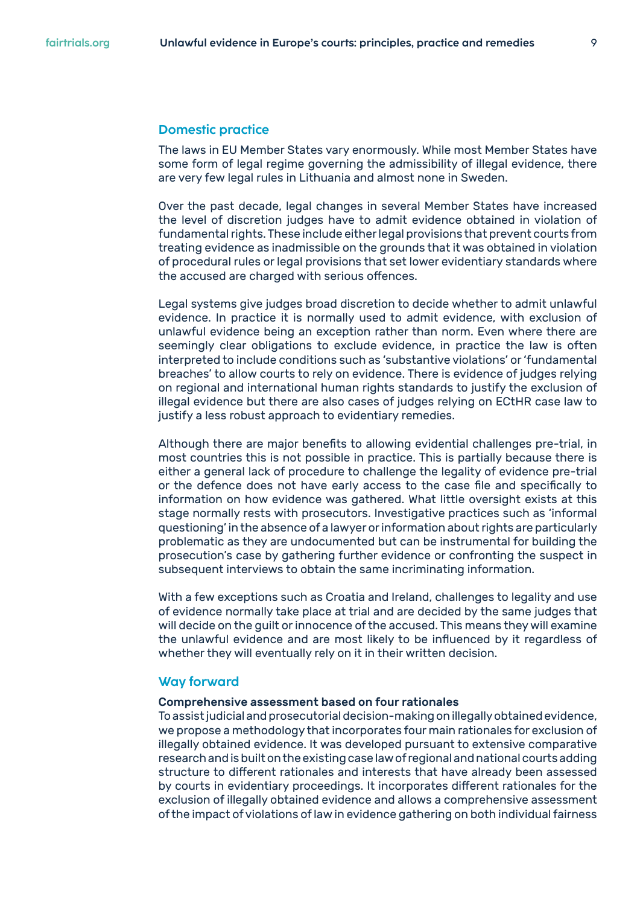## Domestic practice

The laws in EU Member States vary enormously. While most Member States have some form of legal regime governing the admissibility of illegal evidence, there are very few legal rules in Lithuania and almost none in Sweden.

Over the past decade, legal changes in several Member States have increased the level of discretion judges have to admit evidence obtained in violation of fundamental rights. These include either legal provisions that prevent courts from treating evidence as inadmissible on the grounds that it was obtained in violation of procedural rules or legal provisions that set lower evidentiary standards where the accused are charged with serious offences.

Legal systems give judges broad discretion to decide whether to admit unlawful evidence. In practice it is normally used to admit evidence, with exclusion of unlawful evidence being an exception rather than norm. Even where there are seemingly clear obligations to exclude evidence, in practice the law is often interpreted to include conditions such as 'substantive violations' or 'fundamental breaches' to allow courts to rely on evidence. There is evidence of judges relying on regional and international human rights standards to justify the exclusion of illegal evidence but there are also cases of judges relying on ECtHR case law to justify a less robust approach to evidentiary remedies.

Although there are major benefits to allowing evidential challenges pre-trial, in most countries this is not possible in practice. This is partially because there is either a general lack of procedure to challenge the legality of evidence pre-trial or the defence does not have early access to the case file and specifically to information on how evidence was gathered. What little oversight exists at this stage normally rests with prosecutors. Investigative practices such as 'informal questioning' in the absence of a lawyer or information about rights are particularly problematic as they are undocumented but can be instrumental for building the prosecution's case by gathering further evidence or confronting the suspect in subsequent interviews to obtain the same incriminating information.

With a few exceptions such as Croatia and Ireland, challenges to legality and use of evidence normally take place at trial and are decided by the same judges that will decide on the guilt or innocence of the accused. This means they will examine the unlawful evidence and are most likely to be influenced by it regardless of whether they will eventually rely on it in their written decision.

## Way forward

**Comprehensive assessment based on four rationales**

To assist judicial and prosecutorial decision-making on illegally obtained evidence, we propose a methodology that incorporates four main rationales for exclusion of illegally obtained evidence. It was developed pursuant to extensive comparative research and is built on the existing case law of regional and national courts adding structure to different rationales and interests that have already been assessed by courts in evidentiary proceedings. It incorporates different rationales for the exclusion of illegally obtained evidence and allows a comprehensive assessment of the impact of violations of law in evidence gathering on both individual fairness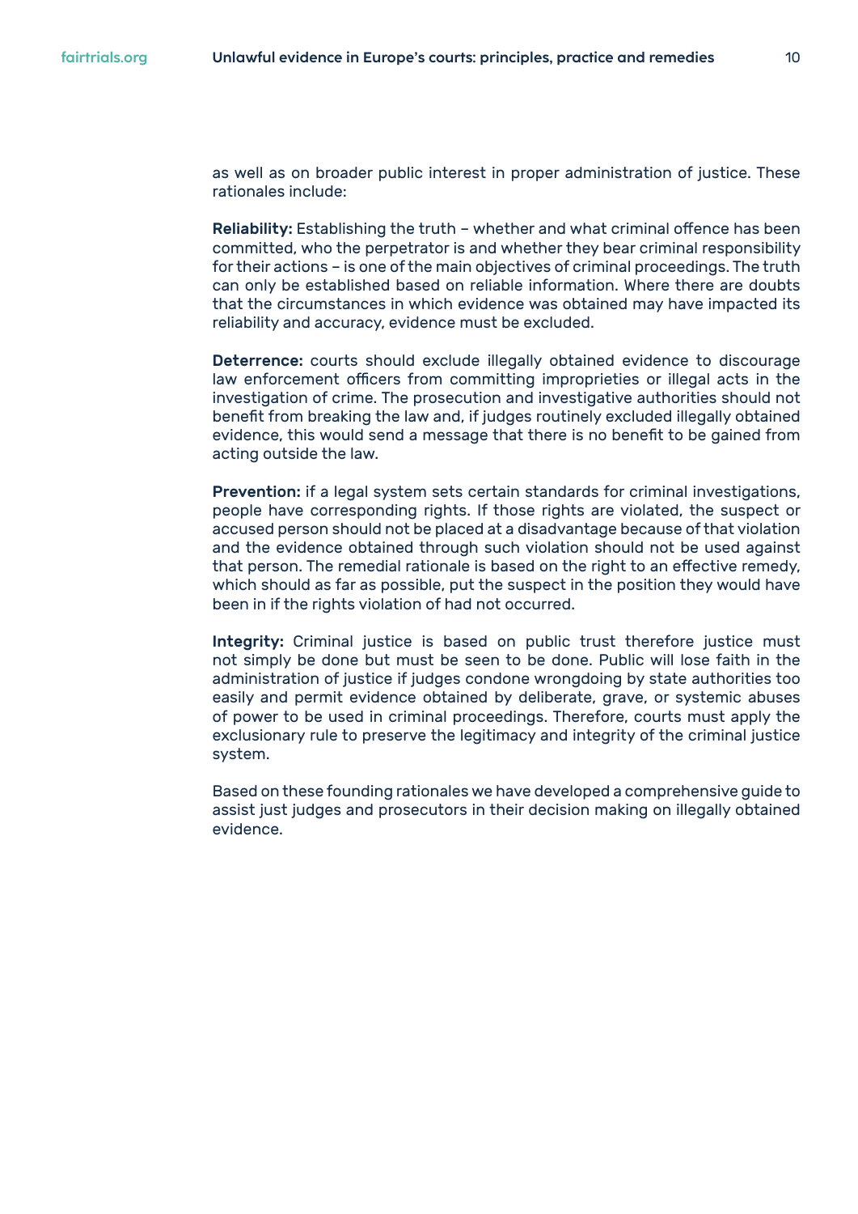as well as on broader public interest in proper administration of justice. These rationales include:

**Reliability:** Establishing the truth – whether and what criminal offence has been committed, who the perpetrator is and whether they bear criminal responsibility for their actions – is one of the main objectives of criminal proceedings. The truth can only be established based on reliable information. Where there are doubts that the circumstances in which evidence was obtained may have impacted its reliability and accuracy, evidence must be excluded.

**Deterrence:** courts should exclude illegally obtained evidence to discourage law enforcement officers from committing improprieties or illegal acts in the investigation of crime. The prosecution and investigative authorities should not benefit from breaking the law and, if judges routinely excluded illegally obtained evidence, this would send a message that there is no benefit to be gained from acting outside the law.

**Prevention:** if a legal system sets certain standards for criminal investigations, people have corresponding rights. If those rights are violated, the suspect or accused person should not be placed at a disadvantage because of that violation and the evidence obtained through such violation should not be used against that person. The remedial rationale is based on the right to an effective remedy, which should as far as possible, put the suspect in the position they would have been in if the rights violation of had not occurred.

**Integrity:** Criminal justice is based on public trust therefore justice must not simply be done but must be seen to be done. Public will lose faith in the administration of justice if judges condone wrongdoing by state authorities too easily and permit evidence obtained by deliberate, grave, or systemic abuses of power to be used in criminal proceedings. Therefore, courts must apply the exclusionary rule to preserve the legitimacy and integrity of the criminal justice system.

Based on these founding rationales we have developed a comprehensive guide to assist just judges and prosecutors in their decision making on illegally obtained evidence.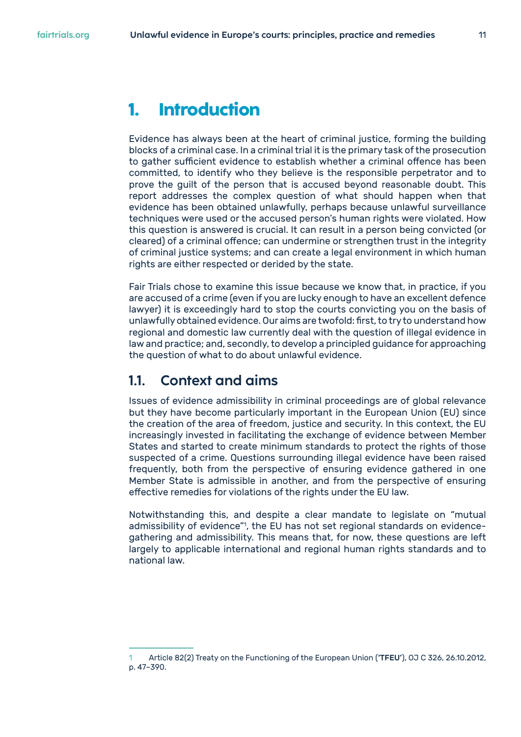# 1. Introduction

Evidence has always been at the heart of criminal justice, forming the building blocks of a criminal case. In a criminal trial it is the primary task of the prosecution to gather sufficient evidence to establish whether a criminal offence has been committed, to identify who they believe is the responsible perpetrator and to prove the guilt of the person that is accused beyond reasonable doubt. This report addresses the complex question of what should happen when that evidence has been obtained unlawfully, perhaps because unlawful surveillance techniques were used or the accused person's human rights were violated. How this question is answered is crucial. It can result in a person being convicted (or cleared) of a criminal offence; can undermine or strengthen trust in the integrity of criminal justice systems; and can create a legal environment in which human rights are either respected or derided by the state.

Fair Trials chose to examine this issue because we know that, in practice, if you are accused of a crime (even if you are lucky enough to have an excellent defence lawyer) it is exceedingly hard to stop the courts convicting you on the basis of unlawfully obtained evidence. Our aims are twofold: first, to try to understand how regional and domestic law currently deal with the question of illegal evidence in law and practice; and, secondly, to develop a principled guidance for approaching the question of what to do about unlawful evidence.

## 1.1. Context and aims

Issues of evidence admissibility in criminal proceedings are of global relevance but they have become particularly important in the European Union (EU) since the creation of the area of freedom, justice and security. In this context, the EU increasingly invested in facilitating the exchange of evidence between Member States and started to create minimum standards to protect the rights of those suspected of a crime. Questions surrounding illegal evidence have been raised frequently, both from the perspective of ensuring evidence gathered in one Member State is admissible in another, and from the perspective of ensuring effective remedies for violations of the rights under the EU law.

Notwithstanding this, and despite a clear mandate to legislate on "mutual admissibility of evidence"[1], the EU has not set regional standards on evidence-gathering and admissibility. This means that, for now, these questions are left largely to applicable international and regional human rights standards and to national law.

---

[1] Article 82(2) Treaty on the Functioning of the European Union ('**TFEU**'), OJ C 326, 26.10.2012, p. 47–390.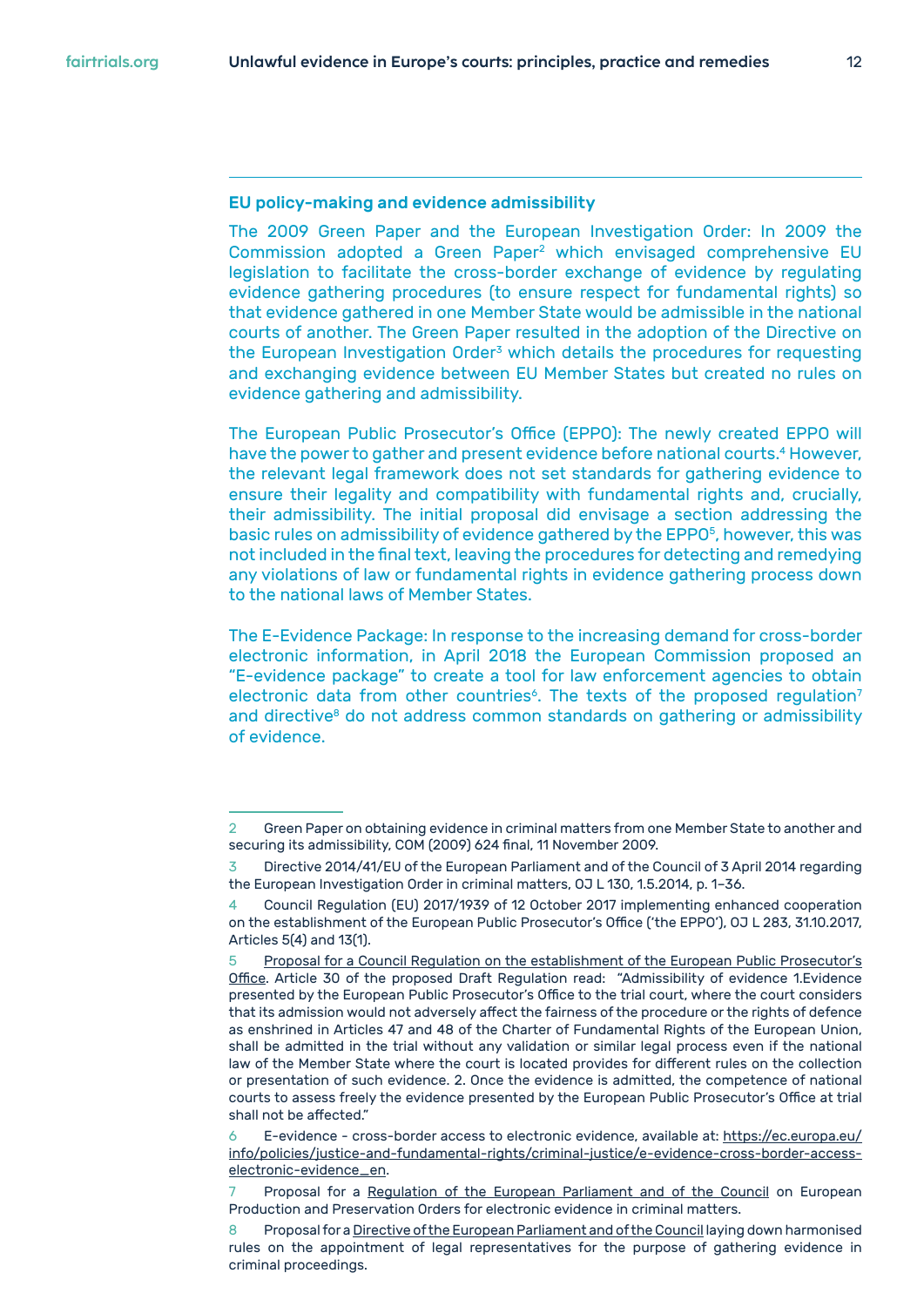### EU policy-making and evidence admissibility

The 2009 Green Paper and the European Investigation Order: In 2009 the Commission adopted a Green Paper[2] which envisaged comprehensive EU legislation to facilitate the cross-border exchange of evidence by regulating evidence gathering procedures (to ensure respect for fundamental rights) so that evidence gathered in one Member State would be admissible in the national courts of another. The Green Paper resulted in the adoption of the Directive on the European Investigation Order[3] which details the procedures for requesting and exchanging evidence between EU Member States but created no rules on evidence gathering and admissibility.

The European Public Prosecutor's Office (EPPO): The newly created EPPO will have the power to gather and present evidence before national courts.[4] However, the relevant legal framework does not set standards for gathering evidence to ensure their legality and compatibility with fundamental rights and, crucially, their admissibility. The initial proposal did envisage a section addressing the basic rules on admissibility of evidence gathered by the EPPO[5], however, this was not included in the final text, leaving the procedures for detecting and remedying any violations of law or fundamental rights in evidence gathering process down to the national laws of Member States.

The E-Evidence Package: In response to the increasing demand for cross-border electronic information, in April 2018 the European Commission proposed an "E-evidence package" to create a tool for law enforcement agencies to obtain electronic data from other countries[6]. The texts of the proposed regulation[7] and directive[8] do not address common standards on gathering or admissibility of evidence.

---

2 Green Paper on obtaining evidence in criminal matters from one Member State to another and securing its admissibility, COM (2009) 624 final, 11 November 2009.

3 Directive 2014/41/EU of the European Parliament and of the Council of 3 April 2014 regarding the European Investigation Order in criminal matters, OJ L 130, 1.5.2014, p. 1–36.

4 Council Regulation (EU) 2017/1939 of 12 October 2017 implementing enhanced cooperation on the establishment of the European Public Prosecutor's Office ('the EPPO'), OJ L 283, 31.10.2017, Articles 5(4) and 13(1).

5 Proposal for a Council Regulation on the establishment of the European Public Prosecutor's Office. Article 30 of the proposed Draft Regulation read: "Admissibility of evidence 1.Evidence presented by the European Public Prosecutor's Office to the trial court, where the court considers that its admission would not adversely affect the fairness of the procedure or the rights of defence as enshrined in Articles 47 and 48 of the Charter of Fundamental Rights of the European Union, shall be admitted in the trial without any validation or similar legal process even if the national law of the Member State where the court is located provides for different rules on the collection or presentation of such evidence. 2. Once the evidence is admitted, the competence of national courts to assess freely the evidence presented by the European Public Prosecutor's Office at trial shall not be affected."

6 E-evidence - cross-border access to electronic evidence, available at: https://ec.europa.eu/info/policies/justice-and-fundamental-rights/criminal-justice/e-evidence-cross-border-access-electronic-evidence_en.

7 Proposal for a Regulation of the European Parliament and of the Council on European Production and Preservation Orders for electronic evidence in criminal matters.

8 Proposal for a Directive of the European Parliament and of the Council laying down harmonised rules on the appointment of legal representatives for the purpose of gathering evidence in criminal proceedings.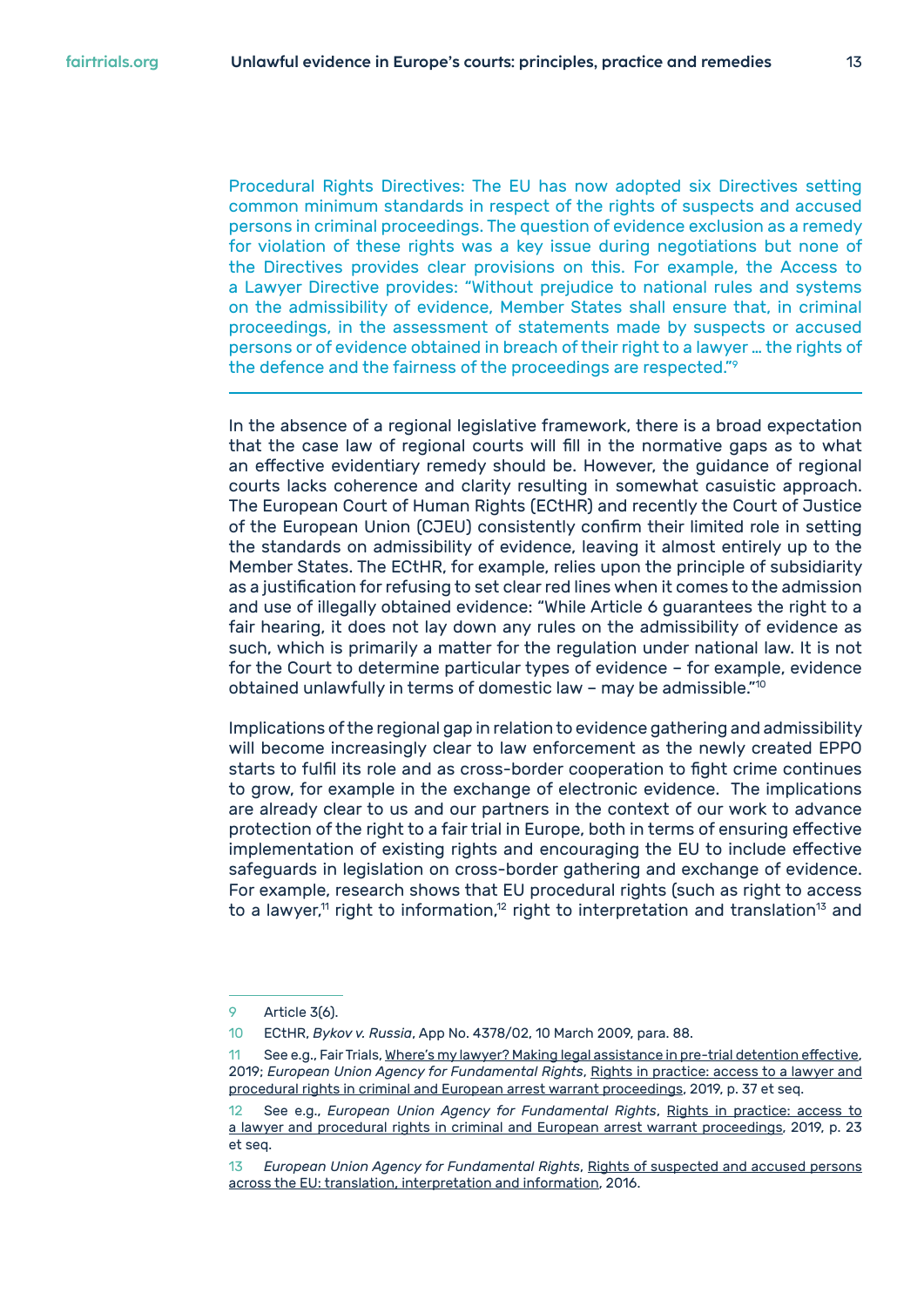Procedural Rights Directives: The EU has now adopted six Directives setting common minimum standards in respect of the rights of suspects and accused persons in criminal proceedings. The question of evidence exclusion as a remedy for violation of these rights was a key issue during negotiations but none of the Directives provides clear provisions on this. For example, the Access to a Lawyer Directive provides: "Without prejudice to national rules and systems on the admissibility of evidence, Member States shall ensure that, in criminal proceedings, in the assessment of statements made by suspects or accused persons or of evidence obtained in breach of their right to a lawyer … the rights of the defence and the fairness of the proceedings are respected."[9]

---

In the absence of a regional legislative framework, there is a broad expectation that the case law of regional courts will fill in the normative gaps as to what an effective evidentiary remedy should be. However, the guidance of regional courts lacks coherence and clarity resulting in somewhat casuistic approach. The European Court of Human Rights (ECtHR) and recently the Court of Justice of the European Union (CJEU) consistently confirm their limited role in setting the standards on admissibility of evidence, leaving it almost entirely up to the Member States. The ECtHR, for example, relies upon the principle of subsidiarity as a justification for refusing to set clear red lines when it comes to the admission and use of illegally obtained evidence: "While Article 6 guarantees the right to a fair hearing, it does not lay down any rules on the admissibility of evidence as such, which is primarily a matter for the regulation under national law. It is not for the Court to determine particular types of evidence – for example, evidence obtained unlawfully in terms of domestic law – may be admissible."[10]

Implications of the regional gap in relation to evidence gathering and admissibility will become increasingly clear to law enforcement as the newly created EPPO starts to fulfil its role and as cross-border cooperation to fight crime continues to grow, for example in the exchange of electronic evidence. The implications are already clear to us and our partners in the context of our work to advance protection of the right to a fair trial in Europe, both in terms of ensuring effective implementation of existing rights and encouraging the EU to include effective safeguards in legislation on cross-border gathering and exchange of evidence. For example, research shows that EU procedural rights (such as right to access to a lawyer,[11] right to information,[12] right to interpretation and translation[13] and

---

9 Article 3(6).

10 ECtHR, *Bykov v. Russia*, App No. 4378/02, 10 March 2009, para. 88.

11 See e.g., Fair Trials, Where's my lawyer? Making legal assistance in pre-trial detention effective, 2019; *European Union Agency for Fundamental Rights*, Rights in practice: access to a lawyer and procedural rights in criminal and European arrest warrant proceedings, 2019, p. 37 et seq.

12 See e.g., *European Union Agency for Fundamental Rights*, Rights in practice: access to a lawyer and procedural rights in criminal and European arrest warrant proceedings, 2019, p. 23 et seq.

13 *European Union Agency for Fundamental Rights*, Rights of suspected and accused persons across the EU: translation, interpretation and information, 2016.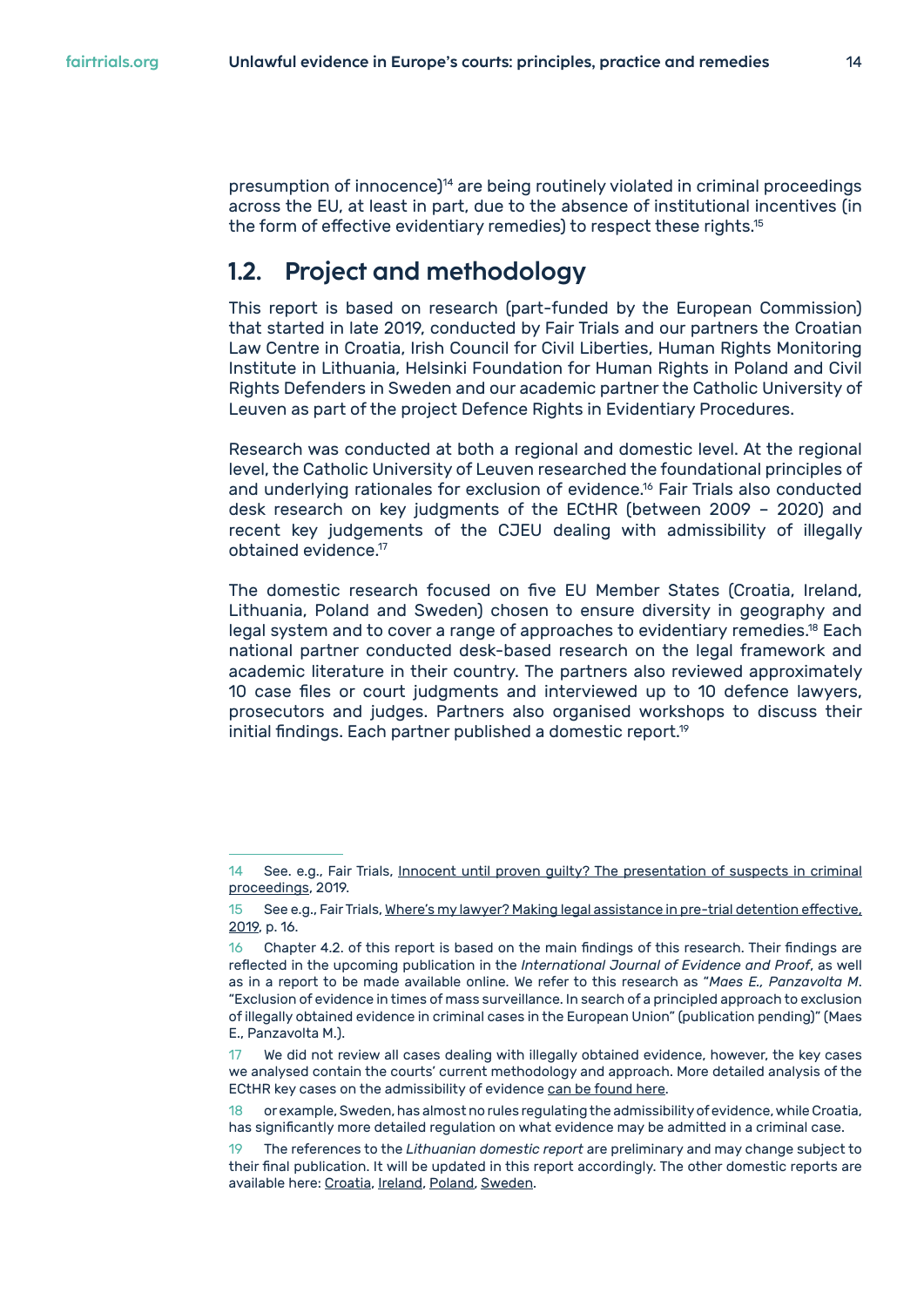presumption of innocence)[14] are being routinely violated in criminal proceedings across the EU, at least in part, due to the absence of institutional incentives (in the form of effective evidentiary remedies) to respect these rights.[15]

## 1.2. Project and methodology

This report is based on research (part-funded by the European Commission) that started in late 2019, conducted by Fair Trials and our partners the Croatian Law Centre in Croatia, Irish Council for Civil Liberties, Human Rights Monitoring Institute in Lithuania, Helsinki Foundation for Human Rights in Poland and Civil Rights Defenders in Sweden and our academic partner the Catholic University of Leuven as part of the project Defence Rights in Evidentiary Procedures.

Research was conducted at both a regional and domestic level. At the regional level, the Catholic University of Leuven researched the foundational principles of and underlying rationales for exclusion of evidence.[16] Fair Trials also conducted desk research on key judgments of the ECtHR (between 2009 – 2020) and recent key judgements of the CJEU dealing with admissibility of illegally obtained evidence.[17]

The domestic research focused on five EU Member States (Croatia, Ireland, Lithuania, Poland and Sweden) chosen to ensure diversity in geography and legal system and to cover a range of approaches to evidentiary remedies.[18] Each national partner conducted desk-based research on the legal framework and academic literature in their country. The partners also reviewed approximately 10 case files or court judgments and interviewed up to 10 defence lawyers, prosecutors and judges. Partners also organised workshops to discuss their initial findings. Each partner published a domestic report.[19]

---

14 See. e.g., Fair Trials, Innocent until proven guilty? The presentation of suspects in criminal proceedings, 2019.

15 See e.g., Fair Trials, Where's my lawyer? Making legal assistance in pre-trial detention effective, 2019, p. 16.

16 Chapter 4.2. of this report is based on the main findings of this research. Their findings are reflected in the upcoming publication in the *International Journal of Evidence and Proof*, as well as in a report to be made available online. We refer to this research as "*Maes E., Panzavolta M.* "Exclusion of evidence in times of mass surveillance. In search of a principled approach to exclusion of illegally obtained evidence in criminal cases in the European Union" (publication pending)" (Maes E., Panzavolta M.).

17 We did not review all cases dealing with illegally obtained evidence, however, the key cases we analysed contain the courts' current methodology and approach. More detailed analysis of the ECtHR key cases on the admissibility of evidence can be found here.

18 or example, Sweden, has almost no rules regulating the admissibility of evidence, while Croatia, has significantly more detailed regulation on what evidence may be admitted in a criminal case.

19 The references to the *Lithuanian domestic report* are preliminary and may change subject to their final publication. It will be updated in this report accordingly. The other domestic reports are available here: Croatia, Ireland, Poland, Sweden.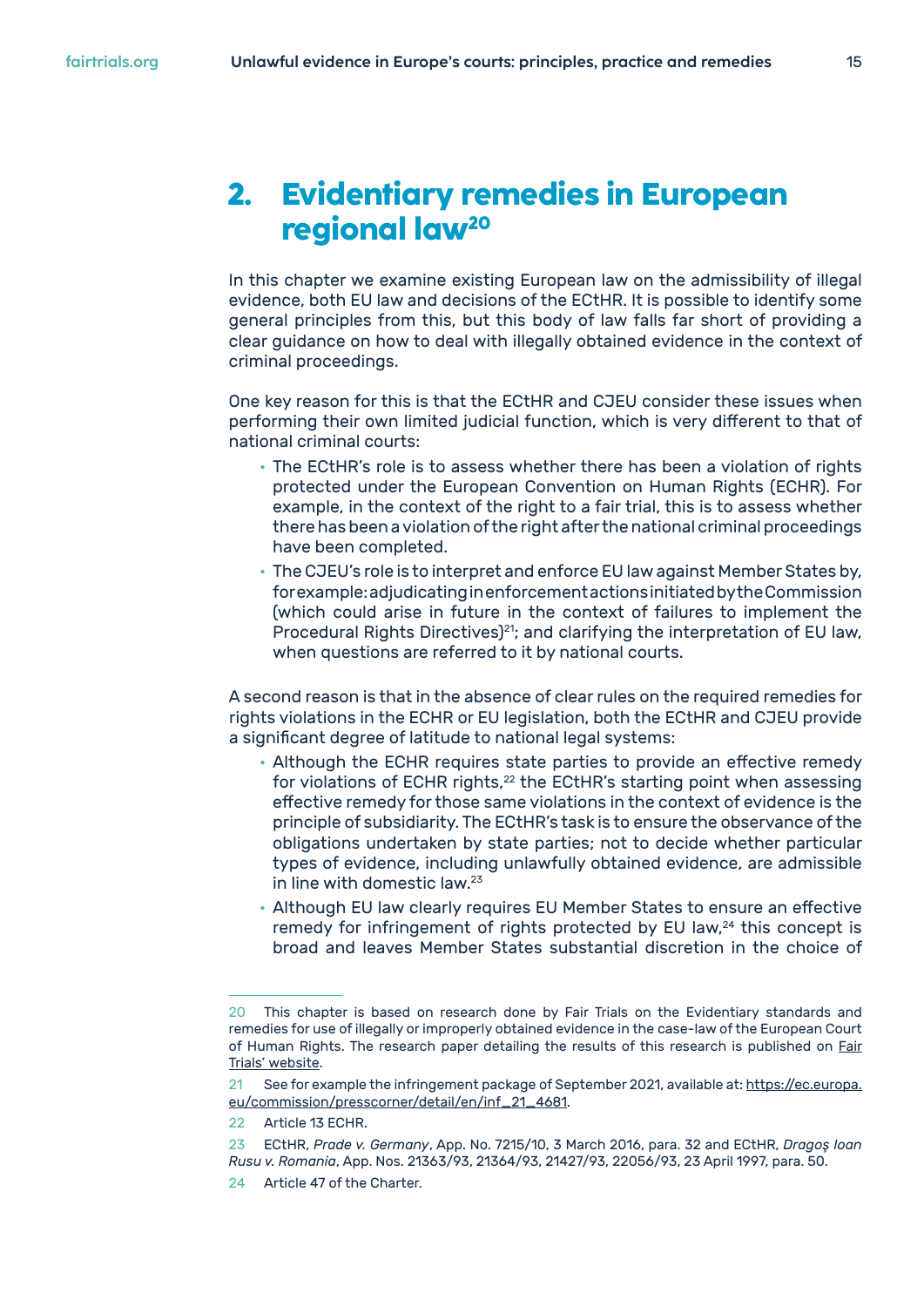# 2. Evidentiary remedies in European regional law[20]

In this chapter we examine existing European law on the admissibility of illegal evidence, both EU law and decisions of the ECtHR. It is possible to identify some general principles from this, but this body of law falls far short of providing a clear guidance on how to deal with illegally obtained evidence in the context of criminal proceedings.

One key reason for this is that the ECtHR and CJEU consider these issues when performing their own limited judicial function, which is very different to that of national criminal courts:

- The ECtHR's role is to assess whether there has been a violation of rights protected under the European Convention on Human Rights (ECHR). For example, in the context of the right to a fair trial, this is to assess whether there has been a violation of the right after the national criminal proceedings have been completed.
- The CJEU's role is to interpret and enforce EU law against Member States by, for example: adjudicating in enforcement actions initiated by the Commission (which could arise in future in the context of failures to implement the Procedural Rights Directives)[21]; and clarifying the interpretation of EU law, when questions are referred to it by national courts.

A second reason is that in the absence of clear rules on the required remedies for rights violations in the ECHR or EU legislation, both the ECtHR and CJEU provide a significant degree of latitude to national legal systems:

- Although the ECHR requires state parties to provide an effective remedy for violations of ECHR rights,[22] the ECtHR's starting point when assessing effective remedy for those same violations in the context of evidence is the principle of subsidiarity. The ECtHR's task is to ensure the observance of the obligations undertaken by state parties; not to decide whether particular types of evidence, including unlawfully obtained evidence, are admissible in line with domestic law.[23]
- Although EU law clearly requires EU Member States to ensure an effective remedy for infringement of rights protected by EU law,[24] this concept is broad and leaves Member States substantial discretion in the choice of

---

20 This chapter is based on research done by Fair Trials on the Evidentiary standards and remedies for use of illegally or improperly obtained evidence in the case-law of the European Court of Human Rights. The research paper detailing the results of this research is published on Fair Trials' website.

21 See for example the infringement package of September 2021, available at: https://ec.europa.eu/commission/presscorner/detail/en/inf_21_4681.

22 Article 13 ECHR.

23 ECtHR, *Prade v. Germany*, App. No. 7215/10, 3 March 2016, para. 32 and ECtHR, *Dragoș Ioan Rusu v. Romania*, App. Nos. 21363/93, 21364/93, 21427/93, 22056/93, 23 April 1997, para. 50.

24 Article 47 of the Charter.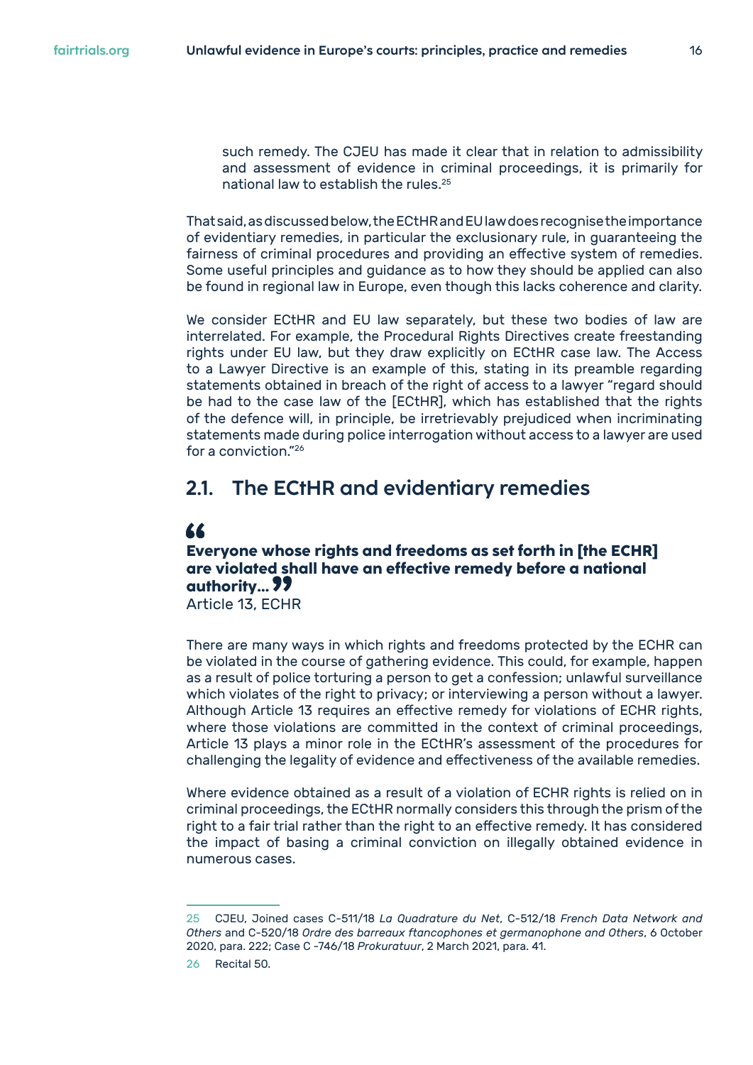such remedy. The CJEU has made it clear that in relation to admissibility and assessment of evidence in criminal proceedings, it is primarily for national law to establish the rules.[25]

That said, as discussed below, the ECtHR and EU law does recognise the importance of evidentiary remedies, in particular the exclusionary rule, in guaranteeing the fairness of criminal procedures and providing an effective system of remedies. Some useful principles and guidance as to how they should be applied can also be found in regional law in Europe, even though this lacks coherence and clarity.

We consider ECtHR and EU law separately, but these two bodies of law are interrelated. For example, the Procedural Rights Directives create freestanding rights under EU law, but they draw explicitly on ECtHR case law. The Access to a Lawyer Directive is an example of this, stating in its preamble regarding statements obtained in breach of the right of access to a lawyer "regard should be had to the case law of the [ECtHR], which has established that the rights of the defence will, in principle, be irretrievably prejudiced when incriminating statements made during police interrogation without access to a lawyer are used for a conviction."[26]

## 2.1. The ECtHR and evidentiary remedies

> **"Everyone whose rights and freedoms as set forth in [the ECHR] are violated shall have an effective remedy before a national authority…"**
>
> Article 13, ECHR

There are many ways in which rights and freedoms protected by the ECHR can be violated in the course of gathering evidence. This could, for example, happen as a result of police torturing a person to get a confession; unlawful surveillance which violates of the right to privacy; or interviewing a person without a lawyer. Although Article 13 requires an effective remedy for violations of ECHR rights, where those violations are committed in the context of criminal proceedings, Article 13 plays a minor role in the ECtHR's assessment of the procedures for challenging the legality of evidence and effectiveness of the available remedies.

Where evidence obtained as a result of a violation of ECHR rights is relied on in criminal proceedings, the ECtHR normally considers this through the prism of the right to a fair trial rather than the right to an effective remedy. It has considered the impact of basing a criminal conviction on illegally obtained evidence in numerous cases.

---

25 CJEU, Joined cases C-511/18 *La Quadrature du Net*, C-512/18 *French Data Network and Others* and C-520/18 *Ordre des barreaux ftancophones et germanophone and Others*, 6 October 2020, para. 222; Case C -746/18 *Prokuratuur*, 2 March 2021, para. 41.

26 Recital 50.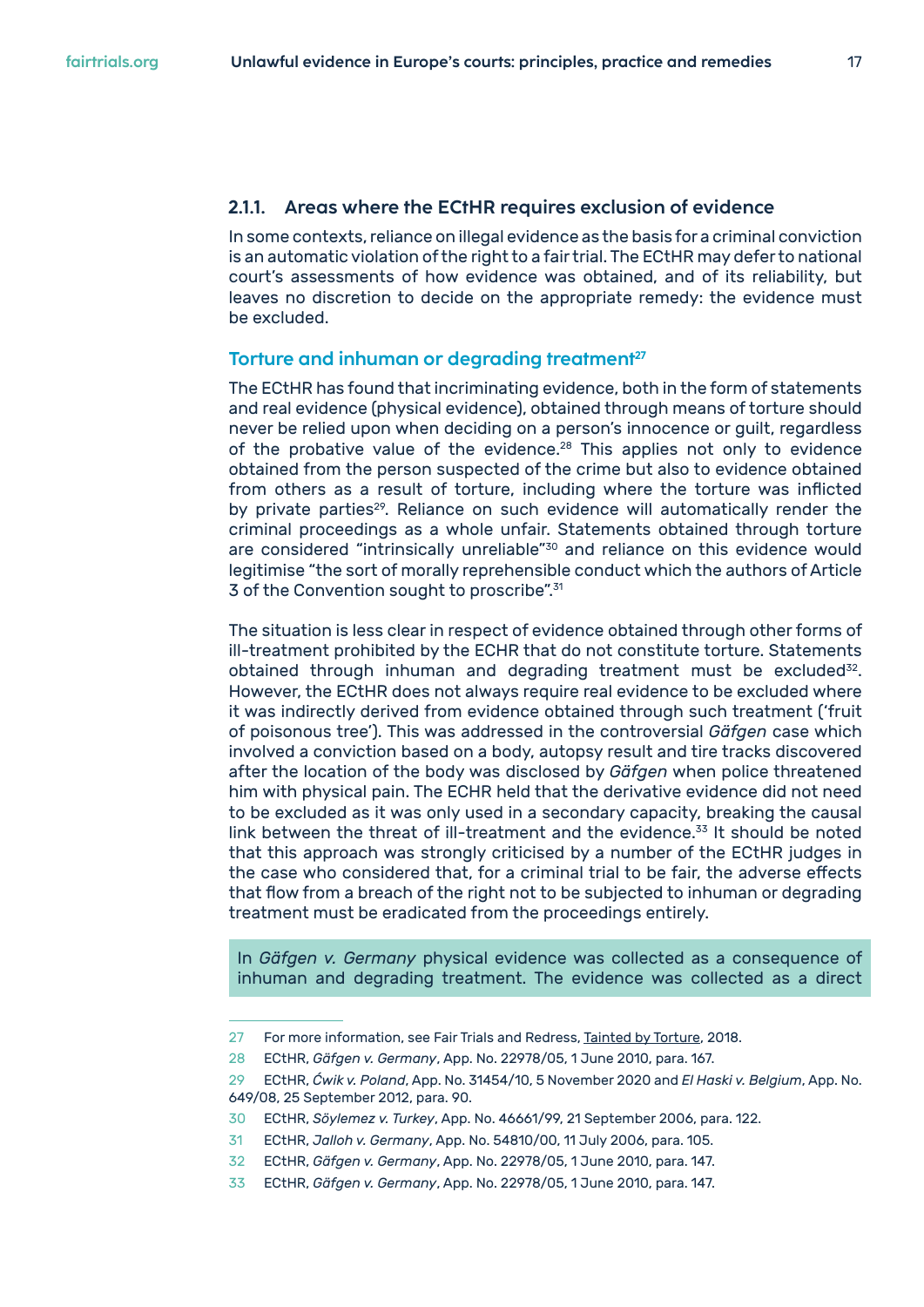### 2.1.1. Areas where the ECtHR requires exclusion of evidence

In some contexts, reliance on illegal evidence as the basis for a criminal conviction is an automatic violation of the right to a fair trial. The ECtHR may defer to national court's assessments of how evidence was obtained, and of its reliability, but leaves no discretion to decide on the appropriate remedy: the evidence must be excluded.

#### Torture and inhuman or degrading treatment[27]

The ECtHR has found that incriminating evidence, both in the form of statements and real evidence (physical evidence), obtained through means of torture should never be relied upon when deciding on a person's innocence or guilt, regardless of the probative value of the evidence.[28] This applies not only to evidence obtained from the person suspected of the crime but also to evidence obtained from others as a result of torture, including where the torture was inflicted by private parties[29]. Reliance on such evidence will automatically render the criminal proceedings as a whole unfair. Statements obtained through torture are considered "intrinsically unreliable"[30] and reliance on this evidence would legitimise "the sort of morally reprehensible conduct which the authors of Article 3 of the Convention sought to proscribe".[31]

The situation is less clear in respect of evidence obtained through other forms of ill-treatment prohibited by the ECHR that do not constitute torture. Statements obtained through inhuman and degrading treatment must be excluded[32]. However, the ECtHR does not always require real evidence to be excluded where it was indirectly derived from evidence obtained through such treatment ('fruit of poisonous tree'). This was addressed in the controversial *Gäfgen* case which involved a conviction based on a body, autopsy result and tire tracks discovered after the location of the body was disclosed by *Gäfgen* when police threatened him with physical pain. The ECHR held that the derivative evidence did not need to be excluded as it was only used in a secondary capacity, breaking the causal link between the threat of ill-treatment and the evidence.[33] It should be noted that this approach was strongly criticised by a number of the ECtHR judges in the case who considered that, for a criminal trial to be fair, the adverse effects that flow from a breach of the right not to be subjected to inhuman or degrading treatment must be eradicated from the proceedings entirely.

In *Gäfgen v. Germany* physical evidence was collected as a consequence of inhuman and degrading treatment. The evidence was collected as a direct

---

27 For more information, see Fair Trials and Redress, Tainted by Torture, 2018.

28 ECtHR, *Gäfgen v. Germany*, App. No. 22978/05, 1 June 2010, para. 167.

29 ECtHR, *Ćwik v. Poland*, App. No. 31454/10, 5 November 2020 and *El Haski v. Belgium*, App. No. 649/08, 25 September 2012, para. 90.

30 ECtHR, *Söylemez v. Turkey*, App. No. 46661/99, 21 September 2006, para. 122.

31 ECtHR, *Jalloh v. Germany*, App. No. 54810/00, 11 July 2006, para. 105.

32 ECtHR, *Gäfgen v. Germany*, App. No. 22978/05, 1 June 2010, para. 147.

33 ECtHR, *Gäfgen v. Germany*, App. No. 22978/05, 1 June 2010, para. 147.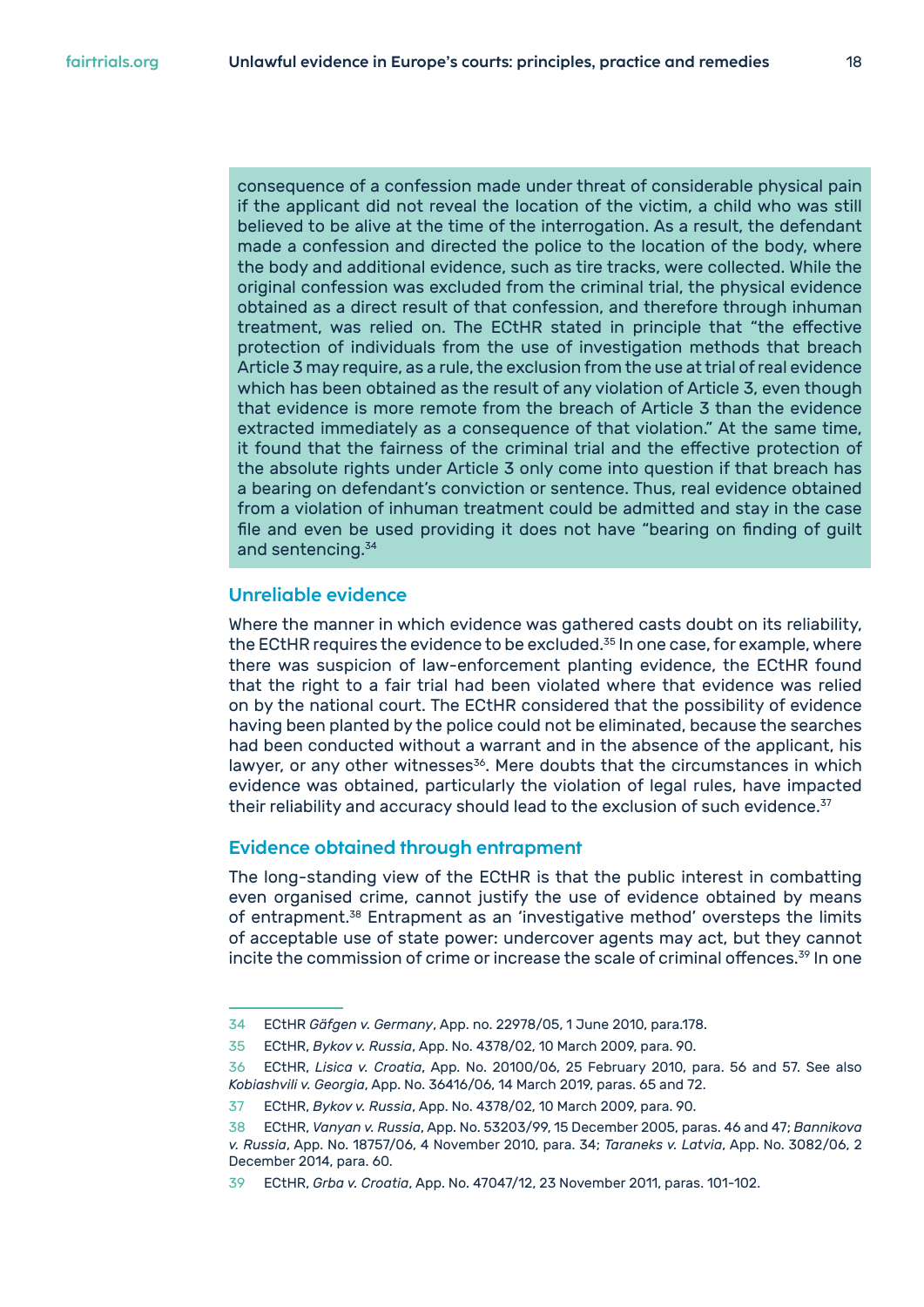consequence of a confession made under threat of considerable physical pain if the applicant did not reveal the location of the victim, a child who was still believed to be alive at the time of the interrogation. As a result, the defendant made a confession and directed the police to the location of the body, where the body and additional evidence, such as tire tracks, were collected. While the original confession was excluded from the criminal trial, the physical evidence obtained as a direct result of that confession, and therefore through inhuman treatment, was relied on. The ECtHR stated in principle that "the effective protection of individuals from the use of investigation methods that breach Article 3 may require, as a rule, the exclusion from the use at trial of real evidence which has been obtained as the result of any violation of Article 3, even though that evidence is more remote from the breach of Article 3 than the evidence extracted immediately as a consequence of that violation." At the same time, it found that the fairness of the criminal trial and the effective protection of the absolute rights under Article 3 only come into question if that breach has a bearing on defendant's conviction or sentence. Thus, real evidence obtained from a violation of inhuman treatment could be admitted and stay in the case file and even be used providing it does not have "bearing on finding of guilt and sentencing.[34]

### Unreliable evidence

Where the manner in which evidence was gathered casts doubt on its reliability, the ECtHR requires the evidence to be excluded.[35] In one case, for example, where there was suspicion of law-enforcement planting evidence, the ECtHR found that the right to a fair trial had been violated where that evidence was relied on by the national court. The ECtHR considered that the possibility of evidence having been planted by the police could not be eliminated, because the searches had been conducted without a warrant and in the absence of the applicant, his lawyer, or any other witnesses[36]. Mere doubts that the circumstances in which evidence was obtained, particularly the violation of legal rules, have impacted their reliability and accuracy should lead to the exclusion of such evidence.[37]

### Evidence obtained through entrapment

The long-standing view of the ECtHR is that the public interest in combatting even organised crime, cannot justify the use of evidence obtained by means of entrapment.[38] Entrapment as an 'investigative method' oversteps the limits of acceptable use of state power: undercover agents may act, but they cannot incite the commission of crime or increase the scale of criminal offences.[39] In one

---

34 ECtHR *Gäfgen v. Germany*, App. no. 22978/05, 1 June 2010, para.178.

35 ECtHR, *Bykov v. Russia*, App. No. 4378/02, 10 March 2009, para. 90.

36 ECtHR, *Lisica v. Croatia*, App. No. 20100/06, 25 February 2010, para. 56 and 57. See also *Kobiashvili v. Georgia*, App. No. 36416/06, 14 March 2019, paras. 65 and 72.

37 ECtHR, *Bykov v. Russia*, App. No. 4378/02, 10 March 2009, para. 90.

38 ECtHR, *Vanyan v. Russia*, App. No. 53203/99, 15 December 2005, paras. 46 and 47; *Bannikova v. Russia*, App. No. 18757/06, 4 November 2010, para. 34; *Taraneks v. Latvia*, App. No. 3082/06, 2 December 2014, para. 60.

39 ECtHR, *Grba v. Croatia*, App. No. 47047/12, 23 November 2011, paras. 101-102.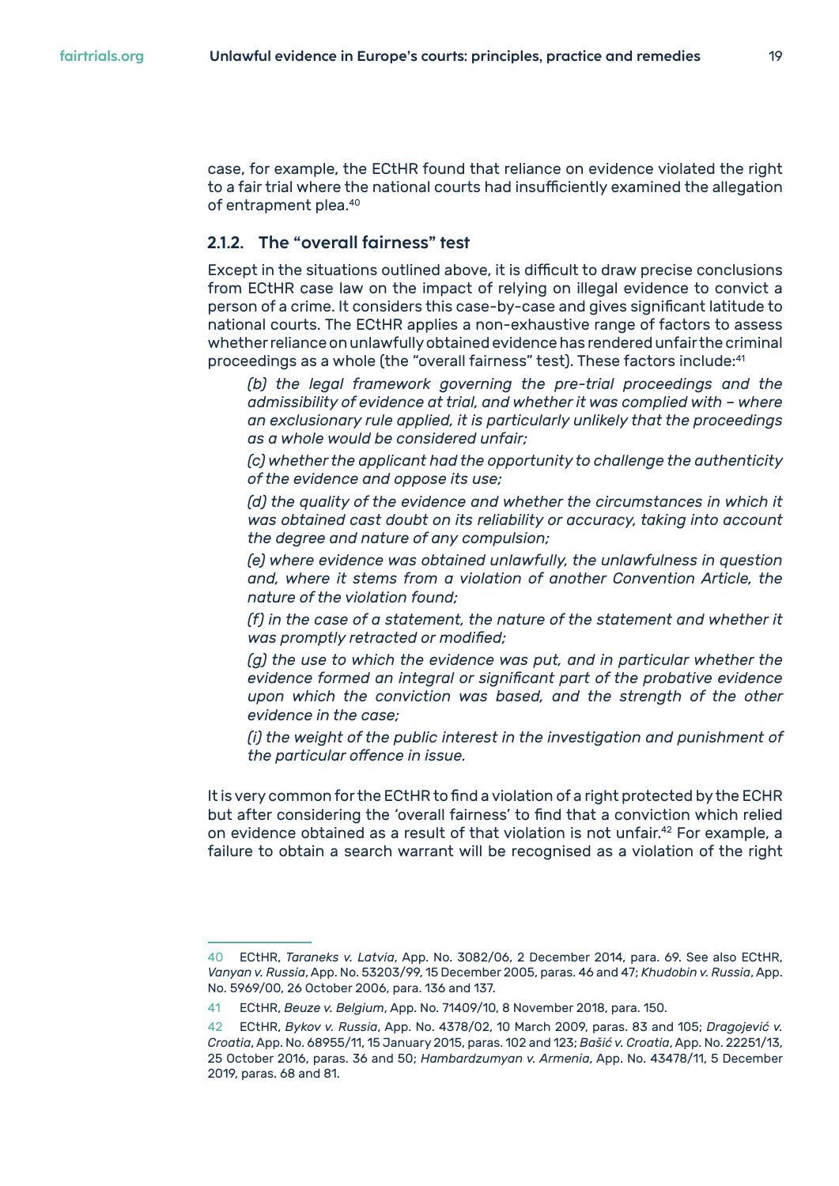case, for example, the ECtHR found that reliance on evidence violated the right to a fair trial where the national courts had insufficiently examined the allegation of entrapment plea.[40]

### 2.1.2. The "overall fairness" test

Except in the situations outlined above, it is difficult to draw precise conclusions from ECtHR case law on the impact of relying on illegal evidence to convict a person of a crime. It considers this case-by-case and gives significant latitude to national courts. The ECtHR applies a non-exhaustive range of factors to assess whether reliance on unlawfully obtained evidence has rendered unfair the criminal proceedings as a whole (the "overall fairness" test). These factors include:[41]

> *(b) the legal framework governing the pre-trial proceedings and the admissibility of evidence at trial, and whether it was complied with – where an exclusionary rule applied, it is particularly unlikely that the proceedings as a whole would be considered unfair;*
>
> *(c) whether the applicant had the opportunity to challenge the authenticity of the evidence and oppose its use;*
>
> *(d) the quality of the evidence and whether the circumstances in which it was obtained cast doubt on its reliability or accuracy, taking into account the degree and nature of any compulsion;*
>
> *(e) where evidence was obtained unlawfully, the unlawfulness in question and, where it stems from a violation of another Convention Article, the nature of the violation found;*
>
> *(f) in the case of a statement, the nature of the statement and whether it was promptly retracted or modified;*
>
> *(g) the use to which the evidence was put, and in particular whether the evidence formed an integral or significant part of the probative evidence upon which the conviction was based, and the strength of the other evidence in the case;*
>
> *(i) the weight of the public interest in the investigation and punishment of the particular offence in issue.*

It is very common for the ECtHR to find a violation of a right protected by the ECHR but after considering the 'overall fairness' to find that a conviction which relied on evidence obtained as a result of that violation is not unfair.[42] For example, a failure to obtain a search warrant will be recognised as a violation of the right

---

40 ECtHR, *Taraneks v. Latvia*, App. No. 3082/06, 2 December 2014, para. 69. See also ECtHR, *Vanyan v. Russia*, App. No. 53203/99, 15 December 2005, paras. 46 and 47; *Khudobin v. Russia*, App. No. 5969/00, 26 October 2006, para. 136 and 137.

41 ECtHR, *Beuze v. Belgium*, App. No. 71409/10, 8 November 2018, para. 150.

42 ECtHR, *Bykov v. Russia*, App. No. 4378/02, 10 March 2009, paras. 83 and 105; *Dragojević v. Croatia*, App. No. 68955/11, 15 January 2015, paras. 102 and 123; *Bašić v. Croatia*, App. No. 22251/13, 25 October 2016, paras. 36 and 50; *Hambardzumyan v. Armenia*, App. No. 43478/11, 5 December 2019, paras. 68 and 81.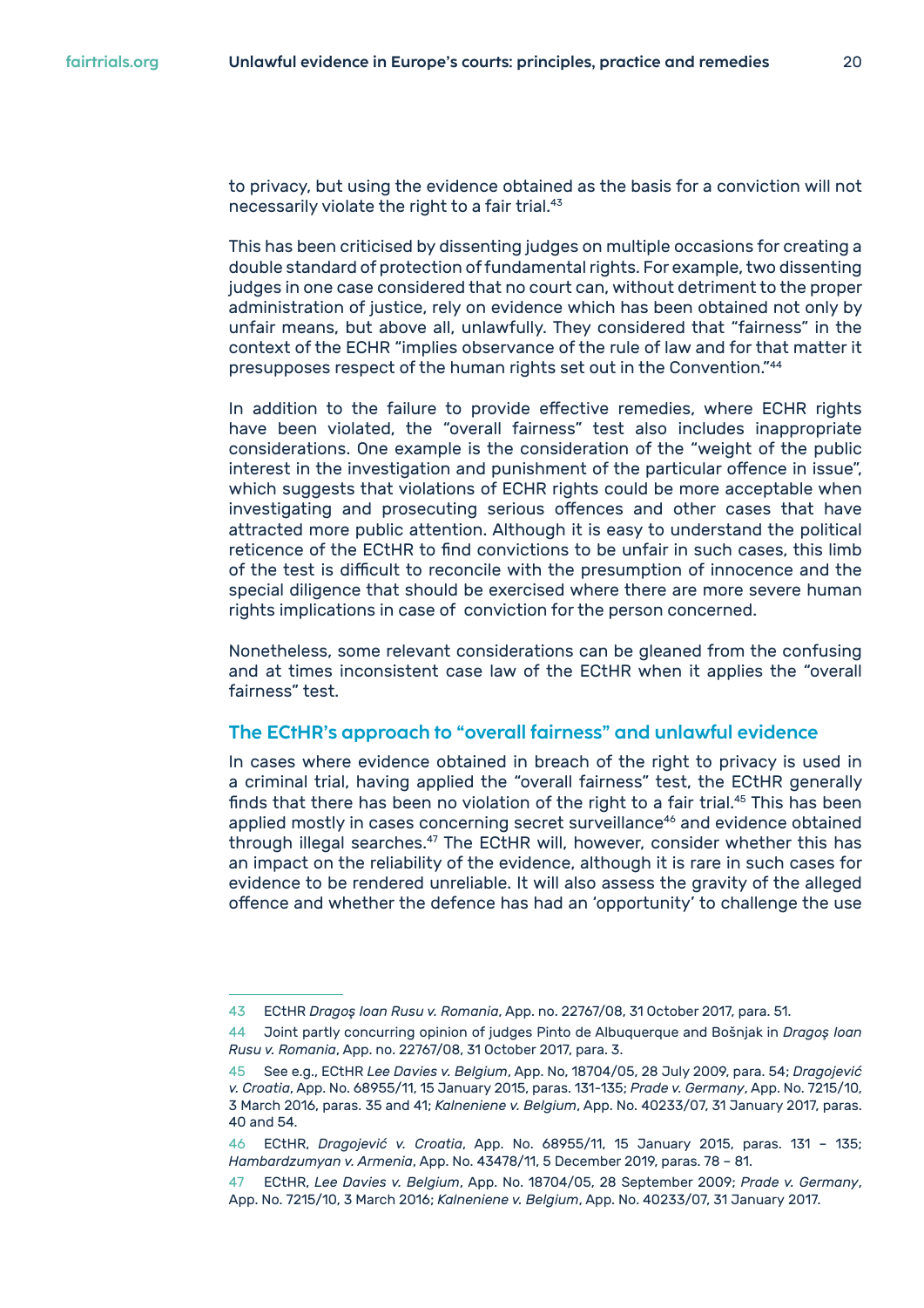to privacy, but using the evidence obtained as the basis for a conviction will not necessarily violate the right to a fair trial.[43]

This has been criticised by dissenting judges on multiple occasions for creating a double standard of protection of fundamental rights. For example, two dissenting judges in one case considered that no court can, without detriment to the proper administration of justice, rely on evidence which has been obtained not only by unfair means, but above all, unlawfully. They considered that "fairness" in the context of the ECHR "implies observance of the rule of law and for that matter it presupposes respect of the human rights set out in the Convention."[44]

In addition to the failure to provide effective remedies, where ECHR rights have been violated, the "overall fairness" test also includes inappropriate considerations. One example is the consideration of the "weight of the public interest in the investigation and punishment of the particular offence in issue", which suggests that violations of ECHR rights could be more acceptable when investigating and prosecuting serious offences and other cases that have attracted more public attention. Although it is easy to understand the political reticence of the ECtHR to find convictions to be unfair in such cases, this limb of the test is difficult to reconcile with the presumption of innocence and the special diligence that should be exercised where there are more severe human rights implications in case of conviction for the person concerned.

Nonetheless, some relevant considerations can be gleaned from the confusing and at times inconsistent case law of the ECtHR when it applies the "overall fairness" test.

## The ECtHR's approach to "overall fairness" and unlawful evidence

In cases where evidence obtained in breach of the right to privacy is used in a criminal trial, having applied the "overall fairness" test, the ECtHR generally finds that there has been no violation of the right to a fair trial.[45] This has been applied mostly in cases concerning secret surveillance[46] and evidence obtained through illegal searches.[47] The ECtHR will, however, consider whether this has an impact on the reliability of the evidence, although it is rare in such cases for evidence to be rendered unreliable. It will also assess the gravity of the alleged offence and whether the defence has had an 'opportunity' to challenge the use

---

43 ECtHR *Dragoş Ioan Rusu v. Romania*, App. no. 22767/08, 31 October 2017, para. 51.

44 Joint partly concurring opinion of judges Pinto de Albuquerque and Bošnjak in *Dragoş Ioan Rusu v. Romania*, App. no. 22767/08, 31 October 2017, para. 3.

45 See e.g., ECtHR *Lee Davies v. Belgium*, App. No, 18704/05, 28 July 2009, para. 54; *Dragojević v. Croatia*, App. No. 68955/11, 15 January 2015, paras. 131-135; *Prade v. Germany*, App. No. 7215/10, 3 March 2016, paras. 35 and 41; *Kalneniene v. Belgium*, App. No. 40233/07, 31 January 2017, paras. 40 and 54.

46 ECtHR, *Dragojević v. Croatia*, App. No. 68955/11, 15 January 2015, paras. 131 – 135; *Hambardzumyan v. Armenia*, App. No. 43478/11, 5 December 2019, paras. 78 – 81.

47 ECtHR, *Lee Davies v. Belgium*, App. No. 18704/05, 28 September 2009; *Prade v. Germany*, App. No. 7215/10, 3 March 2016; *Kalneniene v. Belgium*, App. No. 40233/07, 31 January 2017.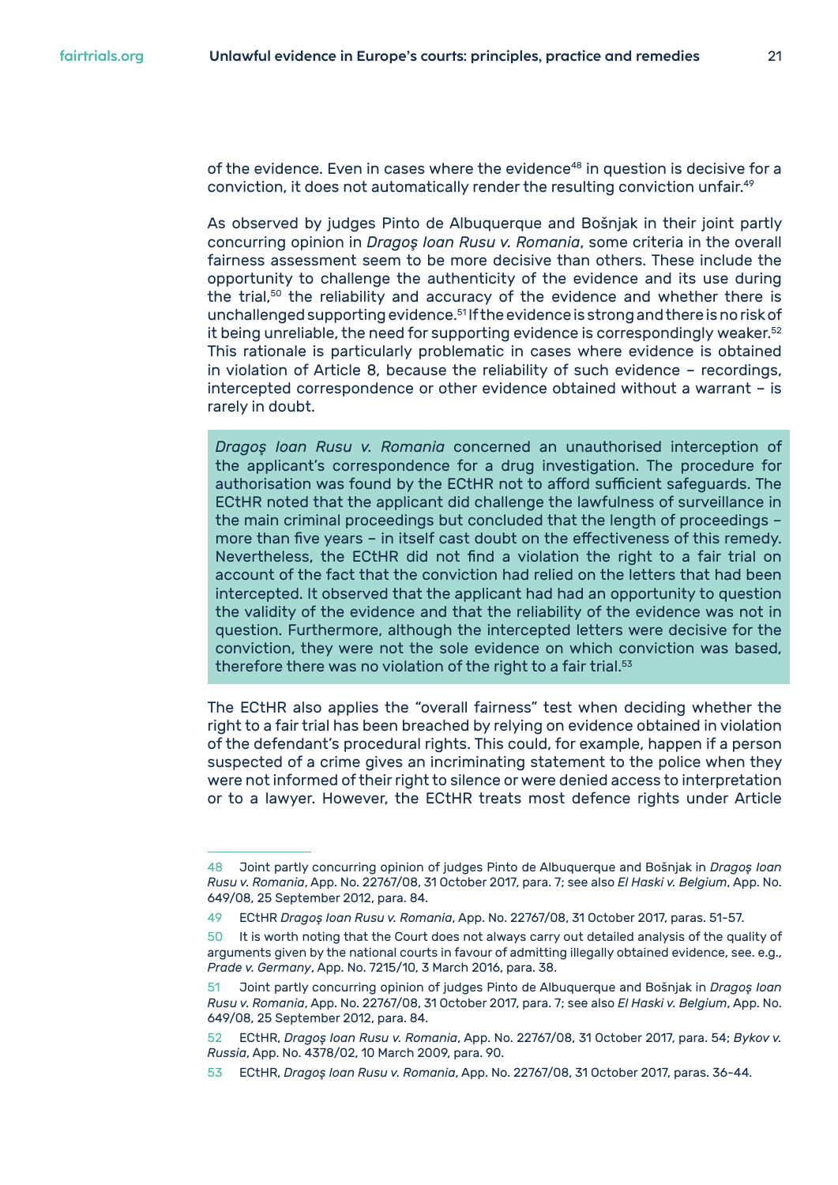of the evidence. Even in cases where the evidence[48] in question is decisive for a conviction, it does not automatically render the resulting conviction unfair.[49]

As observed by judges Pinto de Albuquerque and Bošnjak in their joint partly concurring opinion in *Dragoş Ioan Rusu v. Romania*, some criteria in the overall fairness assessment seem to be more decisive than others. These include the opportunity to challenge the authenticity of the evidence and its use during the trial,[50] the reliability and accuracy of the evidence and whether there is unchallenged supporting evidence.[51] If the evidence is strong and there is no risk of it being unreliable, the need for supporting evidence is correspondingly weaker.[52] This rationale is particularly problematic in cases where evidence is obtained in violation of Article 8, because the reliability of such evidence – recordings, intercepted correspondence or other evidence obtained without a warrant – is rarely in doubt.

> *Dragoş Ioan Rusu v. Romania* concerned an unauthorised interception of the applicant's correspondence for a drug investigation. The procedure for authorisation was found by the ECtHR not to afford sufficient safeguards. The ECtHR noted that the applicant did challenge the lawfulness of surveillance in the main criminal proceedings but concluded that the length of proceedings – more than five years – in itself cast doubt on the effectiveness of this remedy. Nevertheless, the ECtHR did not find a violation the right to a fair trial on account of the fact that the conviction had relied on the letters that had been intercepted. It observed that the applicant had had an opportunity to question the validity of the evidence and that the reliability of the evidence was not in question. Furthermore, although the intercepted letters were decisive for the conviction, they were not the sole evidence on which conviction was based, therefore there was no violation of the right to a fair trial.[53]

The ECtHR also applies the "overall fairness" test when deciding whether the right to a fair trial has been breached by relying on evidence obtained in violation of the defendant's procedural rights. This could, for example, happen if a person suspected of a crime gives an incriminating statement to the police when they were not informed of their right to silence or were denied access to interpretation or to a lawyer. However, the ECtHR treats most defence rights under Article

---

48 Joint partly concurring opinion of judges Pinto de Albuquerque and Bošnjak in *Dragoş Ioan Rusu v. Romania*, App. No. 22767/08, 31 October 2017, para. 7; see also *El Haski v. Belgium*, App. No. 649/08, 25 September 2012, para. 84.

49 ECtHR *Dragoş Ioan Rusu v. Romania*, App. No. 22767/08, 31 October 2017, paras. 51-57.

50 It is worth noting that the Court does not always carry out detailed analysis of the quality of arguments given by the national courts in favour of admitting illegally obtained evidence, see. e.g., *Prade v. Germany*, App. No. 7215/10, 3 March 2016, para. 38.

51 Joint partly concurring opinion of judges Pinto de Albuquerque and Bošnjak in *Dragoş Ioan Rusu v. Romania*, App. No. 22767/08, 31 October 2017, para. 7; see also *El Haski v. Belgium*, App. No. 649/08, 25 September 2012, para. 84.

52 ECtHR, *Dragoş Ioan Rusu v. Romania*, App. No. 22767/08, 31 October 2017, para. 54; *Bykov v. Russia*, App. No. 4378/02, 10 March 2009, para. 90.

53 ECtHR, *Dragoş Ioan Rusu v. Romania*, App. No. 22767/08, 31 October 2017, paras. 36-44.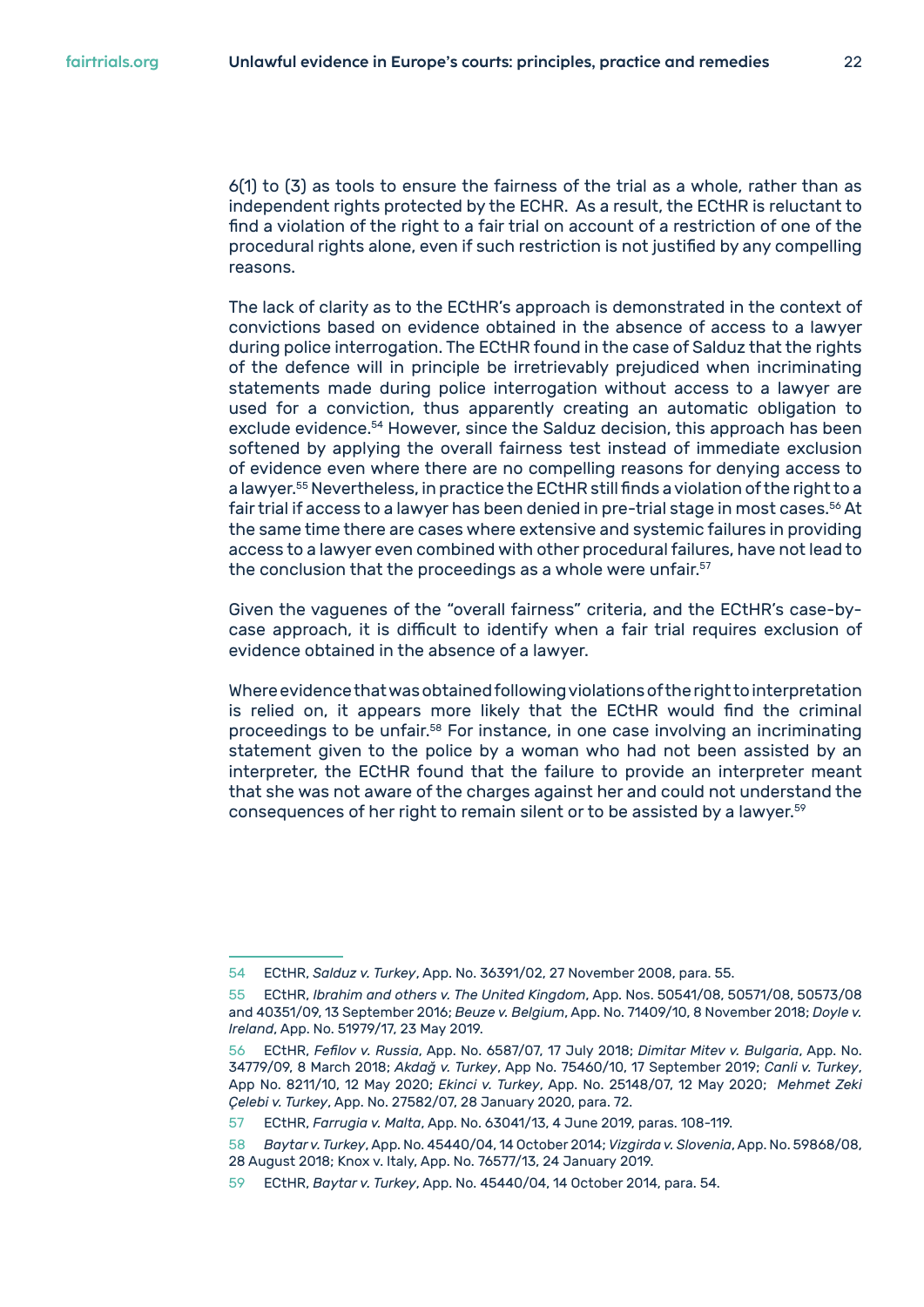6(1) to (3) as tools to ensure the fairness of the trial as a whole, rather than as independent rights protected by the ECHR. As a result, the ECtHR is reluctant to find a violation of the right to a fair trial on account of a restriction of one of the procedural rights alone, even if such restriction is not justified by any compelling reasons.

The lack of clarity as to the ECtHR's approach is demonstrated in the context of convictions based on evidence obtained in the absence of access to a lawyer during police interrogation. The ECtHR found in the case of Salduz that the rights of the defence will in principle be irretrievably prejudiced when incriminating statements made during police interrogation without access to a lawyer are used for a conviction, thus apparently creating an automatic obligation to exclude evidence.[54] However, since the Salduz decision, this approach has been softened by applying the overall fairness test instead of immediate exclusion of evidence even where there are no compelling reasons for denying access to a lawyer.[55] Nevertheless, in practice the ECtHR still finds a violation of the right to a fair trial if access to a lawyer has been denied in pre-trial stage in most cases.[56] At the same time there are cases where extensive and systemic failures in providing access to a lawyer even combined with other procedural failures, have not lead to the conclusion that the proceedings as a whole were unfair.[57]

Given the vagueness of the "overall fairness" criteria, and the ECtHR's case-by-case approach, it is difficult to identify when a fair trial requires exclusion of evidence obtained in the absence of a lawyer.

Where evidence that was obtained following violations of the right to interpretation is relied on, it appears more likely that the ECtHR would find the criminal proceedings to be unfair.[58] For instance, in one case involving an incriminating statement given to the police by a woman who had not been assisted by an interpreter, the ECtHR found that the failure to provide an interpreter meant that she was not aware of the charges against her and could not understand the consequences of her right to remain silent or to be assisted by a lawyer.[59]

---

54 ECtHR, *Salduz v. Turkey*, App. No. 36391/02, 27 November 2008, para. 55.

55 ECtHR, *Ibrahim and others v. The United Kingdom*, App. Nos. 50541/08, 50571/08, 50573/08 and 40351/09, 13 September 2016; *Beuze v. Belgium*, App. No. 71409/10, 8 November 2018; *Doyle v. Ireland*, App. No. 51979/17, 23 May 2019.

56 ECtHR, *Fefilov v. Russia*, App. No. 6587/07, 17 July 2018; *Dimitar Mitev v. Bulgaria*, App. No. 34779/09, 8 March 2018; *Akdağ v. Turkey*, App No. 75460/10, 17 September 2019; *Canli v. Turkey*, App No. 8211/10, 12 May 2020; *Ekinci v. Turkey*, App. No. 25148/07, 12 May 2020; *Mehmet Zeki Çelebi v. Turkey*, App. No. 27582/07, 28 January 2020, para. 72.

57 ECtHR, *Farrugia v. Malta*, App. No. 63041/13, 4 June 2019, paras. 108-119.

58 *Baytar v. Turkey*, App. No. 45440/04, 14 October 2014; *Vizgirda v. Slovenia*, App. No. 59868/08, 28 August 2018; Knox v. Italy, App. No. 76577/13, 24 January 2019.

59 ECtHR, *Baytar v. Turkey*, App. No. 45440/04, 14 October 2014, para. 54.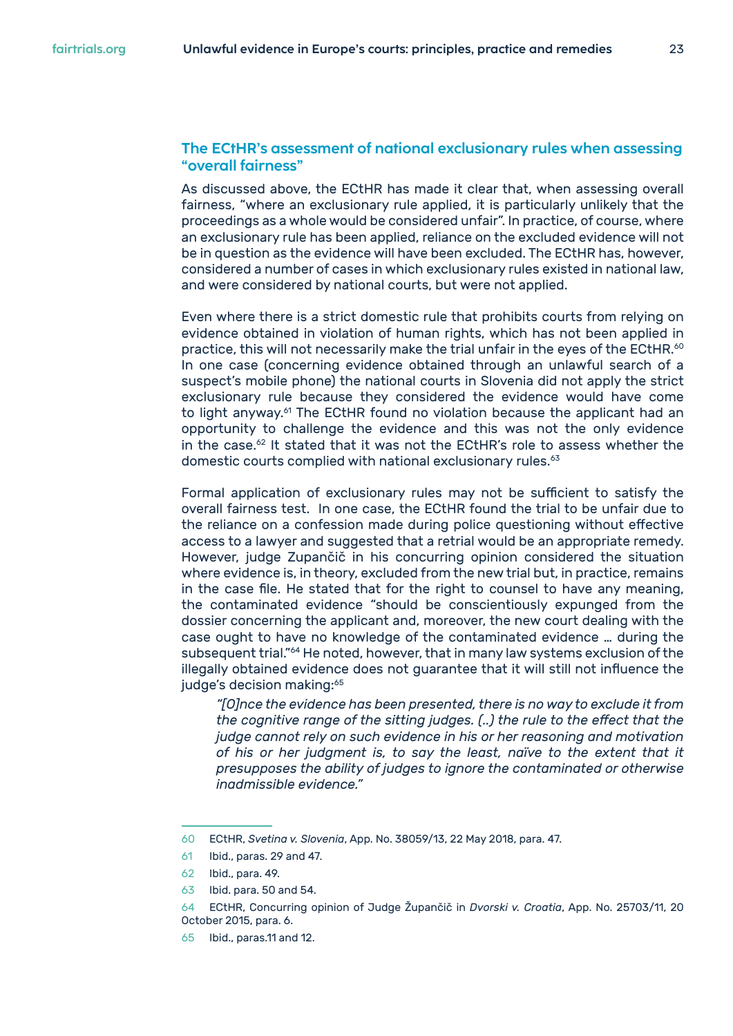### The ECtHR's assessment of national exclusionary rules when assessing "overall fairness"

As discussed above, the ECtHR has made it clear that, when assessing overall fairness, "where an exclusionary rule applied, it is particularly unlikely that the proceedings as a whole would be considered unfair". In practice, of course, where an exclusionary rule has been applied, reliance on the excluded evidence will not be in question as the evidence will have been excluded. The ECtHR has, however, considered a number of cases in which exclusionary rules existed in national law, and were considered by national courts, but were not applied.

Even where there is a strict domestic rule that prohibits courts from relying on evidence obtained in violation of human rights, which has not been applied in practice, this will not necessarily make the trial unfair in the eyes of the ECtHR.[60] In one case (concerning evidence obtained through an unlawful search of a suspect's mobile phone) the national courts in Slovenia did not apply the strict exclusionary rule because they considered the evidence would have come to light anyway.[61] The ECtHR found no violation because the applicant had an opportunity to challenge the evidence and this was not the only evidence in the case.[62] It stated that it was not the ECtHR's role to assess whether the domestic courts complied with national exclusionary rules.[63]

Formal application of exclusionary rules may not be sufficient to satisfy the overall fairness test. In one case, the ECtHR found the trial to be unfair due to the reliance on a confession made during police questioning without effective access to a lawyer and suggested that a retrial would be an appropriate remedy. However, judge Zupančič in his concurring opinion considered the situation where evidence is, in theory, excluded from the new trial but, in practice, remains in the case file. He stated that for the right to counsel to have any meaning, the contaminated evidence "should be conscientiously expunged from the dossier concerning the applicant and, moreover, the new court dealing with the case ought to have no knowledge of the contaminated evidence … during the subsequent trial."[64] He noted, however, that in many law systems exclusion of the illegally obtained evidence does not guarantee that it will still not influence the judge's decision making:[65]

> *"[O]nce the evidence has been presented, there is no way to exclude it from the cognitive range of the sitting judges. (..) the rule to the effect that the judge cannot rely on such evidence in his or her reasoning and motivation of his or her judgment is, to say the least, naïve to the extent that it presupposes the ability of judges to ignore the contaminated or otherwise inadmissible evidence."*

---

60 ECtHR, *Svetina v. Slovenia*, App. No. 38059/13, 22 May 2018, para. 47.

61 Ibid., paras. 29 and 47.

62 Ibid., para. 49.

63 Ibid. para. 50 and 54.

64 ECtHR, Concurring opinion of Judge Župančič in *Dvorski v. Croatia*, App. No. 25703/11, 20 October 2015, para. 6.

65 Ibid., paras.11 and 12.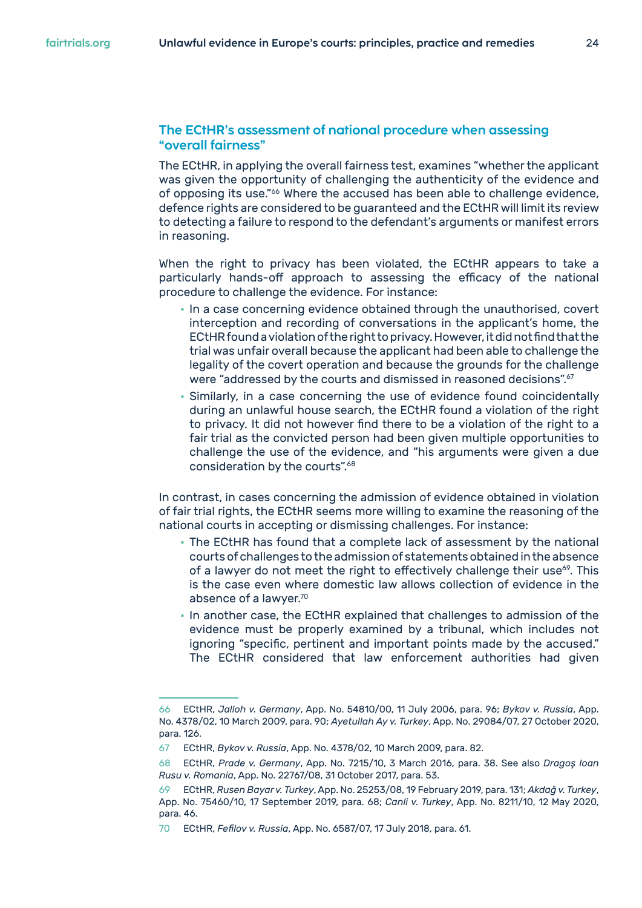### The ECtHR's assessment of national procedure when assessing "overall fairness"

The ECtHR, in applying the overall fairness test, examines "whether the applicant was given the opportunity of challenging the authenticity of the evidence and of opposing its use."[66] Where the accused has been able to challenge evidence, defence rights are considered to be guaranteed and the ECtHR will limit its review to detecting a failure to respond to the defendant's arguments or manifest errors in reasoning.

When the right to privacy has been violated, the ECtHR appears to take a particularly hands-off approach to assessing the efficacy of the national procedure to challenge the evidence. For instance:

- In a case concerning evidence obtained through the unauthorised, covert interception and recording of conversations in the applicant's home, the ECtHR found a violation of the right to privacy. However, it did not find that the trial was unfair overall because the applicant had been able to challenge the legality of the covert operation and because the grounds for the challenge were "addressed by the courts and dismissed in reasoned decisions".[67]
- Similarly, in a case concerning the use of evidence found coincidentally during an unlawful house search, the ECtHR found a violation of the right to privacy. It did not however find there to be a violation of the right to a fair trial as the convicted person had been given multiple opportunities to challenge the use of the evidence, and "his arguments were given a due consideration by the courts".[68]

In contrast, in cases concerning the admission of evidence obtained in violation of fair trial rights, the ECtHR seems more willing to examine the reasoning of the national courts in accepting or dismissing challenges. For instance:

- The ECtHR has found that a complete lack of assessment by the national courts of challenges to the admission of statements obtained in the absence of a lawyer do not meet the right to effectively challenge their use[69]. This is the case even where domestic law allows collection of evidence in the absence of a lawyer.[70]
- In another case, the ECtHR explained that challenges to admission of the evidence must be properly examined by a tribunal, which includes not ignoring "specific, pertinent and important points made by the accused." The ECtHR considered that law enforcement authorities had given

---

66 ECtHR, *Jalloh v. Germany*, App. No. 54810/00, 11 July 2006, para. 96; *Bykov v. Russia*, App. No. 4378/02, 10 March 2009, para. 90; *Ayetullah Ay v. Turkey*, App. No. 29084/07, 27 October 2020, para. 126.

67 ECtHR, *Bykov v. Russia*, App. No. 4378/02, 10 March 2009, para. 82.

68 ECtHR, *Prade v. Germany*, App. No. 7215/10, 3 March 2016, para. 38. See also *Dragoş Ioan Rusu v. Romania*, App. No. 22767/08, 31 October 2017, para. 53.

69 ECtHR, *Rusen Bayar v. Turkey*, App. No. 25253/08, 19 February 2019, para. 131; *Akdağ v. Turkey*, App. No. 75460/10, 17 September 2019, para. 68; *Canli v. Turkey*, App. No. 8211/10, 12 May 2020, para. 46.

70 ECtHR, *Fefilov v. Russia*, App. No. 6587/07, 17 July 2018, para. 61.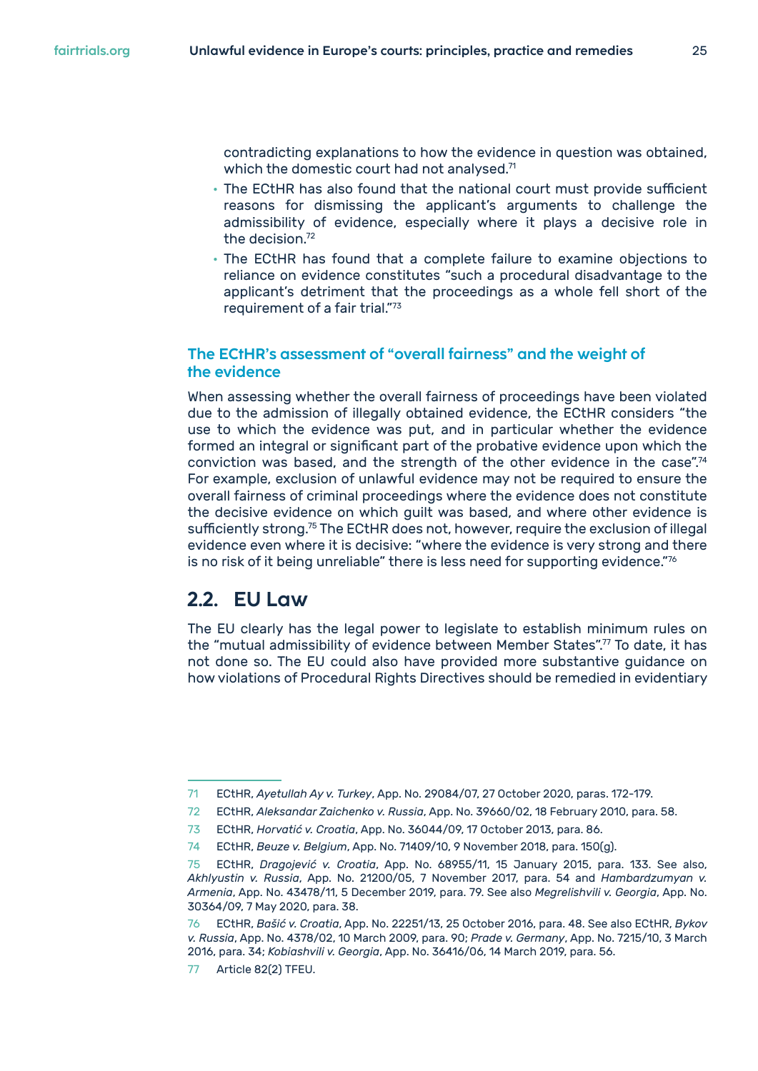contradicting explanations to how the evidence in question was obtained, which the domestic court had not analysed.[71]

- The ECtHR has also found that the national court must provide sufficient reasons for dismissing the applicant's arguments to challenge the admissibility of evidence, especially where it plays a decisive role in the decision.[72]
- The ECtHR has found that a complete failure to examine objections to reliance on evidence constitutes "such a procedural disadvantage to the applicant's detriment that the proceedings as a whole fell short of the requirement of a fair trial."[73]

### The ECtHR's assessment of "overall fairness" and the weight of the evidence

When assessing whether the overall fairness of proceedings have been violated due to the admission of illegally obtained evidence, the ECtHR considers "the use to which the evidence was put, and in particular whether the evidence formed an integral or significant part of the probative evidence upon which the conviction was based, and the strength of the other evidence in the case".[74] For example, exclusion of unlawful evidence may not be required to ensure the overall fairness of criminal proceedings where the evidence does not constitute the decisive evidence on which guilt was based, and where other evidence is sufficiently strong.[75] The ECtHR does not, however, require the exclusion of illegal evidence even where it is decisive: "where the evidence is very strong and there is no risk of it being unreliable" there is less need for supporting evidence."[76]

## 2.2. EU Law

The EU clearly has the legal power to legislate to establish minimum rules on the "mutual admissibility of evidence between Member States".[77] To date, it has not done so. The EU could also have provided more substantive guidance on how violations of Procedural Rights Directives should be remedied in evidentiary

---

71 ECtHR, *Ayetullah Ay v. Turkey*, App. No. 29084/07, 27 October 2020, paras. 172-179.

72 ECtHR, *Aleksandar Zaichenko v. Russia*, App. No. 39660/02, 18 February 2010, para. 58.

73 ECtHR, *Horvatić v. Croatia*, App. No. 36044/09, 17 October 2013, para. 86.

74 ECtHR, *Beuze v. Belgium*, App. No. 71409/10, 9 November 2018, para. 150(g).

75 ECtHR, *Dragojević v. Croatia*, App. No. 68955/11, 15 January 2015, para. 133. See also, *Akhlyustin v. Russia*, App. No. 21200/05, 7 November 2017, para. 54 and *Hambardzumyan v. Armenia*, App. No. 43478/11, 5 December 2019, para. 79. See also *Megrelishvili v. Georgia*, App. No. 30364/09, 7 May 2020, para. 38.

76 ECtHR, *Bašić v. Croatia*, App. No. 22251/13, 25 October 2016, para. 48. See also ECtHR, *Bykov v. Russia*, App. No. 4378/02, 10 March 2009, para. 90; *Prade v. Germany*, App. No. 7215/10, 3 March 2016, para. 34; *Kobiashvili v. Georgia*, App. No. 36416/06, 14 March 2019, para. 56.

77 Article 82(2) TFEU.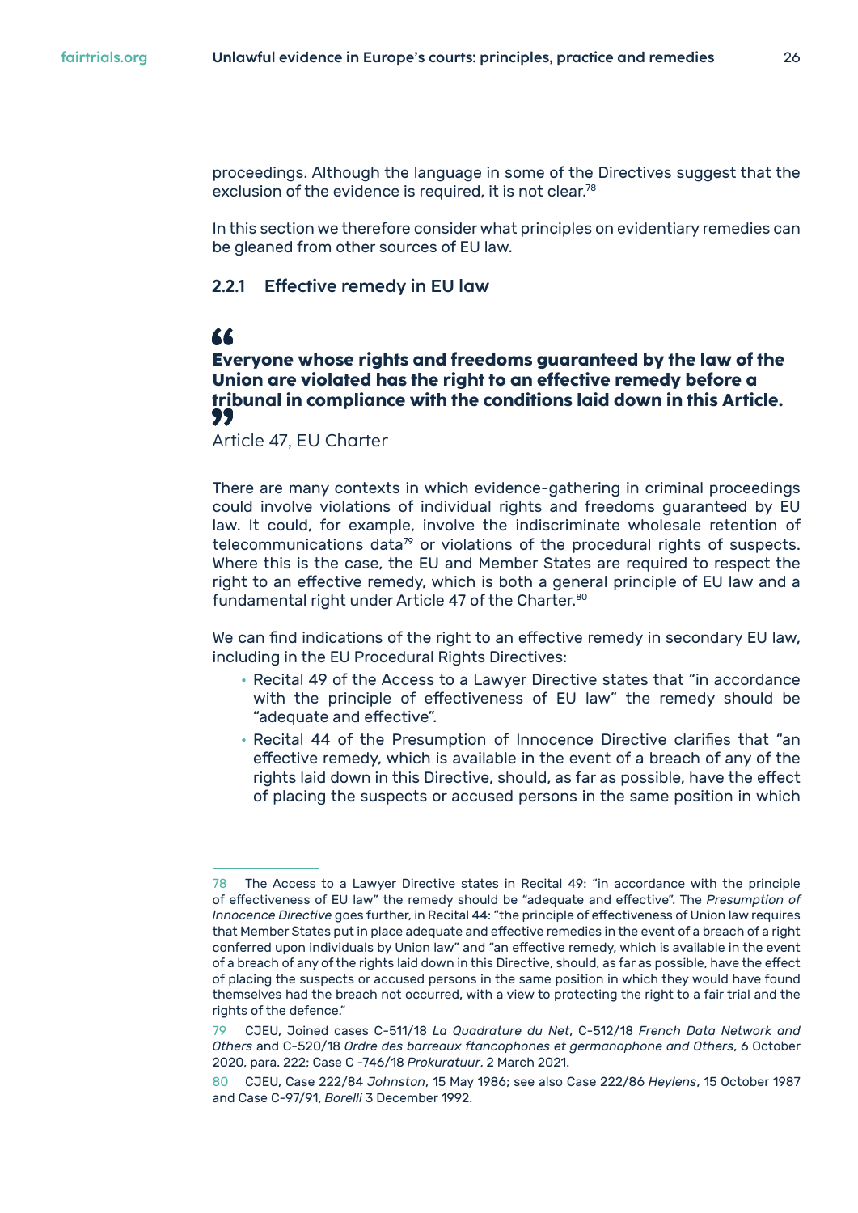proceedings. Although the language in some of the Directives suggest that the exclusion of the evidence is required, it is not clear.[78]

In this section we therefore consider what principles on evidentiary remedies can be gleaned from other sources of EU law.

### 2.2.1 Effective remedy in EU law

> **Everyone whose rights and freedoms guaranteed by the law of the Union are violated has the right to an effective remedy before a tribunal in compliance with the conditions laid down in this Article.**
>
> Article 47, EU Charter

There are many contexts in which evidence-gathering in criminal proceedings could involve violations of individual rights and freedoms guaranteed by EU law. It could, for example, involve the indiscriminate wholesale retention of telecommunications data[79] or violations of the procedural rights of suspects. Where this is the case, the EU and Member States are required to respect the right to an effective remedy, which is both a general principle of EU law and a fundamental right under Article 47 of the Charter.[80]

We can find indications of the right to an effective remedy in secondary EU law, including in the EU Procedural Rights Directives:

- Recital 49 of the Access to a Lawyer Directive states that "in accordance with the principle of effectiveness of EU law" the remedy should be "adequate and effective".
- Recital 44 of the Presumption of Innocence Directive clarifies that "an effective remedy, which is available in the event of a breach of any of the rights laid down in this Directive, should, as far as possible, have the effect of placing the suspects or accused persons in the same position in which

---

78 The Access to a Lawyer Directive states in Recital 49: "in accordance with the principle of effectiveness of EU law" the remedy should be "adequate and effective". The *Presumption of Innocence Directive* goes further, in Recital 44: "the principle of effectiveness of Union law requires that Member States put in place adequate and effective remedies in the event of a breach of a right conferred upon individuals by Union law" and "an effective remedy, which is available in the event of a breach of any of the rights laid down in this Directive, should, as far as possible, have the effect of placing the suspects or accused persons in the same position in which they would have found themselves had the breach not occurred, with a view to protecting the right to a fair trial and the rights of the defence."

79 CJEU, Joined cases C-511/18 *La Quadrature du Net*, C-512/18 *French Data Network and Others* and C-520/18 *Ordre des barreaux ftancophones et germanophone and Others*, 6 October 2020, para. 222; Case C -746/18 *Prokuratuur*, 2 March 2021.

80 CJEU, Case 222/84 *Johnston*, 15 May 1986; see also Case 222/86 *Heylens*, 15 October 1987 and Case C-97/91, *Borelli* 3 December 1992.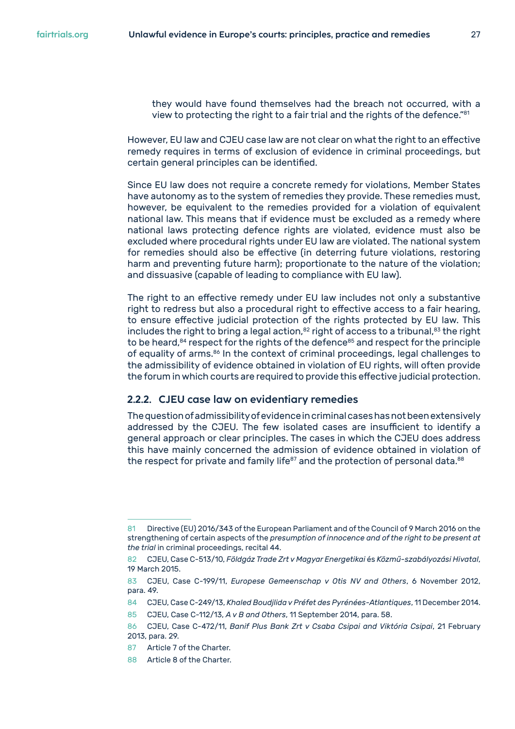they would have found themselves had the breach not occurred, with a view to protecting the right to a fair trial and the rights of the defence."[81]

However, EU law and CJEU case law are not clear on what the right to an effective remedy requires in terms of exclusion of evidence in criminal proceedings, but certain general principles can be identified.

Since EU law does not require a concrete remedy for violations, Member States have autonomy as to the system of remedies they provide. These remedies must, however, be equivalent to the remedies provided for a violation of equivalent national law. This means that if evidence must be excluded as a remedy where national laws protecting defence rights are violated, evidence must also be excluded where procedural rights under EU law are violated. The national system for remedies should also be effective (in deterring future violations, restoring harm and preventing future harm); proportionate to the nature of the violation; and dissuasive (capable of leading to compliance with EU law).

The right to an effective remedy under EU law includes not only a substantive right to redress but also a procedural right to effective access to a fair hearing, to ensure effective judicial protection of the rights protected by EU law. This includes the right to bring a legal action,[82] right of access to a tribunal,[83] the right to be heard,[84] respect for the rights of the defence[85] and respect for the principle of equality of arms.[86] In the context of criminal proceedings, legal challenges to the admissibility of evidence obtained in violation of EU rights, will often provide the forum in which courts are required to provide this effective judicial protection.

### 2.2.2. CJEU case law on evidentiary remedies

The question of admissibility of evidence in criminal cases has not been extensively addressed by the CJEU. The few isolated cases are insufficient to identify a general approach or clear principles. The cases in which the CJEU does address this have mainly concerned the admission of evidence obtained in violation of the respect for private and family life[87] and the protection of personal data.[88]

---

81 Directive (EU) 2016/343 of the European Parliament and of the Council of 9 March 2016 on the strengthening of certain aspects of the *presumption of innocence and of the right to be present at the trial* in criminal proceedings, recital 44.

82 CJEU, Case C-513/10, *Földgáz Trade Zrt v Magyar Energetikai* és *Közmű-szabályozási Hivatal*, 19 March 2015.

83 CJEU, Case C-199/11, *Europese Gemeenschap v Otis NV and Others*, 6 November 2012, para. 49.

84 CJEU, Case C-249/13, *Khaled Boudjlida v Préfet des Pyrénées-Atlantiques*, 11 December 2014.

85 CJEU, Case C-112/13, *A v B and Others*, 11 September 2014, para. 58.

86 CJEU, Case C-472/11, *Banif Plus Bank Zrt v Csaba Csipai and Viktória Csipai*, 21 February 2013, para. 29.

87 Article 7 of the Charter.

88 Article 8 of the Charter.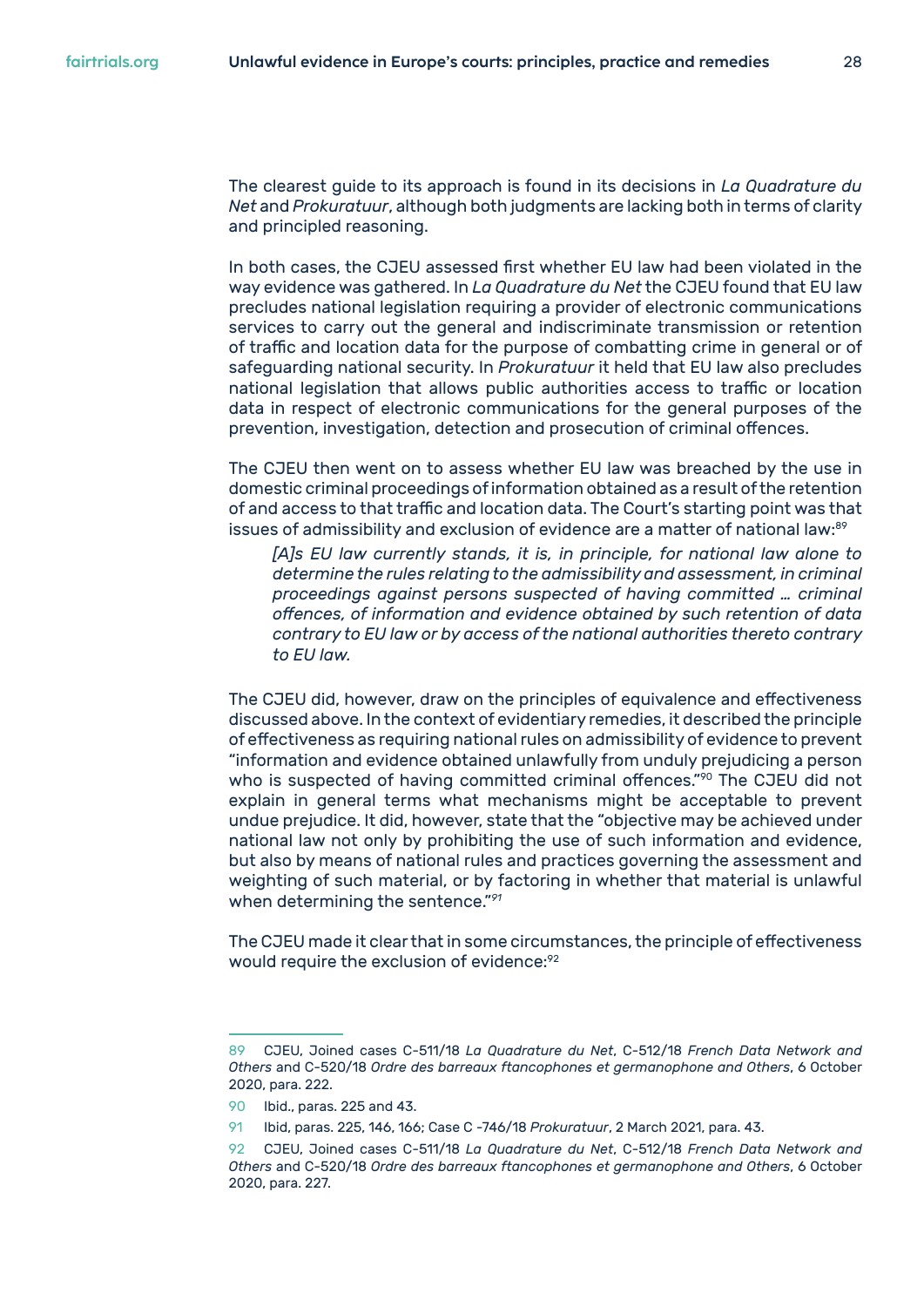The clearest guide to its approach is found in its decisions in *La Quadrature du Net* and *Prokuratuur*, although both judgments are lacking both in terms of clarity and principled reasoning.

In both cases, the CJEU assessed first whether EU law had been violated in the way evidence was gathered. In *La Quadrature du Net* the CJEU found that EU law precludes national legislation requiring a provider of electronic communications services to carry out the general and indiscriminate transmission or retention of traffic and location data for the purpose of combatting crime in general or of safeguarding national security. In *Prokuratuur* it held that EU law also precludes national legislation that allows public authorities access to traffic or location data in respect of electronic communications for the general purposes of the prevention, investigation, detection and prosecution of criminal offences.

The CJEU then went on to assess whether EU law was breached by the use in domestic criminal proceedings of information obtained as a result of the retention of and access to that traffic and location data. The Court's starting point was that issues of admissibility and exclusion of evidence are a matter of national law:[89]

> *[A]s EU law currently stands, it is, in principle, for national law alone to determine the rules relating to the admissibility and assessment, in criminal proceedings against persons suspected of having committed … criminal offences, of information and evidence obtained by such retention of data contrary to EU law or by access of the national authorities thereto contrary to EU law.*

The CJEU did, however, draw on the principles of equivalence and effectiveness discussed above. In the context of evidentiary remedies, it described the principle of effectiveness as requiring national rules on admissibility of evidence to prevent "information and evidence obtained unlawfully from unduly prejudicing a person who is suspected of having committed criminal offences."[90] The CJEU did not explain in general terms what mechanisms might be acceptable to prevent undue prejudice. It did, however, state that the "objective may be achieved under national law not only by prohibiting the use of such information and evidence, but also by means of national rules and practices governing the assessment and weighting of such material, or by factoring in whether that material is unlawful when determining the sentence."[91]

The CJEU made it clear that in some circumstances, the principle of effectiveness would require the exclusion of evidence:[92]

---

89 CJEU, Joined cases C-511/18 *La Quadrature du Net*, C-512/18 *French Data Network and Others* and C-520/18 *Ordre des barreaux ftancophones et germanophone and Others*, 6 October 2020, para. 222.

90 Ibid., paras. 225 and 43.

91 Ibid, paras. 225, 146, 166; Case C -746/18 *Prokuratuur*, 2 March 2021, para. 43.

92 CJEU, Joined cases C-511/18 *La Quadrature du Net*, C-512/18 *French Data Network and Others* and C-520/18 *Ordre des barreaux ftancophones et germanophone and Others*, 6 October 2020, para. 227.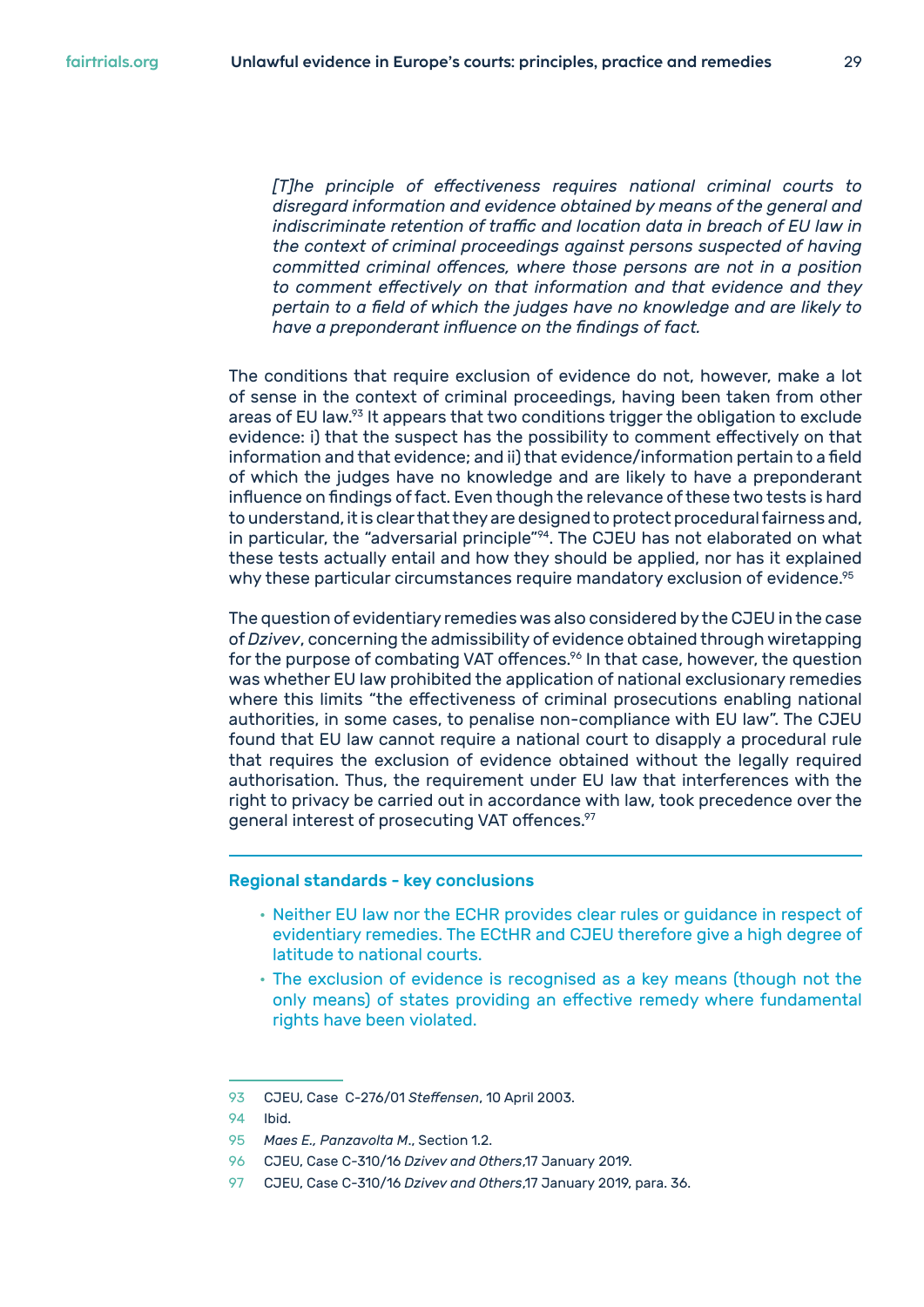> *[T]he principle of effectiveness requires national criminal courts to disregard information and evidence obtained by means of the general and indiscriminate retention of traffic and location data in breach of EU law in the context of criminal proceedings against persons suspected of having committed criminal offences, where those persons are not in a position to comment effectively on that information and that evidence and they pertain to a field of which the judges have no knowledge and are likely to have a preponderant influence on the findings of fact.*

The conditions that require exclusion of evidence do not, however, make a lot of sense in the context of criminal proceedings, having been taken from other areas of EU law.[93] It appears that two conditions trigger the obligation to exclude evidence: i) that the suspect has the possibility to comment effectively on that information and that evidence; and ii) that evidence/information pertain to a field of which the judges have no knowledge and are likely to have a preponderant influence on findings of fact. Even though the relevance of these two tests is hard to understand, it is clear that they are designed to protect procedural fairness and, in particular, the "adversarial principle"[94]. The CJEU has not elaborated on what these tests actually entail and how they should be applied, nor has it explained why these particular circumstances require mandatory exclusion of evidence.[95]

The question of evidentiary remedies was also considered by the CJEU in the case of *Dzivev*, concerning the admissibility of evidence obtained through wiretapping for the purpose of combating VAT offences.[96] In that case, however, the question was whether EU law prohibited the application of national exclusionary remedies where this limits "the effectiveness of criminal prosecutions enabling national authorities, in some cases, to penalise non-compliance with EU law". The CJEU found that EU law cannot require a national court to disapply a procedural rule that requires the exclusion of evidence obtained without the legally required authorisation. Thus, the requirement under EU law that interferences with the right to privacy be carried out in accordance with law, took precedence over the general interest of prosecuting VAT offences.[97]

---

#### Regional standards - key conclusions

- Neither EU law nor the ECHR provides clear rules or guidance in respect of evidentiary remedies. The ECtHR and CJEU therefore give a high degree of latitude to national courts.
- The exclusion of evidence is recognised as a key means (though not the only means) of states providing an effective remedy where fundamental rights have been violated.

---

93 CJEU, Case C-276/01 *Steffensen*, 10 April 2003.

94 Ibid.

95 *Maes E., Panzavolta M.*, Section 1.2.

96 CJEU, Case C-310/16 *Dzivev and Others*,17 January 2019.

97 CJEU, Case C-310/16 *Dzivev and Others*,17 January 2019, para. 36.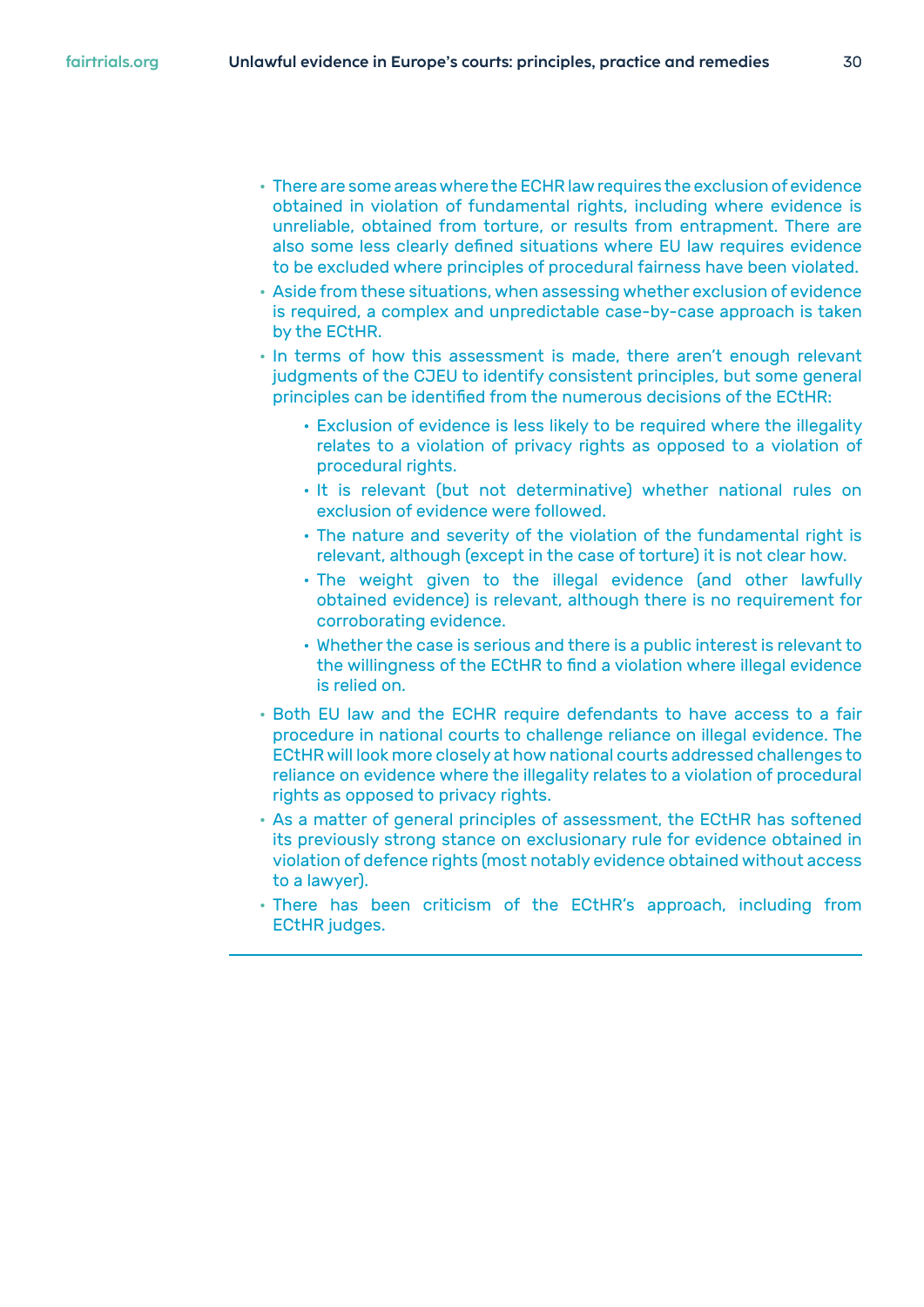- There are some areas where the ECHR law requires the exclusion of evidence obtained in violation of fundamental rights, including where evidence is unreliable, obtained from torture, or results from entrapment. There are also some less clearly defined situations where EU law requires evidence to be excluded where principles of procedural fairness have been violated.
- Aside from these situations, when assessing whether exclusion of evidence is required, a complex and unpredictable case-by-case approach is taken by the ECtHR.
- In terms of how this assessment is made, there aren't enough relevant judgments of the CJEU to identify consistent principles, but some general principles can be identified from the numerous decisions of the ECtHR:
    - Exclusion of evidence is less likely to be required where the illegality relates to a violation of privacy rights as opposed to a violation of procedural rights.
    - It is relevant (but not determinative) whether national rules on exclusion of evidence were followed.
    - The nature and severity of the violation of the fundamental right is relevant, although (except in the case of torture) it is not clear how.
    - The weight given to the illegal evidence (and other lawfully obtained evidence) is relevant, although there is no requirement for corroborating evidence.
    - Whether the case is serious and there is a public interest is relevant to the willingness of the ECtHR to find a violation where illegal evidence is relied on.
- Both EU law and the ECHR require defendants to have access to a fair procedure in national courts to challenge reliance on illegal evidence. The ECtHR will look more closely at how national courts addressed challenges to reliance on evidence where the illegality relates to a violation of procedural rights as opposed to privacy rights.
- As a matter of general principles of assessment, the ECtHR has softened its previously strong stance on exclusionary rule for evidence obtained in violation of defence rights (most notably evidence obtained without access to a lawyer).
- There has been criticism of the ECtHR's approach, including from ECtHR judges.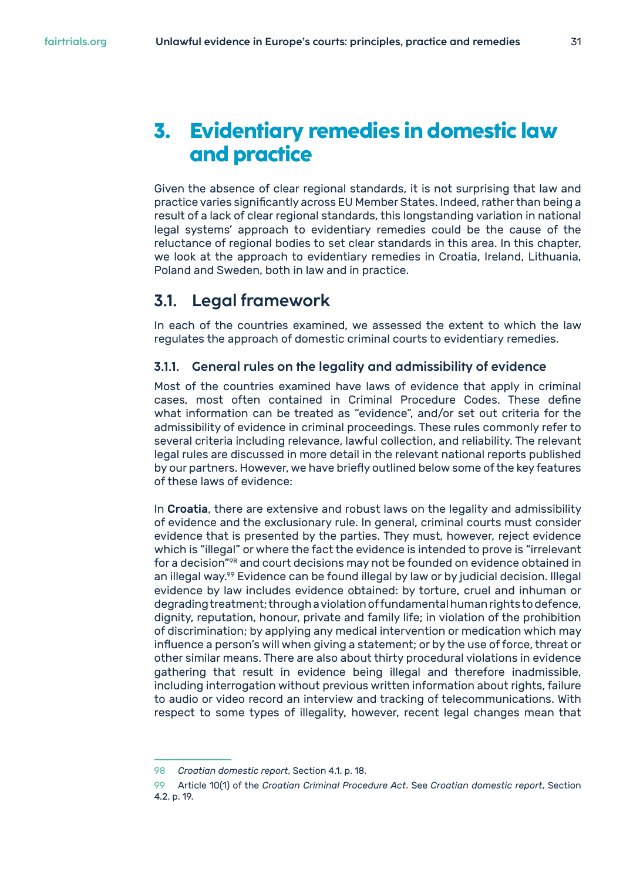# 3. Evidentiary remedies in domestic law and practice

Given the absence of clear regional standards, it is not surprising that law and practice varies significantly across EU Member States. Indeed, rather than being a result of a lack of clear regional standards, this longstanding variation in national legal systems' approach to evidentiary remedies could be the cause of the reluctance of regional bodies to set clear standards in this area. In this chapter, we look at the approach to evidentiary remedies in Croatia, Ireland, Lithuania, Poland and Sweden, both in law and in practice.

## 3.1. Legal framework

In each of the countries examined, we assessed the extent to which the law regulates the approach of domestic criminal courts to evidentiary remedies.

### 3.1.1. General rules on the legality and admissibility of evidence

Most of the countries examined have laws of evidence that apply in criminal cases, most often contained in Criminal Procedure Codes. These define what information can be treated as "evidence", and/or set out criteria for the admissibility of evidence in criminal proceedings. These rules commonly refer to several criteria including relevance, lawful collection, and reliability. The relevant legal rules are discussed in more detail in the relevant national reports published by our partners. However, we have briefly outlined below some of the key features of these laws of evidence:

In **Croatia**, there are extensive and robust laws on the legality and admissibility of evidence and the exclusionary rule. In general, criminal courts must consider evidence that is presented by the parties. They must, however, reject evidence which is "illegal" or where the fact the evidence is intended to prove is "irrelevant for a decision"[98] and court decisions may not be founded on evidence obtained in an illegal way.[99] Evidence can be found illegal by law or by judicial decision. Illegal evidence by law includes evidence obtained: by torture, cruel and inhuman or degrading treatment; through a violation of fundamental human rights to defence, dignity, reputation, honour, private and family life; in violation of the prohibition of discrimination; by applying any medical intervention or medication which may influence a person's will when giving a statement; or by the use of force, threat or other similar means. There are also about thirty procedural violations in evidence gathering that result in evidence being illegal and therefore inadmissible, including interrogation without previous written information about rights, failure to audio or video record an interview and tracking of telecommunications. With respect to some types of illegality, however, recent legal changes mean that

---

98 *Croatian domestic report*, Section 4.1. p. 18.

99 Article 10(1) of the *Croatian Criminal Procedure Act*. See *Croatian domestic report*, Section 4.2. p. 19.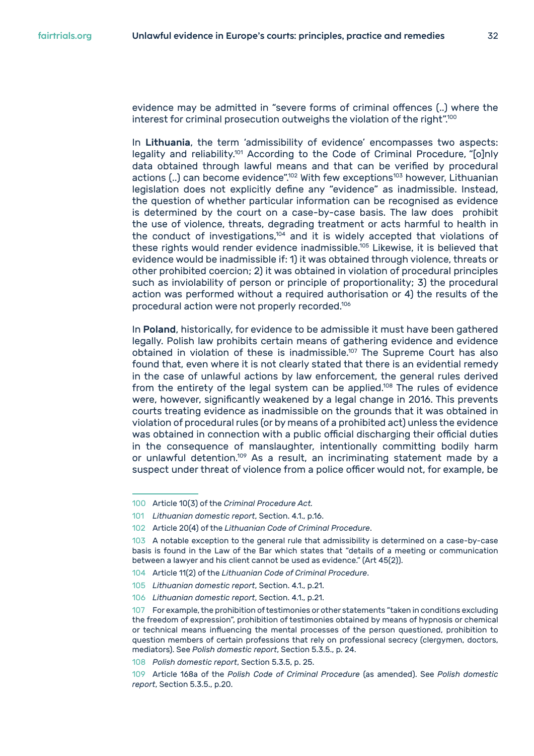evidence may be admitted in "severe forms of criminal offences (..) where the interest for criminal prosecution outweighs the violation of the right".[100]

In **Lithuania**, the term 'admissibility of evidence' encompasses two aspects: legality and reliability.[101] According to the Code of Criminal Procedure, "[o]nly data obtained through lawful means and that can be verified by procedural actions (..) can become evidence".[102] With few exceptions[103] however, Lithuanian legislation does not explicitly define any "evidence" as inadmissible. Instead, the question of whether particular information can be recognised as evidence is determined by the court on a case-by-case basis. The law does prohibit the use of violence, threats, degrading treatment or acts harmful to health in the conduct of investigations,[104] and it is widely accepted that violations of these rights would render evidence inadmissible.[105] Likewise, it is believed that evidence would be inadmissible if: 1) it was obtained through violence, threats or other prohibited coercion; 2) it was obtained in violation of procedural principles such as inviolability of person or principle of proportionality; 3) the procedural action was performed without a required authorisation or 4) the results of the procedural action were not properly recorded.[106]

In **Poland**, historically, for evidence to be admissible it must have been gathered legally. Polish law prohibits certain means of gathering evidence and evidence obtained in violation of these is inadmissible.[107] The Supreme Court has also found that, even where it is not clearly stated that there is an evidential remedy in the case of unlawful actions by law enforcement, the general rules derived from the entirety of the legal system can be applied.[108] The rules of evidence were, however, significantly weakened by a legal change in 2016. This prevents courts treating evidence as inadmissible on the grounds that it was obtained in violation of procedural rules (or by means of a prohibited act) unless the evidence was obtained in connection with a public official discharging their official duties in the consequence of manslaughter, intentionally committing bodily harm or unlawful detention.[109] As a result, an incriminating statement made by a suspect under threat of violence from a police officer would not, for example, be

---

100 Article 10(3) of the *Criminal Procedure Act.*

101 *Lithuanian domestic report*, Section. 4.1., p.16.

102 Article 20(4) of the *Lithuanian Code of Criminal Procedure*.

103 A notable exception to the general rule that admissibility is determined on a case-by-case basis is found in the Law of the Bar which states that "details of a meeting or communication between a lawyer and his client cannot be used as evidence." (Art 45(2)).

104 Article 11(2) of the *Lithuanian Code of Criminal Procedure*.

105 *Lithuanian domestic report*, Section. 4.1., p.21.

106 *Lithuanian domestic report*, Section. 4.1., p.21.

107 For example, the prohibition of testimonies or other statements "taken in conditions excluding the freedom of expression", prohibition of testimonies obtained by means of hypnosis or chemical or technical means influencing the mental processes of the person questioned, prohibition to question members of certain professions that rely on professional secrecy (clergymen, doctors, mediators). See *Polish domestic report*, Section 5.3.5., p. 24.

108 *Polish domestic report*, Section 5.3.5, p. 25.

109 Article 168a of the *Polish Code of Criminal Procedure* (as amended). See *Polish domestic report*, Section 5.3.5., p.20.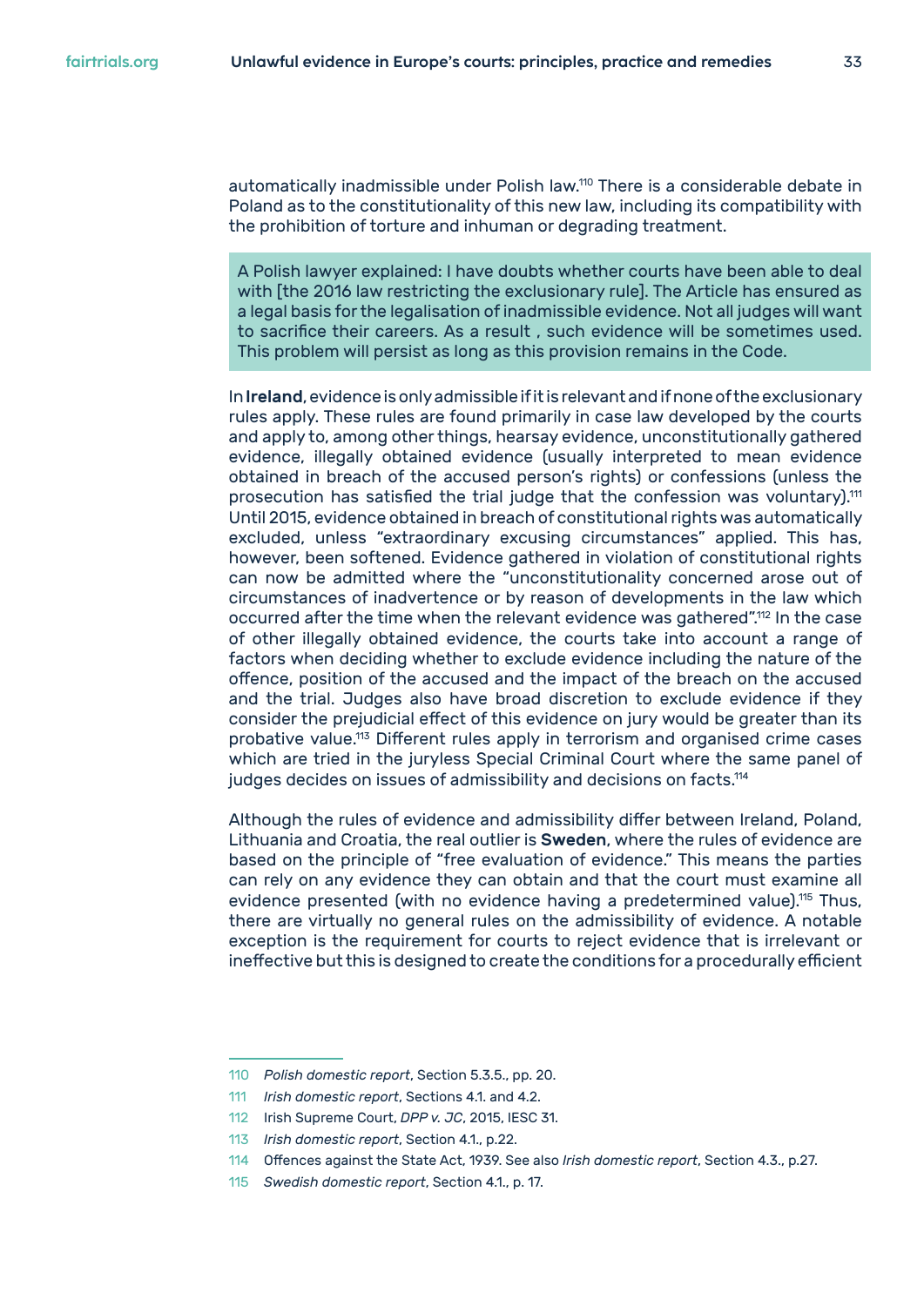automatically inadmissible under Polish law.[110] There is a considerable debate in Poland as to the constitutionality of this new law, including its compatibility with the prohibition of torture and inhuman or degrading treatment.

> A Polish lawyer explained: I have doubts whether courts have been able to deal with [the 2016 law restricting the exclusionary rule]. The Article has ensured as a legal basis for the legalisation of inadmissible evidence. Not all judges will want to sacrifice their careers. As a result , such evidence will be sometimes used. This problem will persist as long as this provision remains in the Code.

In **Ireland**, evidence is only admissible if it is relevant and if none of the exclusionary rules apply. These rules are found primarily in case law developed by the courts and apply to, among other things, hearsay evidence, unconstitutionally gathered evidence, illegally obtained evidence (usually interpreted to mean evidence obtained in breach of the accused person's rights) or confessions (unless the prosecution has satisfied the trial judge that the confession was voluntary).[111] Until 2015, evidence obtained in breach of constitutional rights was automatically excluded, unless "extraordinary excusing circumstances" applied. This has, however, been softened. Evidence gathered in violation of constitutional rights can now be admitted where the "unconstitutionality concerned arose out of circumstances of inadvertence or by reason of developments in the law which occurred after the time when the relevant evidence was gathered".[112] In the case of other illegally obtained evidence, the courts take into account a range of factors when deciding whether to exclude evidence including the nature of the offence, position of the accused and the impact of the breach on the accused and the trial. Judges also have broad discretion to exclude evidence if they consider the prejudicial effect of this evidence on jury would be greater than its probative value.[113] Different rules apply in terrorism and organised crime cases which are tried in the juryless Special Criminal Court where the same panel of judges decides on issues of admissibility and decisions on facts.[114]

Although the rules of evidence and admissibility differ between Ireland, Poland, Lithuania and Croatia, the real outlier is **Sweden**, where the rules of evidence are based on the principle of "free evaluation of evidence." This means the parties can rely on any evidence they can obtain and that the court must examine all evidence presented (with no evidence having a predetermined value).[115] Thus, there are virtually no general rules on the admissibility of evidence. A notable exception is the requirement for courts to reject evidence that is irrelevant or ineffective but this is designed to create the conditions for a procedurally efficient

---

110 *Polish domestic report*, Section 5.3.5., pp. 20.

111 *Irish domestic report*, Sections 4.1. and 4.2.

112 Irish Supreme Court, *DPP v. JC*, 2015, IESC 31.

113 *Irish domestic report*, Section 4.1., p.22.

114 Offences against the State Act, 1939. See also *Irish domestic report*, Section 4.3., p.27.

115 *Swedish domestic report*, Section 4.1., p. 17.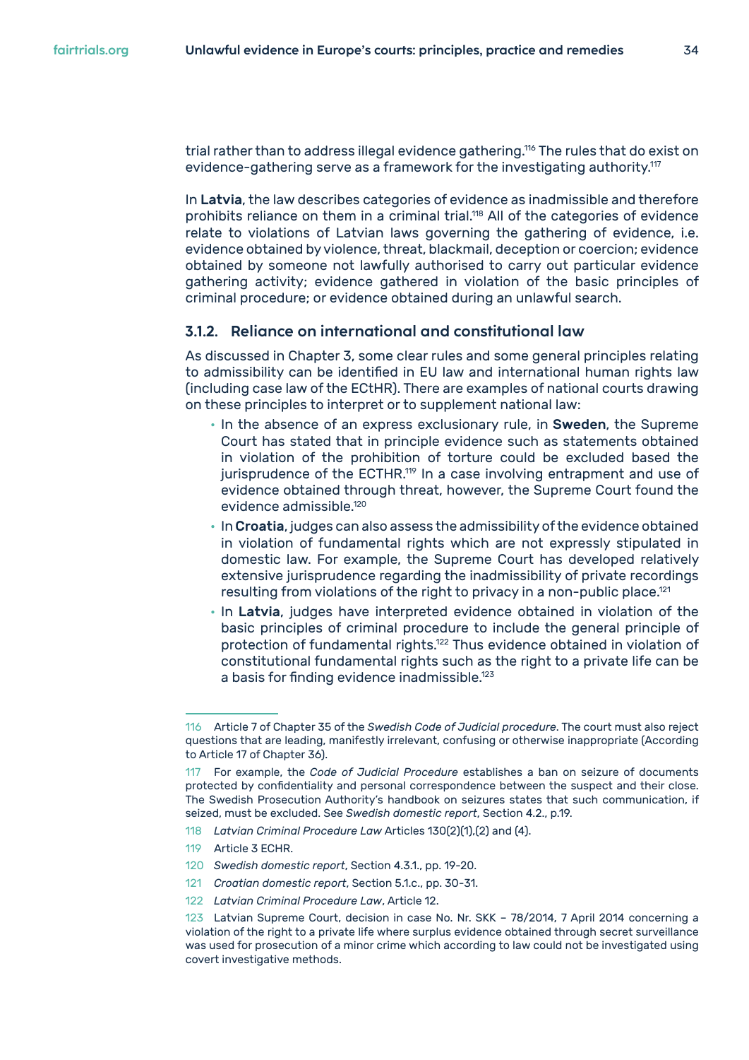trial rather than to address illegal evidence gathering.[116] The rules that do exist on evidence-gathering serve as a framework for the investigating authority.[117]

In **Latvia**, the law describes categories of evidence as inadmissible and therefore prohibits reliance on them in a criminal trial.[118] All of the categories of evidence relate to violations of Latvian laws governing the gathering of evidence, i.e. evidence obtained by violence, threat, blackmail, deception or coercion; evidence obtained by someone not lawfully authorised to carry out particular evidence gathering activity; evidence gathered in violation of the basic principles of criminal procedure; or evidence obtained during an unlawful search.

### 3.1.2. Reliance on international and constitutional law

As discussed in Chapter 3, some clear rules and some general principles relating to admissibility can be identified in EU law and international human rights law (including case law of the ECtHR). There are examples of national courts drawing on these principles to interpret or to supplement national law:

- In the absence of an express exclusionary rule, in **Sweden**, the Supreme Court has stated that in principle evidence such as statements obtained in violation of the prohibition of torture could be excluded based the jurisprudence of the ECTHR.[119] In a case involving entrapment and use of evidence obtained through threat, however, the Supreme Court found the evidence admissible.[120]
- In **Croatia**, judges can also assess the admissibility of the evidence obtained in violation of fundamental rights which are not expressly stipulated in domestic law. For example, the Supreme Court has developed relatively extensive jurisprudence regarding the inadmissibility of private recordings resulting from violations of the right to privacy in a non-public place.[121]
- In **Latvia**, judges have interpreted evidence obtained in violation of the basic principles of criminal procedure to include the general principle of protection of fundamental rights.[122] Thus evidence obtained in violation of constitutional fundamental rights such as the right to a private life can be a basis for finding evidence inadmissible.[123]

---

116 Article 7 of Chapter 35 of the *Swedish Code of Judicial procedure*. The court must also reject questions that are leading, manifestly irrelevant, confusing or otherwise inappropriate (According to Article 17 of Chapter 36).

117 For example, the *Code of Judicial Procedure* establishes a ban on seizure of documents protected by confidentiality and personal correspondence between the suspect and their close. The Swedish Prosecution Authority's handbook on seizures states that such communication, if seized, must be excluded. See *Swedish domestic report*, Section 4.2., p.19.

118 *Latvian Criminal Procedure Law* Articles 130(2)(1),(2) and (4).

119 Article 3 ECHR.

120 *Swedish domestic report*, Section 4.3.1., pp. 19-20.

121 *Croatian domestic report*, Section 5.1.c., pp. 30-31.

122 *Latvian Criminal Procedure Law*, Article 12.

123 Latvian Supreme Court, decision in case No. Nr. SKK – 78/2014, 7 April 2014 concerning a violation of the right to a private life where surplus evidence obtained through secret surveillance was used for prosecution of a minor crime which according to law could not be investigated using covert investigative methods.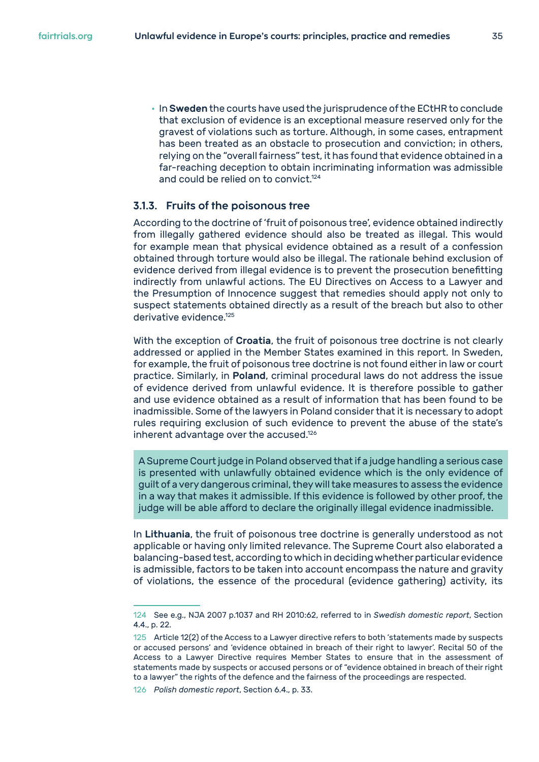- In **Sweden** the courts have used the jurisprudence of the ECtHR to conclude that exclusion of evidence is an exceptional measure reserved only for the gravest of violations such as torture. Although, in some cases, entrapment has been treated as an obstacle to prosecution and conviction; in others, relying on the "overall fairness" test, it has found that evidence obtained in a far-reaching deception to obtain incriminating information was admissible and could be relied on to convict.[124]

### 3.1.3. Fruits of the poisonous tree

According to the doctrine of 'fruit of poisonous tree', evidence obtained indirectly from illegally gathered evidence should also be treated as illegal. This would for example mean that physical evidence obtained as a result of a confession obtained through torture would also be illegal. The rationale behind exclusion of evidence derived from illegal evidence is to prevent the prosecution benefitting indirectly from unlawful actions. The EU Directives on Access to a Lawyer and the Presumption of Innocence suggest that remedies should apply not only to suspect statements obtained directly as a result of the breach but also to other derivative evidence.[125]

With the exception of **Croatia**, the fruit of poisonous tree doctrine is not clearly addressed or applied in the Member States examined in this report. In Sweden, for example, the fruit of poisonous tree doctrine is not found either in law or court practice. Similarly, in **Poland**, criminal procedural laws do not address the issue of evidence derived from unlawful evidence. It is therefore possible to gather and use evidence obtained as a result of information that has been found to be inadmissible. Some of the lawyers in Poland consider that it is necessary to adopt rules requiring exclusion of such evidence to prevent the abuse of the state's inherent advantage over the accused.[126]

> A Supreme Court judge in Poland observed that if a judge handling a serious case is presented with unlawfully obtained evidence which is the only evidence of guilt of a very dangerous criminal, they will take measures to assess the evidence in a way that makes it admissible. If this evidence is followed by other proof, the judge will be able afford to declare the originally illegal evidence inadmissible.

In **Lithuania**, the fruit of poisonous tree doctrine is generally understood as not applicable or having only limited relevance. The Supreme Court also elaborated a balancing-based test, according to which in deciding whether particular evidence is admissible, factors to be taken into account encompass the nature and gravity of violations, the essence of the procedural (evidence gathering) activity, its

---

124 See e.g., NJA 2007 p.1037 and RH 2010:62, referred to in *Swedish domestic report*, Section 4.4., p. 22.

125 Article 12(2) of the Access to a Lawyer directive refers to both 'statements made by suspects or accused persons' and 'evidence obtained in breach of their right to lawyer'. Recital 50 of the Access to a Lawyer Directive requires Member States to ensure that in the assessment of statements made by suspects or accused persons or of "evidence obtained in breach of their right to a lawyer" the rights of the defence and the fairness of the proceedings are respected.

126 *Polish domestic report*, Section 6.4., p. 33.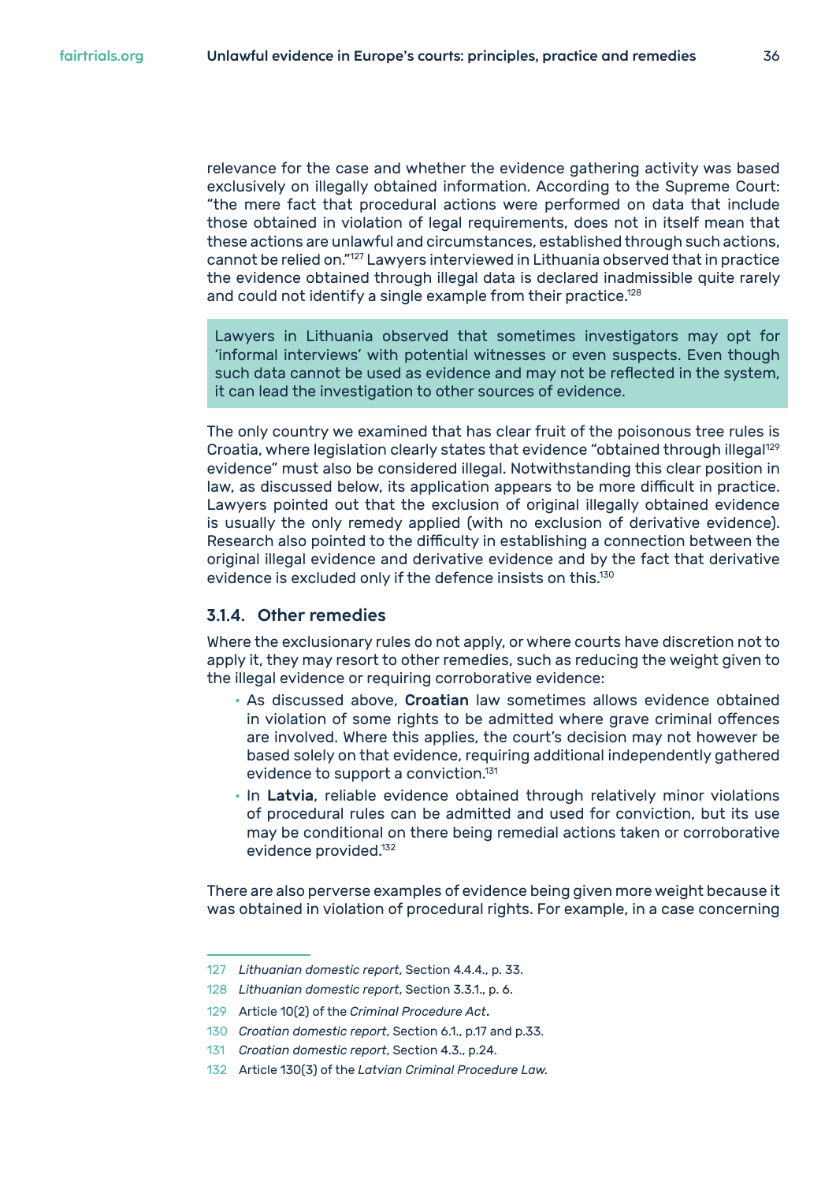relevance for the case and whether the evidence gathering activity was based exclusively on illegally obtained information. According to the Supreme Court: "the mere fact that procedural actions were performed on data that include those obtained in violation of legal requirements, does not in itself mean that these actions are unlawful and circumstances, established through such actions, cannot be relied on."[127] Lawyers interviewed in Lithuania observed that in practice the evidence obtained through illegal data is declared inadmissible quite rarely and could not identify a single example from their practice.[128]

> Lawyers in Lithuania observed that sometimes investigators may opt for 'informal interviews' with potential witnesses or even suspects. Even though such data cannot be used as evidence and may not be reflected in the system, it can lead the investigation to other sources of evidence.

The only country we examined that has clear fruit of the poisonous tree rules is Croatia, where legislation clearly states that evidence "obtained through illegal[129] evidence" must also be considered illegal. Notwithstanding this clear position in law, as discussed below, its application appears to be more difficult in practice. Lawyers pointed out that the exclusion of original illegally obtained evidence is usually the only remedy applied (with no exclusion of derivative evidence). Research also pointed to the difficulty in establishing a connection between the original illegal evidence and derivative evidence and by the fact that derivative evidence is excluded only if the defence insists on this.[130]

### 3.1.4. Other remedies

Where the exclusionary rules do not apply, or where courts have discretion not to apply it, they may resort to other remedies, such as reducing the weight given to the illegal evidence or requiring corroborative evidence:

- As discussed above, **Croatian** law sometimes allows evidence obtained in violation of some rights to be admitted where grave criminal offences are involved. Where this applies, the court's decision may not however be based solely on that evidence, requiring additional independently gathered evidence to support a conviction.[131]
- In **Latvia**, reliable evidence obtained through relatively minor violations of procedural rules can be admitted and used for conviction, but its use may be conditional on there being remedial actions taken or corroborative evidence provided.[132]

There are also perverse examples of evidence being given more weight because it was obtained in violation of procedural rights. For example, in a case concerning

---

127 *Lithuanian domestic report*, Section 4.4.4., p. 33.

128 *Lithuanian domestic report*, Section 3.3.1., p. 6.

129 Article 10(2) of the *Criminal Procedure Act*.

130 *Croatian domestic report*, Section 6.1., p.17 and p.33.

131 *Croatian domestic report*, Section 4.3., p.24.

132 Article 130(3) of the *Latvian Criminal Procedure Law*.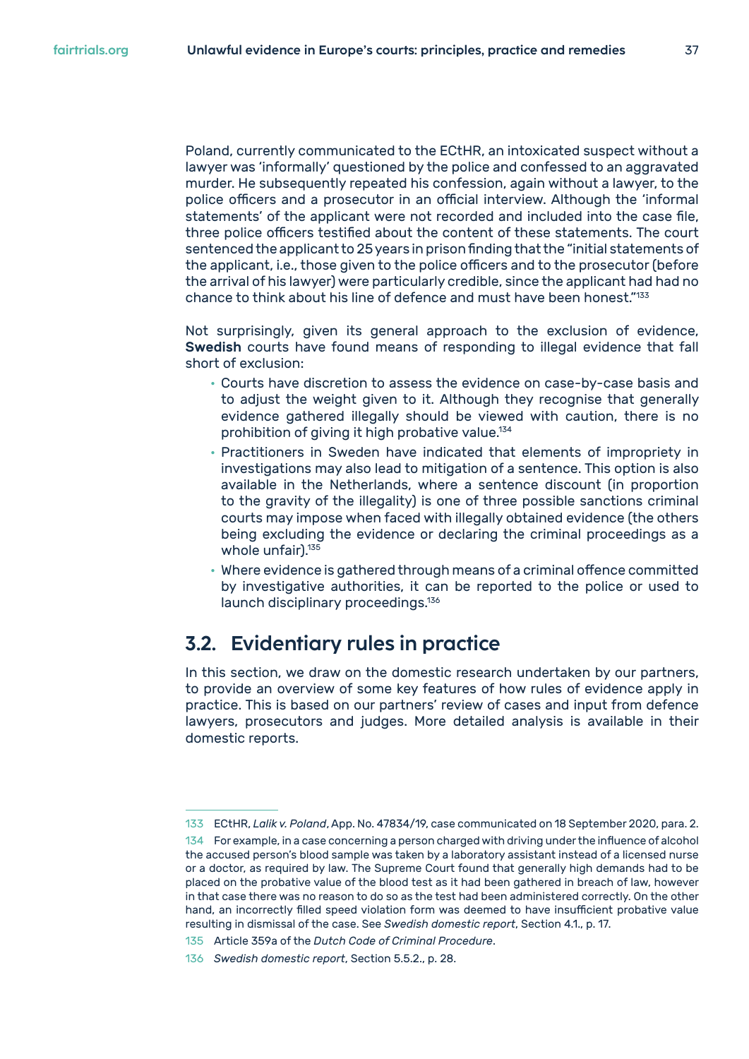Poland, currently communicated to the ECtHR, an intoxicated suspect without a lawyer was 'informally' questioned by the police and confessed to an aggravated murder. He subsequently repeated his confession, again without a lawyer, to the police officers and a prosecutor in an official interview. Although the 'informal statements' of the applicant were not recorded and included into the case file, three police officers testified about the content of these statements. The court sentenced the applicant to 25 years in prison finding that the "initial statements of the applicant, i.e., those given to the police officers and to the prosecutor (before the arrival of his lawyer) were particularly credible, since the applicant had had no chance to think about his line of defence and must have been honest."[133]

Not surprisingly, given its general approach to the exclusion of evidence, **Swedish** courts have found means of responding to illegal evidence that fall short of exclusion:

- Courts have discretion to assess the evidence on case-by-case basis and to adjust the weight given to it. Although they recognise that generally evidence gathered illegally should be viewed with caution, there is no prohibition of giving it high probative value.[134]
- Practitioners in Sweden have indicated that elements of impropriety in investigations may also lead to mitigation of a sentence. This option is also available in the Netherlands, where a sentence discount (in proportion to the gravity of the illegality) is one of three possible sanctions criminal courts may impose when faced with illegally obtained evidence (the others being excluding the evidence or declaring the criminal proceedings as a whole unfair).[135]
- Where evidence is gathered through means of a criminal offence committed by investigative authorities, it can be reported to the police or used to launch disciplinary proceedings.[136]

## 3.2. Evidentiary rules in practice

In this section, we draw on the domestic research undertaken by our partners, to provide an overview of some key features of how rules of evidence apply in practice. This is based on our partners' review of cases and input from defence lawyers, prosecutors and judges. More detailed analysis is available in their domestic reports.

---

133 ECtHR, *Lalik v. Poland*, App. No. 47834/19, case communicated on 18 September 2020, para. 2.

134 For example, in a case concerning a person charged with driving under the influence of alcohol the accused person's blood sample was taken by a laboratory assistant instead of a licensed nurse or a doctor, as required by law. The Supreme Court found that generally high demands had to be placed on the probative value of the blood test as it had been gathered in breach of law, however in that case there was no reason to do so as the test had been administered correctly. On the other hand, an incorrectly filled speed violation form was deemed to have insufficient probative value resulting in dismissal of the case. See *Swedish domestic report*, Section 4.1., p. 17.

135 Article 359a of the *Dutch Code of Criminal Procedure*.

136 *Swedish domestic report*, Section 5.5.2., p. 28.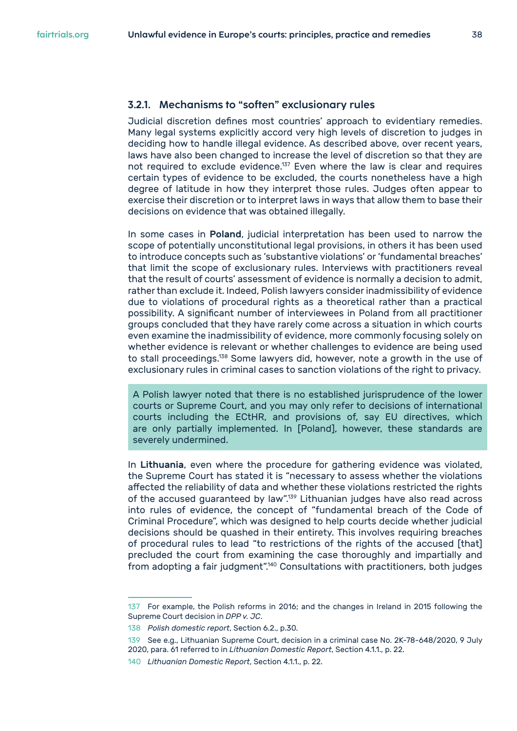### 3.2.1. Mechanisms to "soften" exclusionary rules

Judicial discretion defines most countries' approach to evidentiary remedies. Many legal systems explicitly accord very high levels of discretion to judges in deciding how to handle illegal evidence. As described above, over recent years, laws have also been changed to increase the level of discretion so that they are not required to exclude evidence.[137] Even where the law is clear and requires certain types of evidence to be excluded, the courts nonetheless have a high degree of latitude in how they interpret those rules. Judges often appear to exercise their discretion or to interpret laws in ways that allow them to base their decisions on evidence that was obtained illegally.

In some cases in **Poland**, judicial interpretation has been used to narrow the scope of potentially unconstitutional legal provisions, in others it has been used to introduce concepts such as 'substantive violations' or 'fundamental breaches' that limit the scope of exclusionary rules. Interviews with practitioners reveal that the result of courts' assessment of evidence is normally a decision to admit, rather than exclude it. Indeed, Polish lawyers consider inadmissibility of evidence due to violations of procedural rights as a theoretical rather than a practical possibility. A significant number of interviewees in Poland from all practitioner groups concluded that they have rarely come across a situation in which courts even examine the inadmissibility of evidence, more commonly focusing solely on whether evidence is relevant or whether challenges to evidence are being used to stall proceedings.[138] Some lawyers did, however, note a growth in the use of exclusionary rules in criminal cases to sanction violations of the right to privacy.

> A Polish lawyer noted that there is no established jurisprudence of the lower courts or Supreme Court, and you may only refer to decisions of international courts including the ECtHR, and provisions of, say EU directives, which are only partially implemented. In [Poland], however, these standards are severely undermined.

In **Lithuania**, even where the procedure for gathering evidence was violated, the Supreme Court has stated it is "necessary to assess whether the violations affected the reliability of data and whether these violations restricted the rights of the accused guaranteed by law".[139] Lithuanian judges have also read across into rules of evidence, the concept of "fundamental breach of the Code of Criminal Procedure", which was designed to help courts decide whether judicial decisions should be quashed in their entirety. This involves requiring breaches of procedural rules to lead "to restrictions of the rights of the accused [that] precluded the court from examining the case thoroughly and impartially and from adopting a fair judgment".[140] Consultations with practitioners, both judges

---

137 For example, the Polish reforms in 2016; and the changes in Ireland in 2015 following the Supreme Court decision in *DPP v. JC*.

138 *Polish domestic report*, Section 6.2., p.30.

139 See e.g., Lithuanian Supreme Court, decision in a criminal case No. 2K-78-648/2020, 9 July 2020, para. 61 referred to in *Lithuanian Domestic Report*, Section 4.1.1., p. 22.

140 *Lithuanian Domestic Report*, Section 4.1.1., p. 22.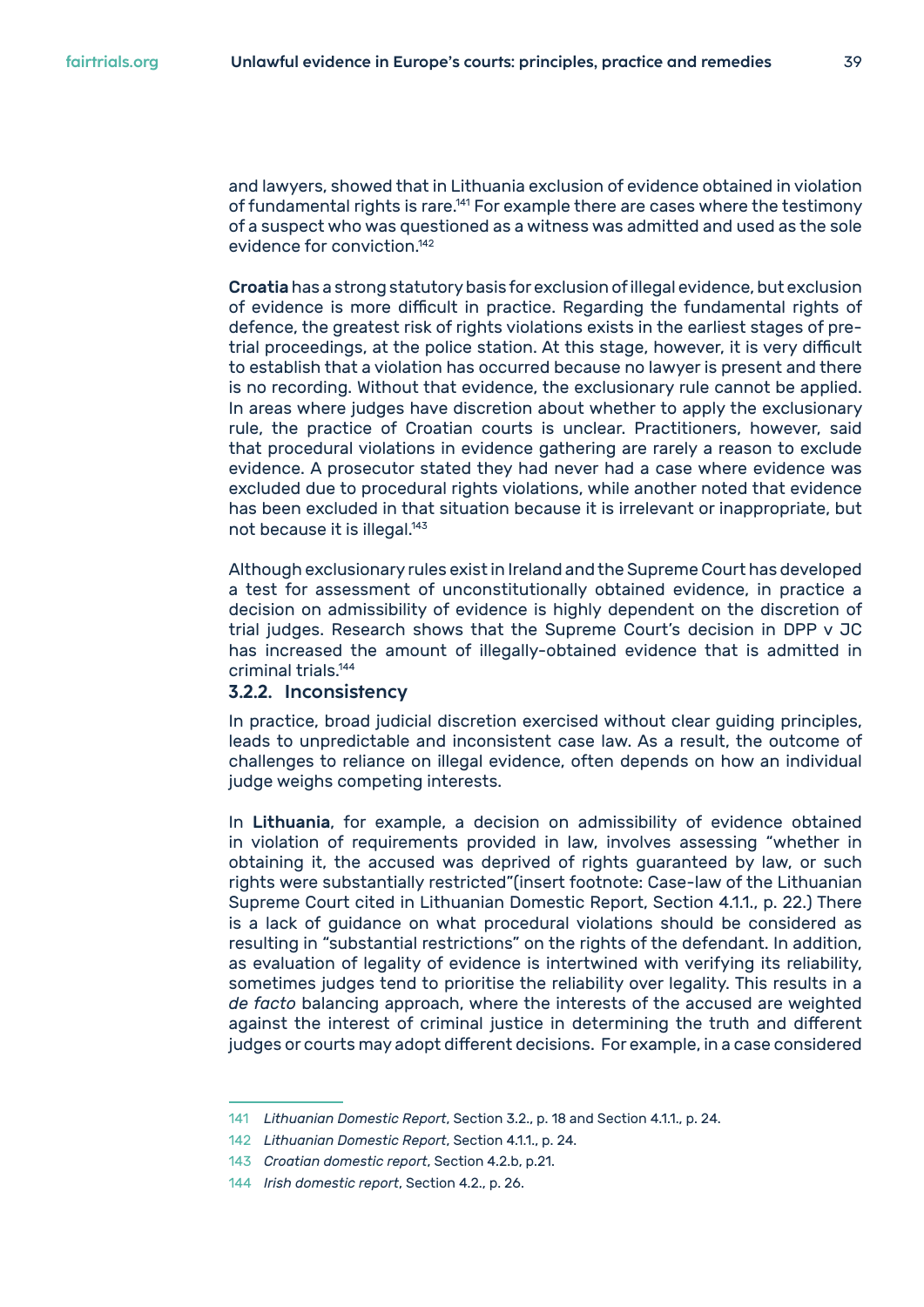and lawyers, showed that in Lithuania exclusion of evidence obtained in violation of fundamental rights is rare.[141] For example there are cases where the testimony of a suspect who was questioned as a witness was admitted and used as the sole evidence for conviction.[142]

**Croatia** has a strong statutory basis for exclusion of illegal evidence, but exclusion of evidence is more difficult in practice. Regarding the fundamental rights of defence, the greatest risk of rights violations exists in the earliest stages of pre-trial proceedings, at the police station. At this stage, however, it is very difficult to establish that a violation has occurred because no lawyer is present and there is no recording. Without that evidence, the exclusionary rule cannot be applied. In areas where judges have discretion about whether to apply the exclusionary rule, the practice of Croatian courts is unclear. Practitioners, however, said that procedural violations in evidence gathering are rarely a reason to exclude evidence. A prosecutor stated they had never had a case where evidence was excluded due to procedural rights violations, while another noted that evidence has been excluded in that situation because it is irrelevant or inappropriate, but not because it is illegal.[143]

Although exclusionary rules exist in Ireland and the Supreme Court has developed a test for assessment of unconstitutionally obtained evidence, in practice a decision on admissibility of evidence is highly dependent on the discretion of trial judges. Research shows that the Supreme Court's decision in DPP v JC has increased the amount of illegally-obtained evidence that is admitted in criminal trials.[144]

### 3.2.2. Inconsistency

In practice, broad judicial discretion exercised without clear guiding principles, leads to unpredictable and inconsistent case law. As a result, the outcome of challenges to reliance on illegal evidence, often depends on how an individual judge weighs competing interests.

In **Lithuania**, for example, a decision on admissibility of evidence obtained in violation of requirements provided in law, involves assessing "whether in obtaining it, the accused was deprived of rights guaranteed by law, or such rights were substantially restricted"(insert footnote: Case-law of the Lithuanian Supreme Court cited in Lithuanian Domestic Report, Section 4.1.1., p. 22.) There is a lack of guidance on what procedural violations should be considered as resulting in "substantial restrictions" on the rights of the defendant. In addition, as evaluation of legality of evidence is intertwined with verifying its reliability, sometimes judges tend to prioritise the reliability over legality. This results in a *de facto* balancing approach, where the interests of the accused are weighted against the interest of criminal justice in determining the truth and different judges or courts may adopt different decisions. For example, in a case considered

141 *Lithuanian Domestic Report*, Section 3.2., p. 18 and Section 4.1.1., p. 24.

142 *Lithuanian Domestic Report*, Section 4.1.1., p. 24.

143 *Croatian domestic report*, Section 4.2.b, p.21.

144 *Irish domestic report*, Section 4.2., p. 26.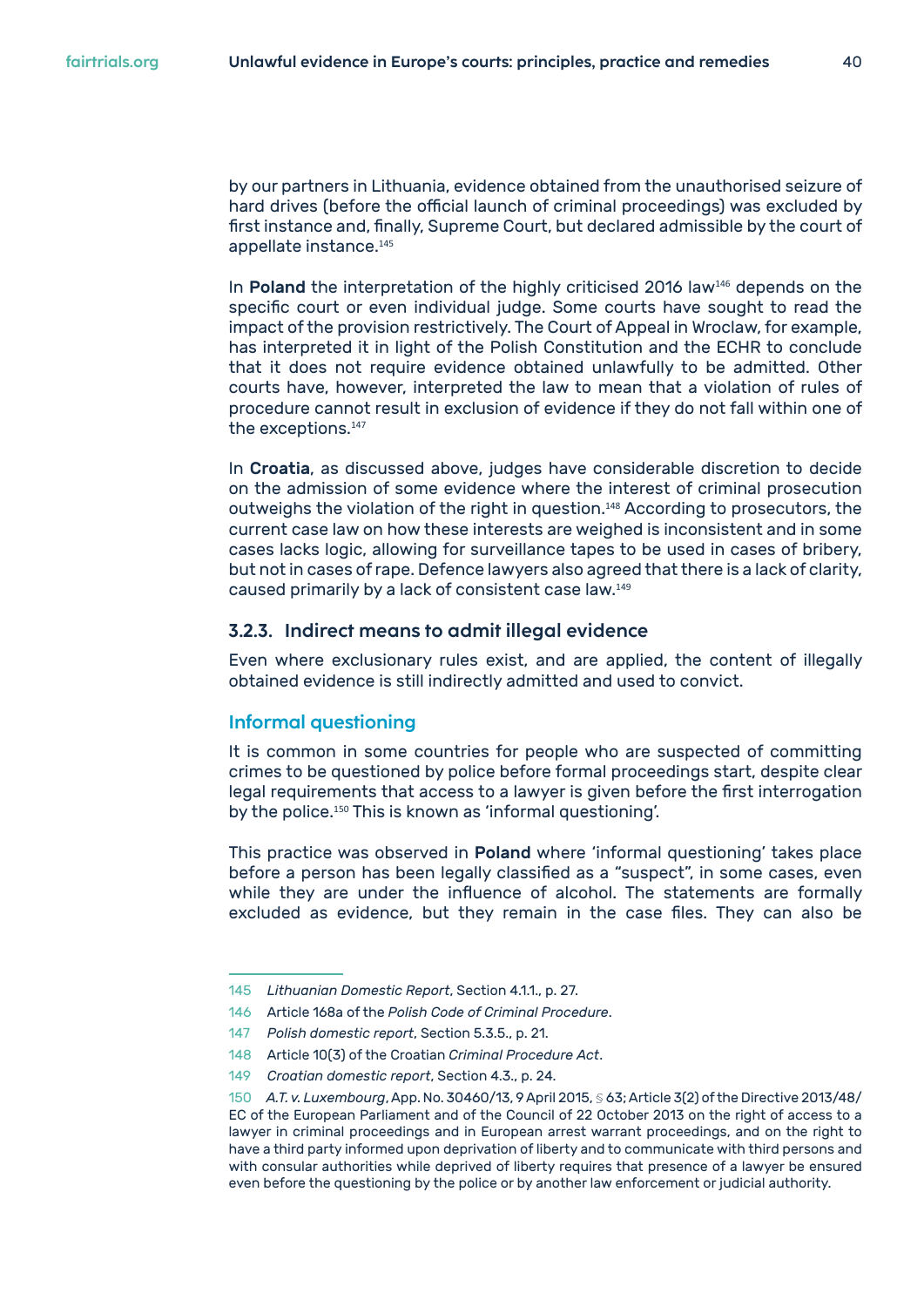by our partners in Lithuania, evidence obtained from the unauthorised seizure of hard drives (before the official launch of criminal proceedings) was excluded by first instance and, finally, Supreme Court, but declared admissible by the court of appellate instance.[145]

In **Poland** the interpretation of the highly criticised 2016 law[146] depends on the specific court or even individual judge. Some courts have sought to read the impact of the provision restrictively. The Court of Appeal in Wroclaw, for example, has interpreted it in light of the Polish Constitution and the ECHR to conclude that it does not require evidence obtained unlawfully to be admitted. Other courts have, however, interpreted the law to mean that a violation of rules of procedure cannot result in exclusion of evidence if they do not fall within one of the exceptions.[147]

In **Croatia**, as discussed above, judges have considerable discretion to decide on the admission of some evidence where the interest of criminal prosecution outweighs the violation of the right in question.[148] According to prosecutors, the current case law on how these interests are weighed is inconsistent and in some cases lacks logic, allowing for surveillance tapes to be used in cases of bribery, but not in cases of rape. Defence lawyers also agreed that there is a lack of clarity, caused primarily by a lack of consistent case law.[149]

### 3.2.3. Indirect means to admit illegal evidence

Even where exclusionary rules exist, and are applied, the content of illegally obtained evidence is still indirectly admitted and used to convict.

#### Informal questioning

It is common in some countries for people who are suspected of committing crimes to be questioned by police before formal proceedings start, despite clear legal requirements that access to a lawyer is given before the first interrogation by the police.[150] This is known as 'informal questioning'.

This practice was observed in **Poland** where 'informal questioning' takes place before a person has been legally classified as a "suspect", in some cases, even while they are under the influence of alcohol. The statements are formally excluded as evidence, but they remain in the case files. They can also be

---

145 *Lithuanian Domestic Report*, Section 4.1.1., p. 27.

146 Article 168a of the *Polish Code of Criminal Procedure*.

147 *Polish domestic report*, Section 5.3.5., p. 21.

148 Article 10(3) of the Croatian *Criminal Procedure Act*.

149 *Croatian domestic report*, Section 4.3., p. 24.

150 *A.T. v. Luxembourg*, App. No. 30460/13, 9 April 2015, § 63; Article 3(2) of the Directive 2013/48/EC of the European Parliament and of the Council of 22 October 2013 on the right of access to a lawyer in criminal proceedings and in European arrest warrant proceedings, and on the right to have a third party informed upon deprivation of liberty and to communicate with third persons and with consular authorities while deprived of liberty requires that presence of a lawyer be ensured even before the questioning by the police or by another law enforcement or judicial authority.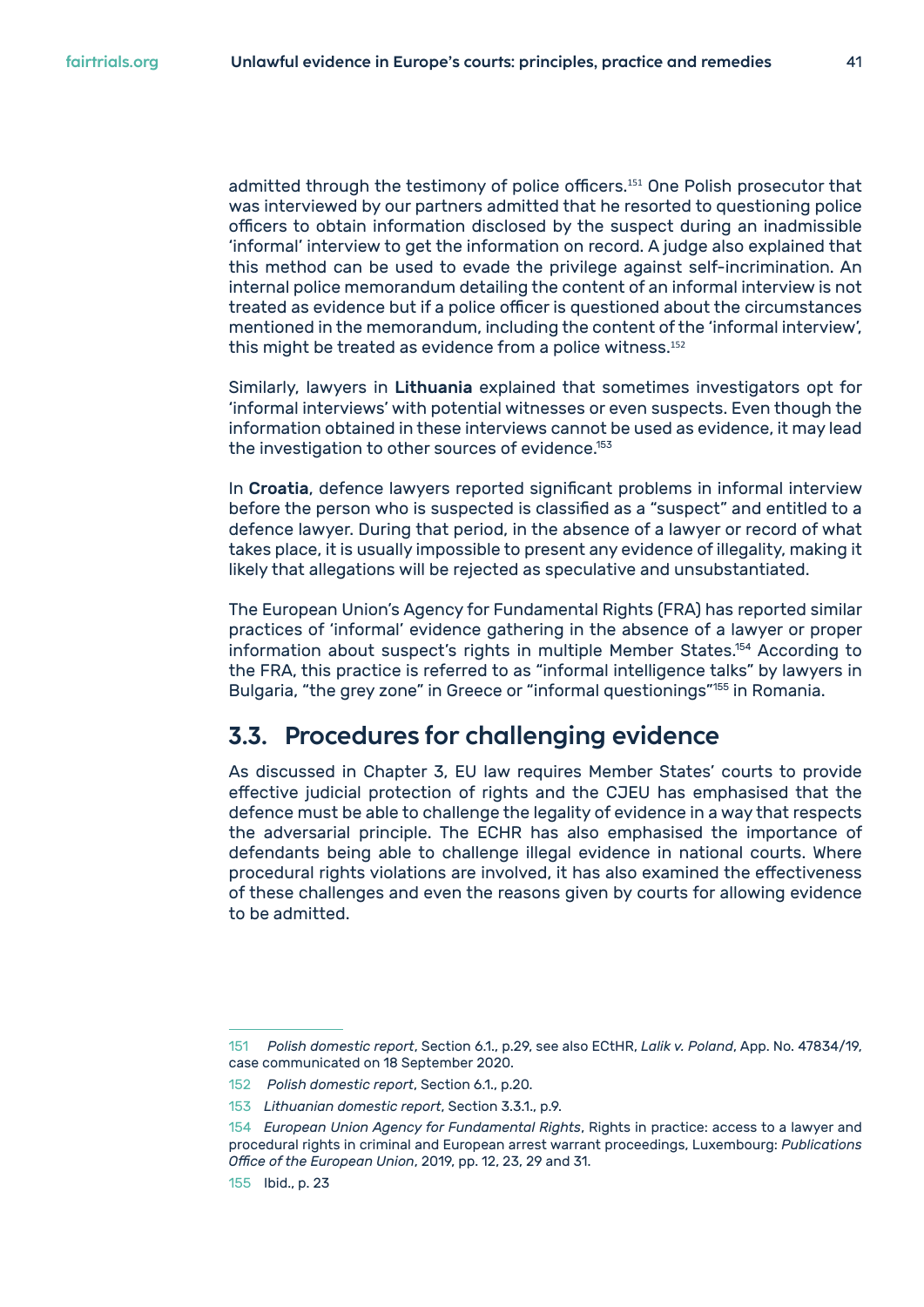admitted through the testimony of police officers.[151] One Polish prosecutor that was interviewed by our partners admitted that he resorted to questioning police officers to obtain information disclosed by the suspect during an inadmissible 'informal' interview to get the information on record. A judge also explained that this method can be used to evade the privilege against self-incrimination. An internal police memorandum detailing the content of an informal interview is not treated as evidence but if a police officer is questioned about the circumstances mentioned in the memorandum, including the content of the 'informal interview', this might be treated as evidence from a police witness.[152]

Similarly, lawyers in **Lithuania** explained that sometimes investigators opt for 'informal interviews' with potential witnesses or even suspects. Even though the information obtained in these interviews cannot be used as evidence, it may lead the investigation to other sources of evidence.[153]

In **Croatia**, defence lawyers reported significant problems in informal interview before the person who is suspected is classified as a "suspect" and entitled to a defence lawyer. During that period, in the absence of a lawyer or record of what takes place, it is usually impossible to present any evidence of illegality, making it likely that allegations will be rejected as speculative and unsubstantiated.

The European Union's Agency for Fundamental Rights (FRA) has reported similar practices of 'informal' evidence gathering in the absence of a lawyer or proper information about suspect's rights in multiple Member States.[154] According to the FRA, this practice is referred to as "informal intelligence talks" by lawyers in Bulgaria, "the grey zone" in Greece or "informal questionings"[155] in Romania.

## 3.3. Procedures for challenging evidence

As discussed in Chapter 3, EU law requires Member States' courts to provide effective judicial protection of rights and the CJEU has emphasised that the defence must be able to challenge the legality of evidence in a way that respects the adversarial principle. The ECHR has also emphasised the importance of defendants being able to challenge illegal evidence in national courts. Where procedural rights violations are involved, it has also examined the effectiveness of these challenges and even the reasons given by courts for allowing evidence to be admitted.

---

151 *Polish domestic report*, Section 6.1., p.29, see also ECtHR, *Lalik v. Poland*, App. No. 47834/19, case communicated on 18 September 2020.

152 *Polish domestic report*, Section 6.1., p.20.

153 *Lithuanian domestic report*, Section 3.3.1., p.9.

154 *European Union Agency for Fundamental Rights*, Rights in practice: access to a lawyer and procedural rights in criminal and European arrest warrant proceedings, Luxembourg: *Publications Office of the European Union*, 2019, pp. 12, 23, 29 and 31.

155 Ibid., p. 23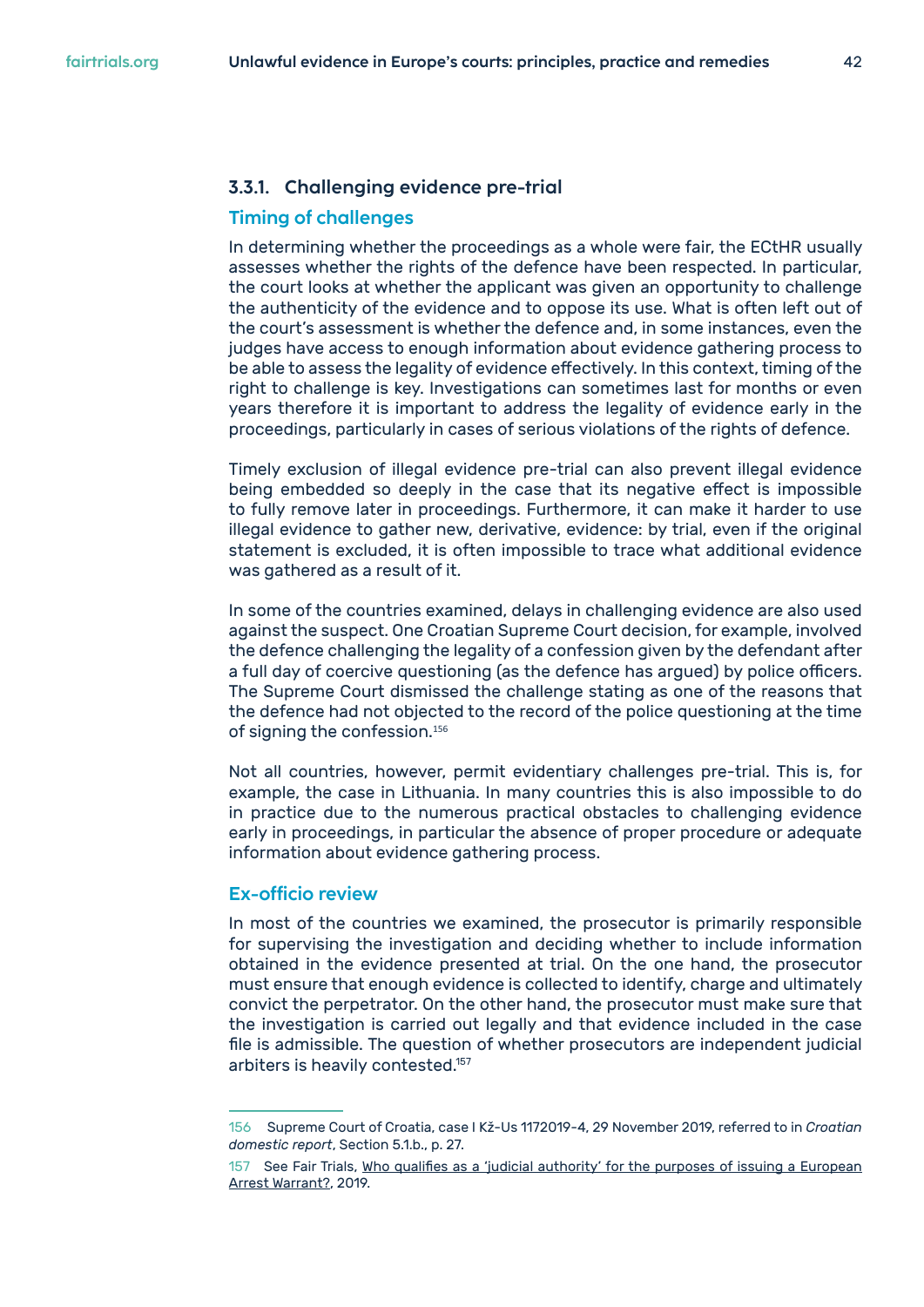### 3.3.1. Challenging evidence pre-trial

#### Timing of challenges

In determining whether the proceedings as a whole were fair, the ECtHR usually assesses whether the rights of the defence have been respected. In particular, the court looks at whether the applicant was given an opportunity to challenge the authenticity of the evidence and to oppose its use. What is often left out of the court's assessment is whether the defence and, in some instances, even the judges have access to enough information about evidence gathering process to be able to assess the legality of evidence effectively. In this context, timing of the right to challenge is key. Investigations can sometimes last for months or even years therefore it is important to address the legality of evidence early in the proceedings, particularly in cases of serious violations of the rights of defence.

Timely exclusion of illegal evidence pre-trial can also prevent illegal evidence being embedded so deeply in the case that its negative effect is impossible to fully remove later in proceedings. Furthermore, it can make it harder to use illegal evidence to gather new, derivative, evidence: by trial, even if the original statement is excluded, it is often impossible to trace what additional evidence was gathered as a result of it.

In some of the countries examined, delays in challenging evidence are also used against the suspect. One Croatian Supreme Court decision, for example, involved the defence challenging the legality of a confession given by the defendant after a full day of coercive questioning (as the defence has argued) by police officers. The Supreme Court dismissed the challenge stating as one of the reasons that the defence had not objected to the record of the police questioning at the time of signing the confession.[156]

Not all countries, however, permit evidentiary challenges pre-trial. This is, for example, the case in Lithuania. In many countries this is also impossible to do in practice due to the numerous practical obstacles to challenging evidence early in proceedings, in particular the absence of proper procedure or adequate information about evidence gathering process.

#### Ex-officio review

In most of the countries we examined, the prosecutor is primarily responsible for supervising the investigation and deciding whether to include information obtained in the evidence presented at trial. On the one hand, the prosecutor must ensure that enough evidence is collected to identify, charge and ultimately convict the perpetrator. On the other hand, the prosecutor must make sure that the investigation is carried out legally and that evidence included in the case file is admissible. The question of whether prosecutors are independent judicial arbiters is heavily contested.[157]

---

156 Supreme Court of Croatia, case I Kž-Us 1172019-4, 29 November 2019, referred to in *Croatian domestic report*, Section 5.1.b., p. 27.

157 See Fair Trials, Who qualifies as a 'judicial authority' for the purposes of issuing a European Arrest Warrant?, 2019.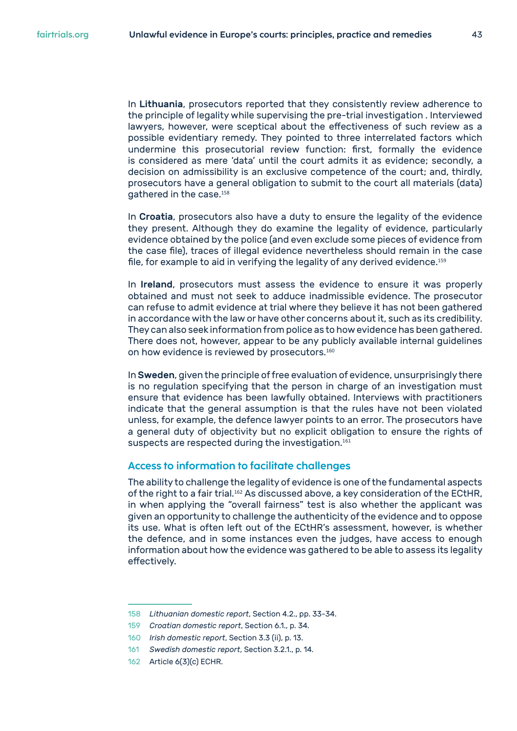In **Lithuania**, prosecutors reported that they consistently review adherence to the principle of legality while supervising the pre-trial investigation . Interviewed lawyers, however, were sceptical about the effectiveness of such review as a possible evidentiary remedy. They pointed to three interrelated factors which undermine this prosecutorial review function: first, formally the evidence is considered as mere 'data' until the court admits it as evidence; secondly, a decision on admissibility is an exclusive competence of the court; and, thirdly, prosecutors have a general obligation to submit to the court all materials (data) gathered in the case.[158]

In **Croatia**, prosecutors also have a duty to ensure the legality of the evidence they present. Although they do examine the legality of evidence, particularly evidence obtained by the police (and even exclude some pieces of evidence from the case file), traces of illegal evidence nevertheless should remain in the case file, for example to aid in verifying the legality of any derived evidence.[159]

In **Ireland**, prosecutors must assess the evidence to ensure it was properly obtained and must not seek to adduce inadmissible evidence. The prosecutor can refuse to admit evidence at trial where they believe it has not been gathered in accordance with the law or have other concerns about it, such as its credibility. They can also seek information from police as to how evidence has been gathered. There does not, however, appear to be any publicly available internal guidelines on how evidence is reviewed by prosecutors.[160]

In **Sweden**, given the principle of free evaluation of evidence, unsurprisingly there is no regulation specifying that the person in charge of an investigation must ensure that evidence has been lawfully obtained. Interviews with practitioners indicate that the general assumption is that the rules have not been violated unless, for example, the defence lawyer points to an error. The prosecutors have a general duty of objectivity but no explicit obligation to ensure the rights of suspects are respected during the investigation.[161]

## Access to information to facilitate challenges

The ability to challenge the legality of evidence is one of the fundamental aspects of the right to a fair trial.[162] As discussed above, a key consideration of the ECtHR, in when applying the "overall fairness" test is also whether the applicant was given an opportunity to challenge the authenticity of the evidence and to oppose its use. What is often left out of the ECtHR's assessment, however, is whether the defence, and in some instances even the judges, have access to enough information about how the evidence was gathered to be able to assess its legality effectively.

---

158 *Lithuanian domestic report*, Section 4.2., pp. 33-34.

159 *Croatian domestic report*, Section 6.1., p. 34.

160 *Irish domestic report*, Section 3.3 (ii), p. 13.

161 *Swedish domestic report*, Section 3.2.1., p. 14.

162 Article 6(3)(c) ECHR.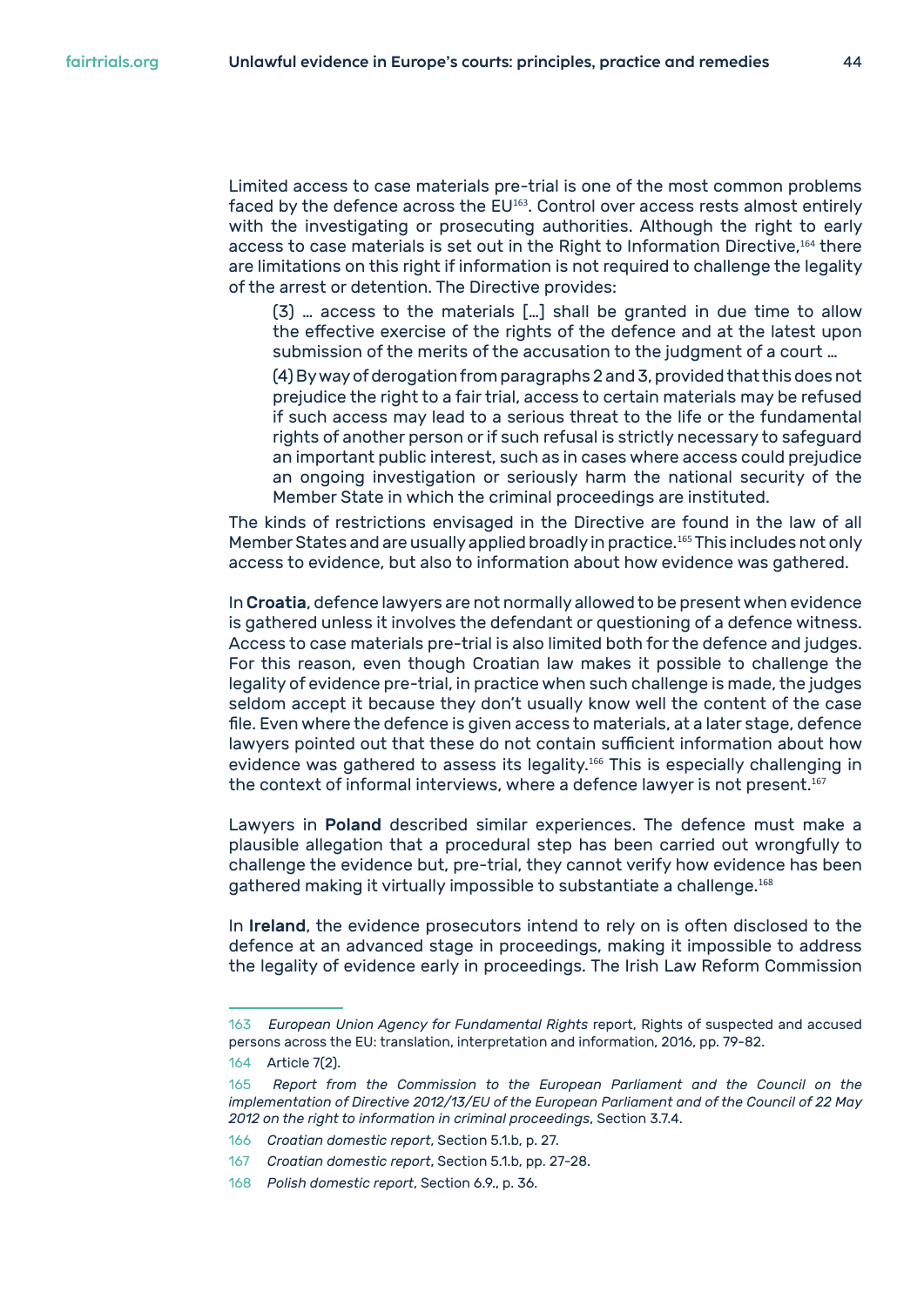Limited access to case materials pre-trial is one of the most common problems faced by the defence across the EU[163]. Control over access rests almost entirely with the investigating or prosecuting authorities. Although the right to early access to case materials is set out in the Right to Information Directive,[164] there are limitations on this right if information is not required to challenge the legality of the arrest or detention. The Directive provides:

> (3) … access to the materials […] shall be granted in due time to allow the effective exercise of the rights of the defence and at the latest upon submission of the merits of the accusation to the judgment of a court …
>
> (4) By way of derogation from paragraphs 2 and 3, provided that this does not prejudice the right to a fair trial, access to certain materials may be refused if such access may lead to a serious threat to the life or the fundamental rights of another person or if such refusal is strictly necessary to safeguard an important public interest, such as in cases where access could prejudice an ongoing investigation or seriously harm the national security of the Member State in which the criminal proceedings are instituted.

The kinds of restrictions envisaged in the Directive are found in the law of all Member States and are usually applied broadly in practice.[165] This includes not only access to evidence, but also to information about how evidence was gathered.

In **Croatia**, defence lawyers are not normally allowed to be present when evidence is gathered unless it involves the defendant or questioning of a defence witness. Access to case materials pre-trial is also limited both for the defence and judges. For this reason, even though Croatian law makes it possible to challenge the legality of evidence pre-trial, in practice when such challenge is made, the judges seldom accept it because they don't usually know well the content of the case file. Even where the defence is given access to materials, at a later stage, defence lawyers pointed out that these do not contain sufficient information about how evidence was gathered to assess its legality.[166] This is especially challenging in the context of informal interviews, where a defence lawyer is not present.[167]

Lawyers in **Poland** described similar experiences. The defence must make a plausible allegation that a procedural step has been carried out wrongfully to challenge the evidence but, pre-trial, they cannot verify how evidence has been gathered making it virtually impossible to substantiate a challenge.[168]

In **Ireland**, the evidence prosecutors intend to rely on is often disclosed to the defence at an advanced stage in proceedings, making it impossible to address the legality of evidence early in proceedings. The Irish Law Reform Commission

---

163 *European Union Agency for Fundamental Rights* report, Rights of suspected and accused persons across the EU: translation, interpretation and information, 2016, pp. 79-82.

164 Article 7(2).

165 *Report from the Commission to the European Parliament and the Council on the implementation of Directive 2012/13/EU of the European Parliament and of the Council of 22 May 2012 on the right to information in criminal proceedings*, Section 3.7.4.

166 *Croatian domestic report*, Section 5.1.b, p. 27.

167 *Croatian domestic report*, Section 5.1.b, pp. 27-28.

168 *Polish domestic report*, Section 6.9., p. 36.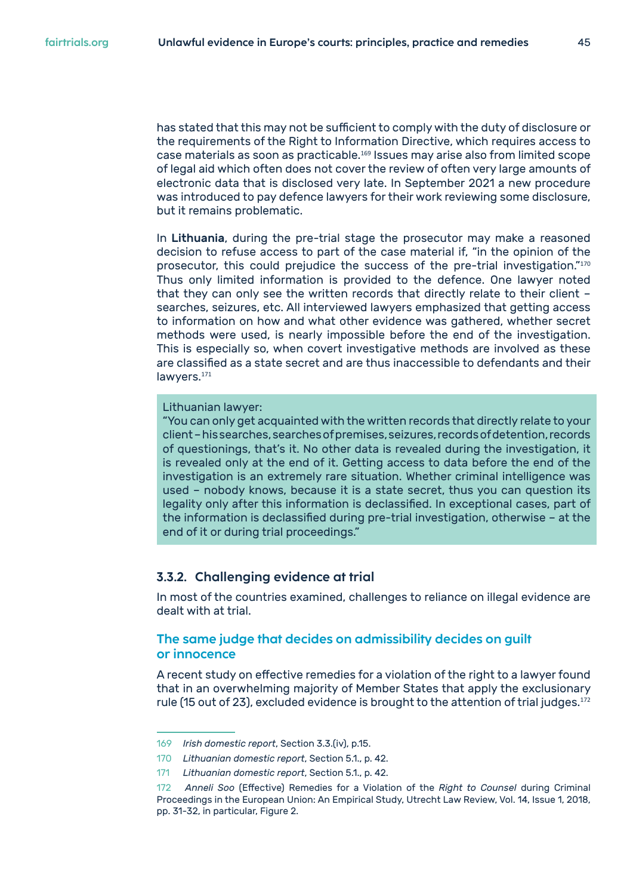has stated that this may not be sufficient to comply with the duty of disclosure or the requirements of the Right to Information Directive, which requires access to case materials as soon as practicable.[169] Issues may arise also from limited scope of legal aid which often does not cover the review of often very large amounts of electronic data that is disclosed very late. In September 2021 a new procedure was introduced to pay defence lawyers for their work reviewing some disclosure, but it remains problematic.

In **Lithuania**, during the pre-trial stage the prosecutor may make a reasoned decision to refuse access to part of the case material if, "in the opinion of the prosecutor, this could prejudice the success of the pre-trial investigation."[170] Thus only limited information is provided to the defence. One lawyer noted that they can only see the written records that directly relate to their client – searches, seizures, etc. All interviewed lawyers emphasized that getting access to information on how and what other evidence was gathered, whether secret methods were used, is nearly impossible before the end of the investigation. This is especially so, when covert investigative methods are involved as these are classified as a state secret and are thus inaccessible to defendants and their lawyers.[171]

> Lithuanian lawyer:
> "You can only get acquainted with the written records that directly relate to your client – his searches, searches of premises, seizures, records of detention, records of questionings, that's it. No other data is revealed during the investigation, it is revealed only at the end of it. Getting access to data before the end of the investigation is an extremely rare situation. Whether criminal intelligence was used – nobody knows, because it is a state secret, thus you can question its legality only after this information is declassified. In exceptional cases, part of the information is declassified during pre-trial investigation, otherwise – at the end of it or during trial proceedings."

### 3.3.2. Challenging evidence at trial

In most of the countries examined, challenges to reliance on illegal evidence are dealt with at trial.

#### The same judge that decides on admissibility decides on guilt or innocence

A recent study on effective remedies for a violation of the right to a lawyer found that in an overwhelming majority of Member States that apply the exclusionary rule (15 out of 23), excluded evidence is brought to the attention of trial judges.[172]

---

169 *Irish domestic report*, Section 3.3.(iv), p.15.

170 *Lithuanian domestic report*, Section 5.1., p. 42.

171 *Lithuanian domestic report*, Section 5.1., p. 42.

172 *Anneli Soo* (Effective) Remedies for a Violation of the *Right to Counsel* during Criminal Proceedings in the European Union: An Empirical Study, Utrecht Law Review, Vol. 14, Issue 1, 2018, pp. 31-32, in particular, Figure 2.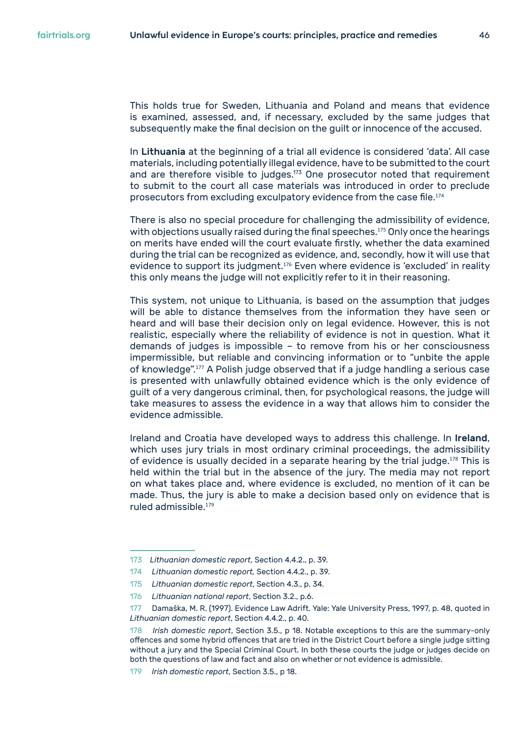This holds true for Sweden, Lithuania and Poland and means that evidence is examined, assessed, and, if necessary, excluded by the same judges that subsequently make the final decision on the guilt or innocence of the accused.

In **Lithuania** at the beginning of a trial all evidence is considered 'data'. All case materials, including potentially illegal evidence, have to be submitted to the court and are therefore visible to judges.[173] One prosecutor noted that requirement to submit to the court all case materials was introduced in order to preclude prosecutors from excluding exculpatory evidence from the case file.[174]

There is also no special procedure for challenging the admissibility of evidence, with objections usually raised during the final speeches.[175] Only once the hearings on merits have ended will the court evaluate firstly, whether the data examined during the trial can be recognized as evidence, and, secondly, how it will use that evidence to support its judgment.[176] Even where evidence is 'excluded' in reality this only means the judge will not explicitly refer to it in their reasoning.

This system, not unique to Lithuania, is based on the assumption that judges will be able to distance themselves from the information they have seen or heard and will base their decision only on legal evidence. However, this is not realistic, especially where the reliability of evidence is not in question. What it demands of judges is impossible – to remove from his or her consciousness impermissible, but reliable and convincing information or to "unbite the apple of knowledge".[177] A Polish judge observed that if a judge handling a serious case is presented with unlawfully obtained evidence which is the only evidence of guilt of a very dangerous criminal, then, for psychological reasons, the judge will take measures to assess the evidence in a way that allows him to consider the evidence admissible.

Ireland and Croatia have developed ways to address this challenge. In **Ireland**, which uses jury trials in most ordinary criminal proceedings, the admissibility of evidence is usually decided in a separate hearing by the trial judge.[178] This is held within the trial but in the absence of the jury. The media may not report on what takes place and, where evidence is excluded, no mention of it can be made. Thus, the jury is able to make a decision based only on evidence that is ruled admissible.[179]

---

173 *Lithuanian domestic report*, Section 4.4.2., p. 39.

174 *Lithuanian domestic report,* Section 4.4.2., p. 39.

175 *Lithuanian domestic report*, Section 4.3., p. 34.

176 *Lithuanian national report*, Section 3.2., p.6.

177 Damaška, M. R. (1997). Evidence Law Adrift. Yale: Yale University Press, 1997, p. 48, quoted in *Lithuanian domestic report*, Section 4.4.2., p. 40.

178 *Irish domestic report*, Section 3.5., p 18. Notable exceptions to this are the summary-only offences and some hybrid offences that are tried in the District Court before a single judge sitting without a jury and the Special Criminal Court. In both these courts the judge or judges decide on both the questions of law and fact and also on whether or not evidence is admissible.

179 *Irish domestic report*, Section 3.5., p 18.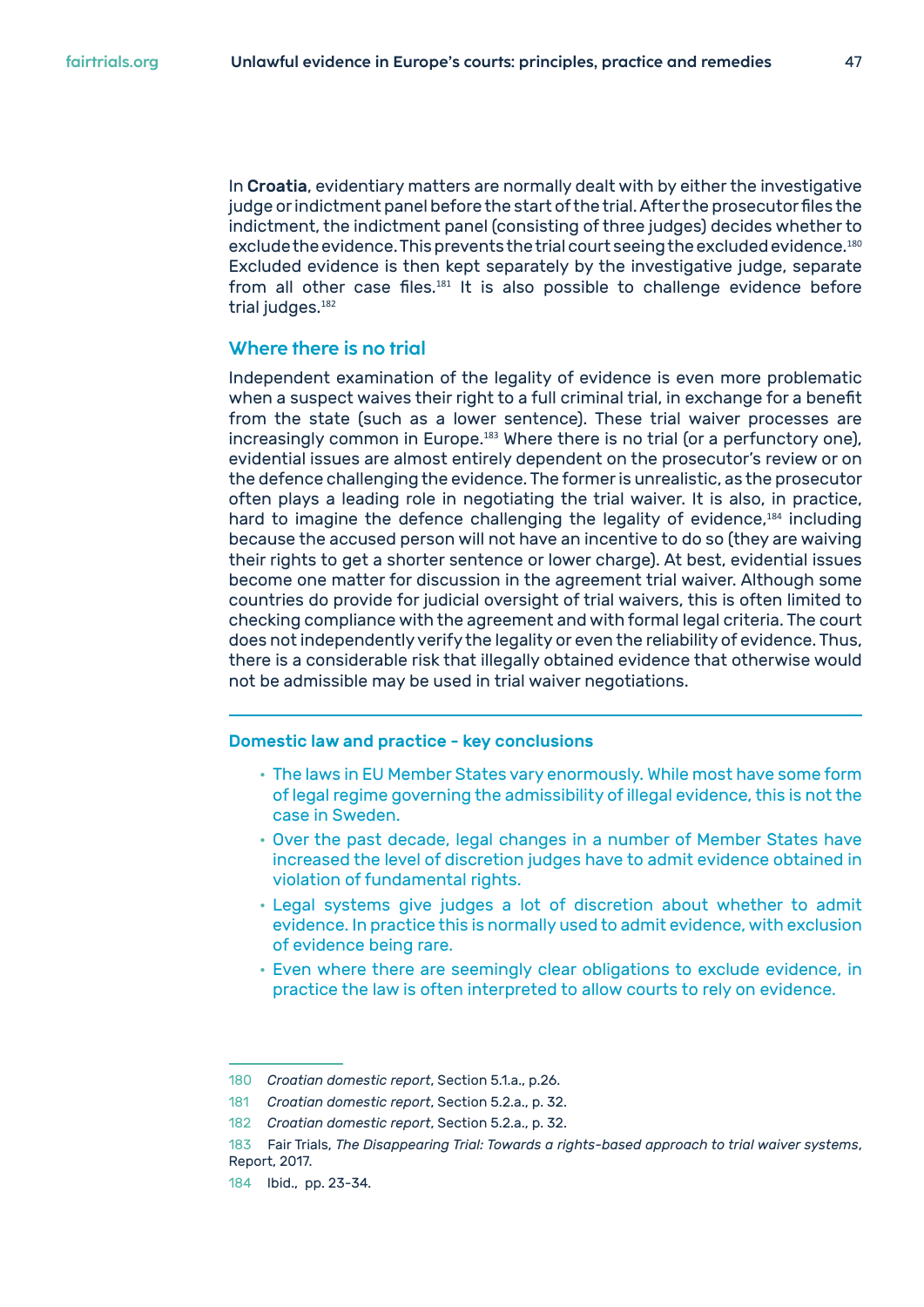In **Croatia**, evidentiary matters are normally dealt with by either the investigative judge or indictment panel before the start of the trial. After the prosecutor files the indictment, the indictment panel (consisting of three judges) decides whether to exclude the evidence. This prevents the trial court seeing the excluded evidence.[180] Excluded evidence is then kept separately by the investigative judge, separate from all other case files.[181] It is also possible to challenge evidence before trial judges.[182]

## Where there is no trial

Independent examination of the legality of evidence is even more problematic when a suspect waives their right to a full criminal trial, in exchange for a benefit from the state (such as a lower sentence). These trial waiver processes are increasingly common in Europe.[183] Where there is no trial (or a perfunctory one), evidential issues are almost entirely dependent on the prosecutor's review or on the defence challenging the evidence. The former is unrealistic, as the prosecutor often plays a leading role in negotiating the trial waiver. It is also, in practice, hard to imagine the defence challenging the legality of evidence,[184] including because the accused person will not have an incentive to do so (they are waiving their rights to get a shorter sentence or lower charge). At best, evidential issues become one matter for discussion in the agreement trial waiver. Although some countries do provide for judicial oversight of trial waivers, this is often limited to checking compliance with the agreement and with formal legal criteria. The court does not independently verify the legality or even the reliability of evidence. Thus, there is a considerable risk that illegally obtained evidence that otherwise would not be admissible may be used in trial waiver negotiations.

---

### Domestic law and practice - key conclusions

- The laws in EU Member States vary enormously. While most have some form of legal regime governing the admissibility of illegal evidence, this is not the case in Sweden.
- Over the past decade, legal changes in a number of Member States have increased the level of discretion judges have to admit evidence obtained in violation of fundamental rights.
- Legal systems give judges a lot of discretion about whether to admit evidence. In practice this is normally used to admit evidence, with exclusion of evidence being rare.
- Even where there are seemingly clear obligations to exclude evidence, in practice the law is often interpreted to allow courts to rely on evidence.

---

180 *Croatian domestic report*, Section 5.1.a., p.26.

181 *Croatian domestic report*, Section 5.2.a., p. 32.

182 *Croatian domestic report*, Section 5.2.a., p. 32.

183 Fair Trials, *The Disappearing Trial: Towards a rights-based approach to trial waiver systems*, Report, 2017.

184 Ibid., pp. 23-34.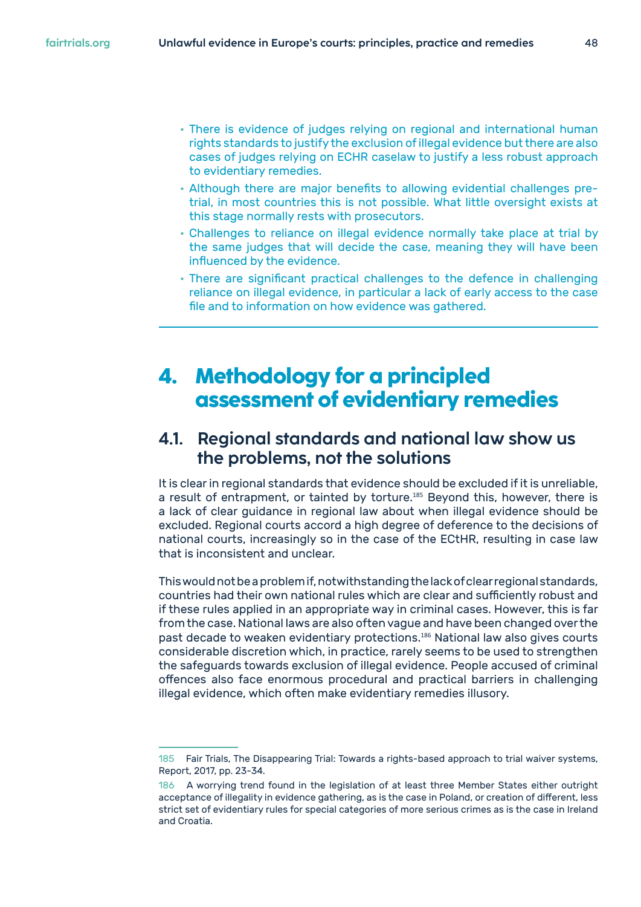- There is evidence of judges relying on regional and international human rights standards to justify the exclusion of illegal evidence but there are also cases of judges relying on ECHR caselaw to justify a less robust approach to evidentiary remedies.
- Although there are major benefits to allowing evidential challenges pre-trial, in most countries this is not possible. What little oversight exists at this stage normally rests with prosecutors.
- Challenges to reliance on illegal evidence normally take place at trial by the same judges that will decide the case, meaning they will have been influenced by the evidence.
- There are significant practical challenges to the defence in challenging reliance on illegal evidence, in particular a lack of early access to the case file and to information on how evidence was gathered.

# 4. Methodology for a principled assessment of evidentiary remedies

## 4.1. Regional standards and national law show us the problems, not the solutions

It is clear in regional standards that evidence should be excluded if it is unreliable, a result of entrapment, or tainted by torture.[185] Beyond this, however, there is a lack of clear guidance in regional law about when illegal evidence should be excluded. Regional courts accord a high degree of deference to the decisions of national courts, increasingly so in the case of the ECtHR, resulting in case law that is inconsistent and unclear.

This would not be a problem if, notwithstanding the lack of clear regional standards, countries had their own national rules which are clear and sufficiently robust and if these rules applied in an appropriate way in criminal cases. However, this is far from the case. National laws are also often vague and have been changed over the past decade to weaken evidentiary protections.[186] National law also gives courts considerable discretion which, in practice, rarely seems to be used to strengthen the safeguards towards exclusion of illegal evidence. People accused of criminal offences also face enormous procedural and practical barriers in challenging illegal evidence, which often make evidentiary remedies illusory.

---

185 Fair Trials, The Disappearing Trial: Towards a rights-based approach to trial waiver systems, Report, 2017, pp. 23-34.

186 A worrying trend found in the legislation of at least three Member States either outright acceptance of illegality in evidence gathering, as is the case in Poland, or creation of different, less strict set of evidentiary rules for special categories of more serious crimes as is the case in Ireland and Croatia.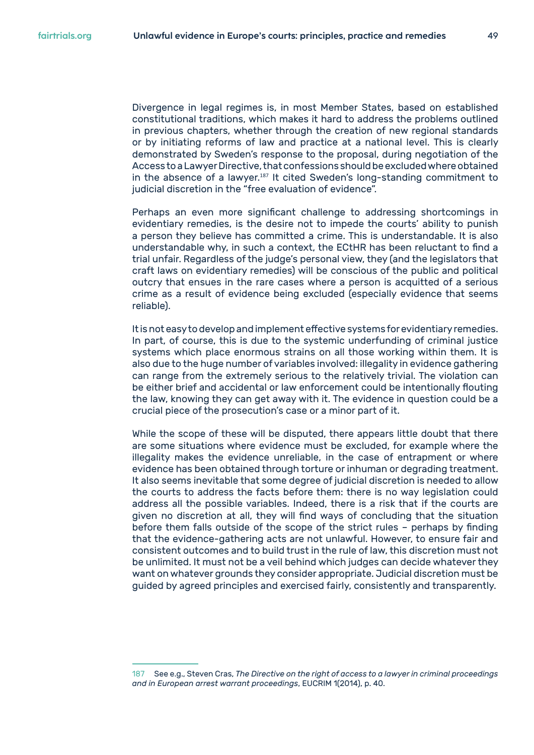Divergence in legal regimes is, in most Member States, based on established constitutional traditions, which makes it hard to address the problems outlined in previous chapters, whether through the creation of new regional standards or by initiating reforms of law and practice at a national level. This is clearly demonstrated by Sweden's response to the proposal, during negotiation of the Access to a Lawyer Directive, that confessions should be excluded where obtained in the absence of a lawyer.[187] It cited Sweden's long-standing commitment to judicial discretion in the "free evaluation of evidence".

Perhaps an even more significant challenge to addressing shortcomings in evidentiary remedies, is the desire not to impede the courts' ability to punish a person they believe has committed a crime. This is understandable. It is also understandable why, in such a context, the ECtHR has been reluctant to find a trial unfair. Regardless of the judge's personal view, they (and the legislators that craft laws on evidentiary remedies) will be conscious of the public and political outcry that ensues in the rare cases where a person is acquitted of a serious crime as a result of evidence being excluded (especially evidence that seems reliable).

It is not easy to develop and implement effective systems for evidentiary remedies. In part, of course, this is due to the systemic underfunding of criminal justice systems which place enormous strains on all those working within them. It is also due to the huge number of variables involved: illegality in evidence gathering can range from the extremely serious to the relatively trivial. The violation can be either brief and accidental or law enforcement could be intentionally flouting the law, knowing they can get away with it. The evidence in question could be a crucial piece of the prosecution's case or a minor part of it.

While the scope of these will be disputed, there appears little doubt that there are some situations where evidence must be excluded, for example where the illegality makes the evidence unreliable, in the case of entrapment or where evidence has been obtained through torture or inhuman or degrading treatment. It also seems inevitable that some degree of judicial discretion is needed to allow the courts to address the facts before them: there is no way legislation could address all the possible variables. Indeed, there is a risk that if the courts are given no discretion at all, they will find ways of concluding that the situation before them falls outside of the scope of the strict rules – perhaps by finding that the evidence-gathering acts are not unlawful. However, to ensure fair and consistent outcomes and to build trust in the rule of law, this discretion must not be unlimited. It must not be a veil behind which judges can decide whatever they want on whatever grounds they consider appropriate. Judicial discretion must be guided by agreed principles and exercised fairly, consistently and transparently.

---

187 See e.g., Steven Cras, *The Directive on the right of access to a lawyer in criminal proceedings and in European arrest warrant proceedings*, EUCRIM 1(2014), p. 40.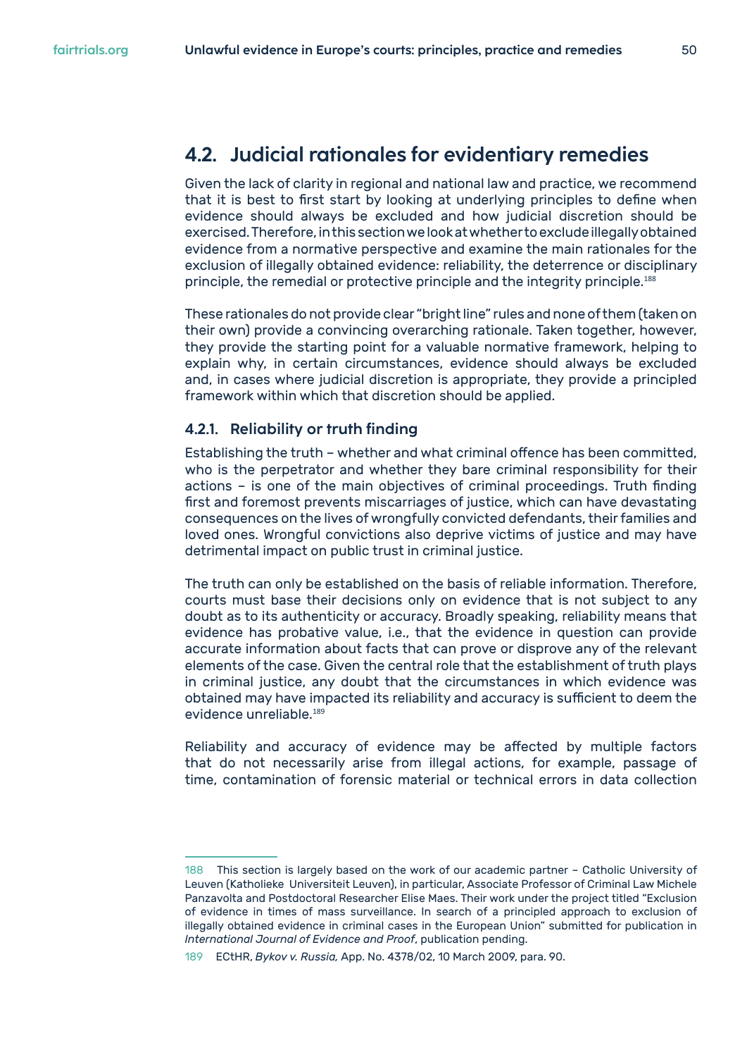## 4.2. Judicial rationales for evidentiary remedies

Given the lack of clarity in regional and national law and practice, we recommend that it is best to first start by looking at underlying principles to define when evidence should always be excluded and how judicial discretion should be exercised. Therefore, in this section we look at whether to exclude illegally obtained evidence from a normative perspective and examine the main rationales for the exclusion of illegally obtained evidence: reliability, the deterrence or disciplinary principle, the remedial or protective principle and the integrity principle.[188]

These rationales do not provide clear "bright line" rules and none of them (taken on their own) provide a convincing overarching rationale. Taken together, however, they provide the starting point for a valuable normative framework, helping to explain why, in certain circumstances, evidence should always be excluded and, in cases where judicial discretion is appropriate, they provide a principled framework within which that discretion should be applied.

### 4.2.1. Reliability or truth finding

Establishing the truth – whether and what criminal offence has been committed, who is the perpetrator and whether they bare criminal responsibility for their actions – is one of the main objectives of criminal proceedings. Truth finding first and foremost prevents miscarriages of justice, which can have devastating consequences on the lives of wrongfully convicted defendants, their families and loved ones. Wrongful convictions also deprive victims of justice and may have detrimental impact on public trust in criminal justice.

The truth can only be established on the basis of reliable information. Therefore, courts must base their decisions only on evidence that is not subject to any doubt as to its authenticity or accuracy. Broadly speaking, reliability means that evidence has probative value, i.e., that the evidence in question can provide accurate information about facts that can prove or disprove any of the relevant elements of the case. Given the central role that the establishment of truth plays in criminal justice, any doubt that the circumstances in which evidence was obtained may have impacted its reliability and accuracy is sufficient to deem the evidence unreliable.[189]

Reliability and accuracy of evidence may be affected by multiple factors that do not necessarily arise from illegal actions, for example, passage of time, contamination of forensic material or technical errors in data collection

---

188 This section is largely based on the work of our academic partner – Catholic University of Leuven (Katholieke Universiteit Leuven), in particular, Associate Professor of Criminal Law Michele Panzavolta and Postdoctoral Researcher Elise Maes. Their work under the project titled "Exclusion of evidence in times of mass surveillance. In search of a principled approach to exclusion of illegally obtained evidence in criminal cases in the European Union" submitted for publication in *International Journal of Evidence and Proof*, publication pending.

189 ECtHR, *Bykov v. Russia,* App. No. 4378/02, 10 March 2009, para. 90.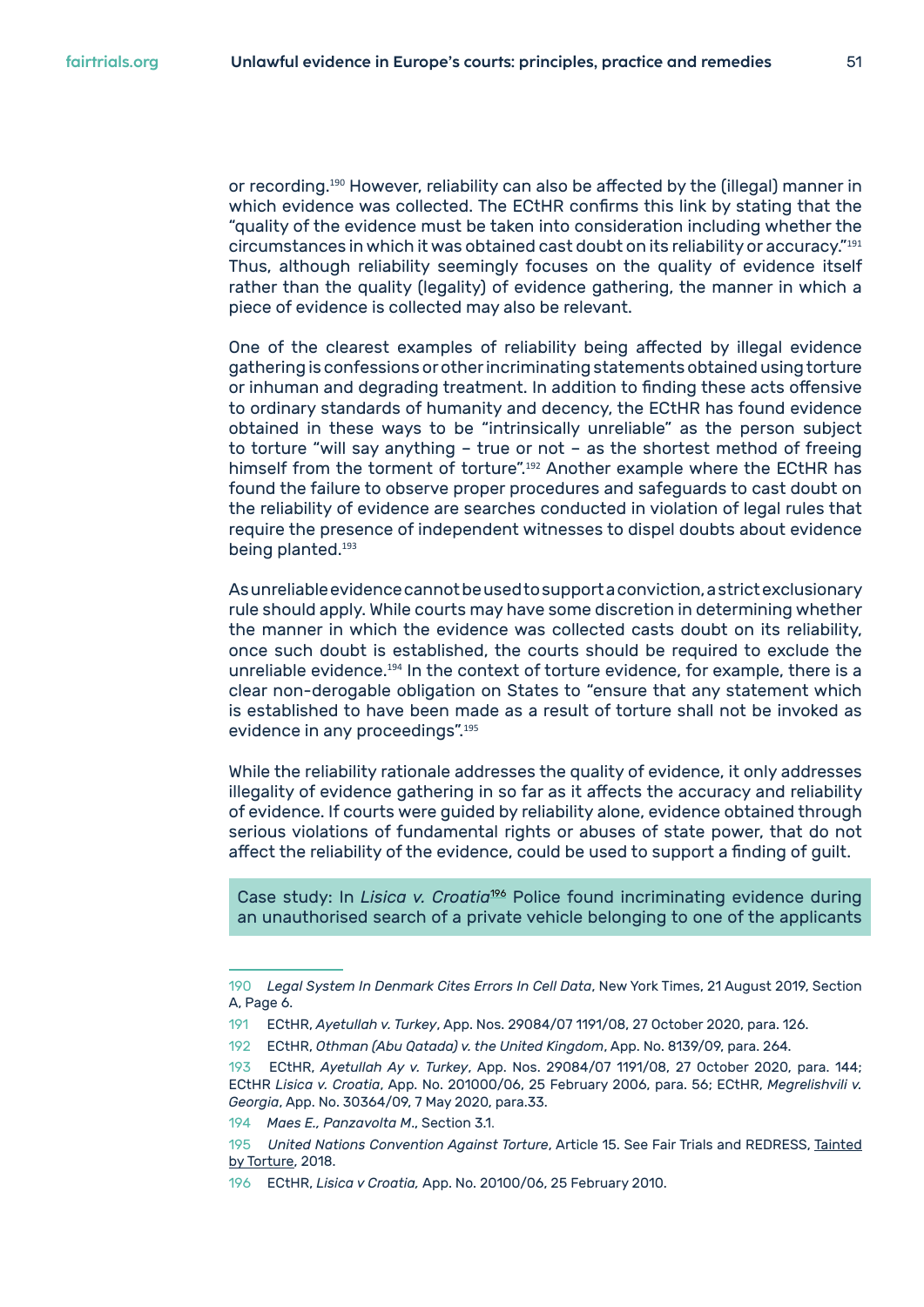or recording.[190] However, reliability can also be affected by the (illegal) manner in which evidence was collected. The ECtHR confirms this link by stating that the "quality of the evidence must be taken into consideration including whether the circumstances in which it was obtained cast doubt on its reliability or accuracy."[191] Thus, although reliability seemingly focuses on the quality of evidence itself rather than the quality (legality) of evidence gathering, the manner in which a piece of evidence is collected may also be relevant.

One of the clearest examples of reliability being affected by illegal evidence gathering is confessions or other incriminating statements obtained using torture or inhuman and degrading treatment. In addition to finding these acts offensive to ordinary standards of humanity and decency, the ECtHR has found evidence obtained in these ways to be "intrinsically unreliable" as the person subject to torture "will say anything – true or not – as the shortest method of freeing himself from the torment of torture".[192] Another example where the ECtHR has found the failure to observe proper procedures and safeguards to cast doubt on the reliability of evidence are searches conducted in violation of legal rules that require the presence of independent witnesses to dispel doubts about evidence being planted.[193]

As unreliable evidence cannot be used to support a conviction, a strict exclusionary rule should apply. While courts may have some discretion in determining whether the manner in which the evidence was collected casts doubt on its reliability, once such doubt is established, the courts should be required to exclude the unreliable evidence.[194] In the context of torture evidence, for example, there is a clear non-derogable obligation on States to "ensure that any statement which is established to have been made as a result of torture shall not be invoked as evidence in any proceedings".[195]

While the reliability rationale addresses the quality of evidence, it only addresses illegality of evidence gathering in so far as it affects the accuracy and reliability of evidence. If courts were guided by reliability alone, evidence obtained through serious violations of fundamental rights or abuses of state power, that do not affect the reliability of the evidence, could be used to support a finding of guilt.

Case study: In *Lisica v. Croatia*[196] Police found incriminating evidence during an unauthorised search of a private vehicle belonging to one of the applicants

---

190 *Legal System In Denmark Cites Errors In Cell Data*, New York Times, 21 August 2019, Section A, Page 6.

191 ECtHR, *Ayetullah v. Turkey*, App. Nos. 29084/07 1191/08, 27 October 2020, para. 126.

192 ECtHR, *Othman (Abu Qatada) v. the United Kingdom*, App. No. 8139/09, para. 264.

193 ECtHR, *Ayetullah Ay v. Turkey*, App. Nos. 29084/07 1191/08, 27 October 2020, para. 144; ECtHR *Lisica v. Croatia*, App. No. 201000/06, 25 February 2006, para. 56; ECtHR, *Megrelishvili v. Georgia*, App. No. 30364/09, 7 May 2020, para.33.

194 *Maes E., Panzavolta M.*, Section 3.1.

195 *United Nations Convention Against Torture*, Article 15. See Fair Trials and REDRESS, Tainted by Torture, 2018.

196 ECtHR, *Lisica v Croatia,* App. No. 20100/06, 25 February 2010.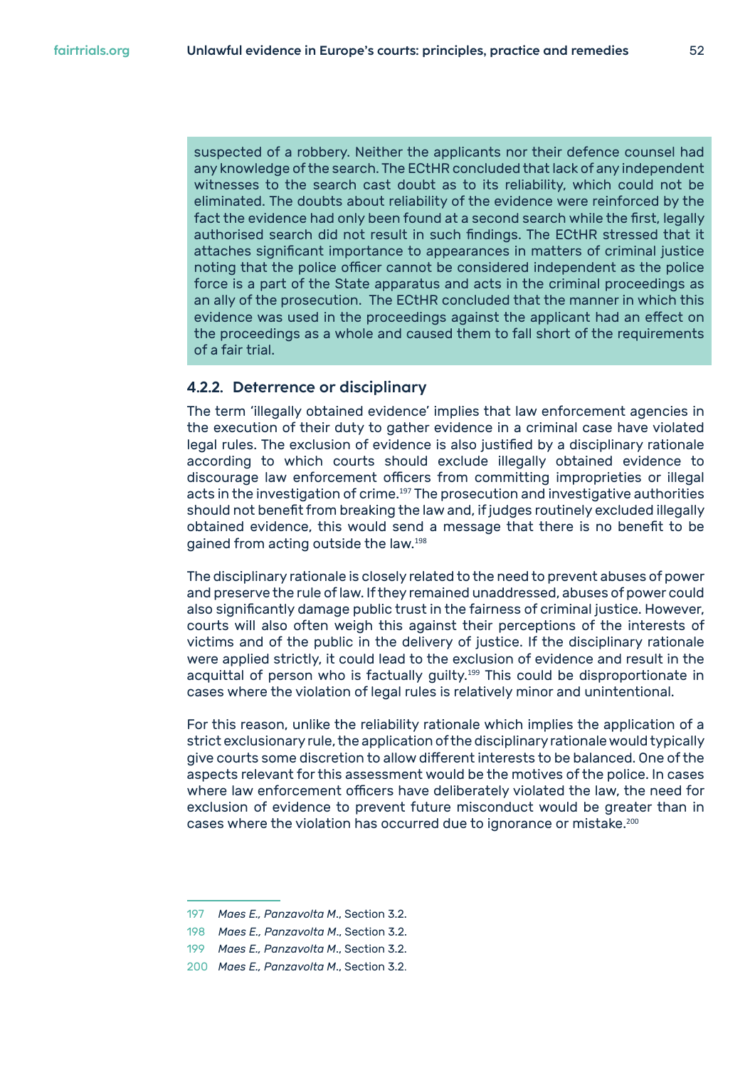suspected of a robbery. Neither the applicants nor their defence counsel had any knowledge of the search. The ECtHR concluded that lack of any independent witnesses to the search cast doubt as to its reliability, which could not be eliminated. The doubts about reliability of the evidence were reinforced by the fact the evidence had only been found at a second search while the first, legally authorised search did not result in such findings. The ECtHR stressed that it attaches significant importance to appearances in matters of criminal justice noting that the police officer cannot be considered independent as the police force is a part of the State apparatus and acts in the criminal proceedings as an ally of the prosecution. The ECtHR concluded that the manner in which this evidence was used in the proceedings against the applicant had an effect on the proceedings as a whole and caused them to fall short of the requirements of a fair trial.

### 4.2.2. Deterrence or disciplinary

The term 'illegally obtained evidence' implies that law enforcement agencies in the execution of their duty to gather evidence in a criminal case have violated legal rules. The exclusion of evidence is also justified by a disciplinary rationale according to which courts should exclude illegally obtained evidence to discourage law enforcement officers from committing improprieties or illegal acts in the investigation of crime.[197] The prosecution and investigative authorities should not benefit from breaking the law and, if judges routinely excluded illegally obtained evidence, this would send a message that there is no benefit to be gained from acting outside the law.[198]

The disciplinary rationale is closely related to the need to prevent abuses of power and preserve the rule of law. If they remained unaddressed, abuses of power could also significantly damage public trust in the fairness of criminal justice. However, courts will also often weigh this against their perceptions of the interests of victims and of the public in the delivery of justice. If the disciplinary rationale were applied strictly, it could lead to the exclusion of evidence and result in the acquittal of person who is factually guilty.[199] This could be disproportionate in cases where the violation of legal rules is relatively minor and unintentional.

For this reason, unlike the reliability rationale which implies the application of a strict exclusionary rule, the application of the disciplinary rationale would typically give courts some discretion to allow different interests to be balanced. One of the aspects relevant for this assessment would be the motives of the police. In cases where law enforcement officers have deliberately violated the law, the need for exclusion of evidence to prevent future misconduct would be greater than in cases where the violation has occurred due to ignorance or mistake.[200]

---

197 *Maes E., Panzavolta M.*, Section 3.2.

198 *Maes E., Panzavolta M.*, Section 3.2.

199 *Maes E., Panzavolta M.*, Section 3.2.

200 *Maes E., Panzavolta M.*, Section 3.2.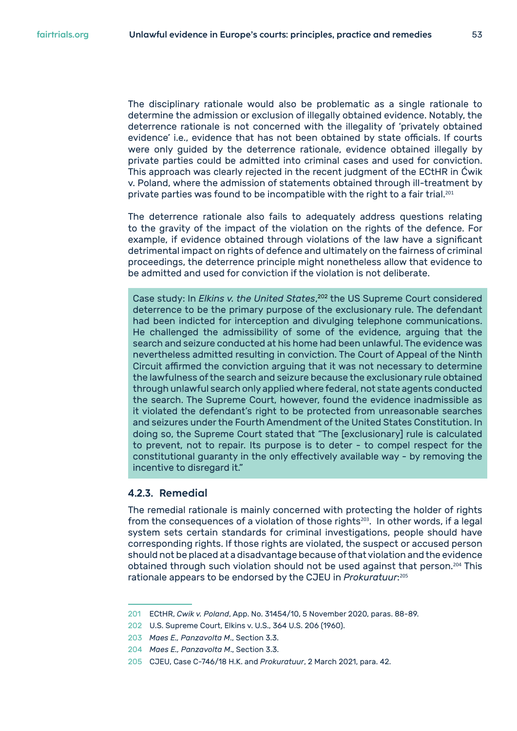The disciplinary rationale would also be problematic as a single rationale to determine the admission or exclusion of illegally obtained evidence. Notably, the deterrence rationale is not concerned with the illegality of 'privately obtained evidence' i.e., evidence that has not been obtained by state officials. If courts were only guided by the deterrence rationale, evidence obtained illegally by private parties could be admitted into criminal cases and used for conviction. This approach was clearly rejected in the recent judgment of the ECtHR in Ćwik v. Poland, where the admission of statements obtained through ill-treatment by private parties was found to be incompatible with the right to a fair trial.[201]

The deterrence rationale also fails to adequately address questions relating to the gravity of the impact of the violation on the rights of the defence. For example, if evidence obtained through violations of the law have a significant detrimental impact on rights of defence and ultimately on the fairness of criminal proceedings, the deterrence principle might nonetheless allow that evidence to be admitted and used for conviction if the violation is not deliberate.

> Case study: In *Elkins v. the United States*,[202] the US Supreme Court considered deterrence to be the primary purpose of the exclusionary rule. The defendant had been indicted for interception and divulging telephone communications. He challenged the admissibility of some of the evidence, arguing that the search and seizure conducted at his home had been unlawful. The evidence was nevertheless admitted resulting in conviction. The Court of Appeal of the Ninth Circuit affirmed the conviction arguing that it was not necessary to determine the lawfulness of the search and seizure because the exclusionary rule obtained through unlawful search only applied where federal, not state agents conducted the search. The Supreme Court, however, found the evidence inadmissible as it violated the defendant's right to be protected from unreasonable searches and seizures under the Fourth Amendment of the United States Constitution. In doing so, the Supreme Court stated that "The [exclusionary] rule is calculated to prevent, not to repair. Its purpose is to deter - to compel respect for the constitutional guaranty in the only effectively available way - by removing the incentive to disregard it."

### 4.2.3. Remedial

The remedial rationale is mainly concerned with protecting the holder of rights from the consequences of a violation of those rights[203]. In other words, if a legal system sets certain standards for criminal investigations, people should have corresponding rights. If those rights are violated, the suspect or accused person should not be placed at a disadvantage because of that violation and the evidence obtained through such violation should not be used against that person.[204] This rationale appears to be endorsed by the CJEU in *Prokuratuur*:[205]

---

201 ECtHR, *Cwik v. Poland*, App. No. 31454/10, 5 November 2020, paras. 88-89.

202 U.S. Supreme Court, Elkins v. U.S., 364 U.S. 206 (1960).

203 *Maes E., Panzavolta M.*, Section 3.3.

204 *Maes E., Panzavolta M.*, Section 3.3.

205 CJEU, Case C-746/18 H.K. and *Prokuratuur*, 2 March 2021, para. 42.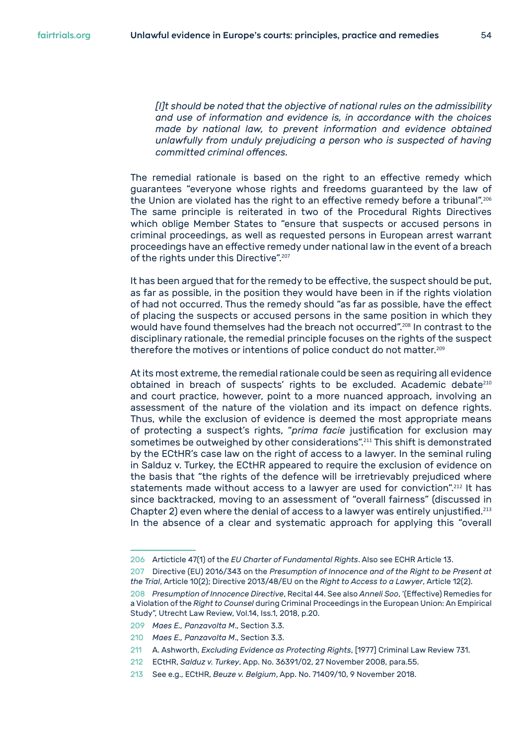> *[I]t should be noted that the objective of national rules on the admissibility and use of information and evidence is, in accordance with the choices made by national law, to prevent information and evidence obtained unlawfully from unduly prejudicing a person who is suspected of having committed criminal offences.*

The remedial rationale is based on the right to an effective remedy which guarantees "everyone whose rights and freedoms guaranteed by the law of the Union are violated has the right to an effective remedy before a tribunal".[206] The same principle is reiterated in two of the Procedural Rights Directives which oblige Member States to "ensure that suspects or accused persons in criminal proceedings, as well as requested persons in European arrest warrant proceedings have an effective remedy under national law in the event of a breach of the rights under this Directive".[207]

It has been argued that for the remedy to be effective, the suspect should be put, as far as possible, in the position they would have been in if the rights violation of had not occurred. Thus the remedy should "as far as possible, have the effect of placing the suspects or accused persons in the same position in which they would have found themselves had the breach not occurred".[208] In contrast to the disciplinary rationale, the remedial principle focuses on the rights of the suspect therefore the motives or intentions of police conduct do not matter.[209]

At its most extreme, the remedial rationale could be seen as requiring all evidence obtained in breach of suspects' rights to be excluded. Academic debate[210] and court practice, however, point to a more nuanced approach, involving an assessment of the nature of the violation and its impact on defence rights. Thus, while the exclusion of evidence is deemed the most appropriate means of protecting a suspect's rights, "*prima facie* justification for exclusion may sometimes be outweighed by other considerations".[211] This shift is demonstrated by the ECtHR's case law on the right of access to a lawyer. In the seminal ruling in Salduz v. Turkey, the ECtHR appeared to require the exclusion of evidence on the basis that "the rights of the defence will be irretrievably prejudiced where statements made without access to a lawyer are used for conviction".[212] It has since backtracked, moving to an assessment of "overall fairness" (discussed in Chapter 2) even where the denial of access to a lawyer was entirely unjustified.[213] In the absence of a clear and systematic approach for applying this "overall

---

206 Articticle 47(1) of the *EU Charter of Fundamental Rights*. Also see ECHR Article 13.

207 Directive (EU) 2016/343 on the *Presumption of Innocence and of the Right to be Present at the Trial*, Article 10(2); Directive 2013/48/EU on the *Right to Access to a Lawyer*, Article 12(2).

208 *Presumption of Innocence Directive*, Recital 44. See also *Anneli Soo*, '(Effective) Remedies for a Violation of the *Right to Counsel* during Criminal Proceedings in the European Union: An Empirical Study", Utrecht Law Review, Vol.14, Iss.1, 2018, p.20.

209 *Maes E., Panzavolta M.*, Section 3.3.

210 *Maes E., Panzavolta M.*, Section 3.3.

211 A. Ashworth, *Excluding Evidence as Protecting Rights*, [1977] Criminal Law Review 731.

212 ECtHR, *Salduz v. Turkey*, App. No. 36391/02, 27 November 2008, para.55.

213 See e.g., ECtHR, *Beuze v. Belgium*, App. No. 71409/10, 9 November 2018.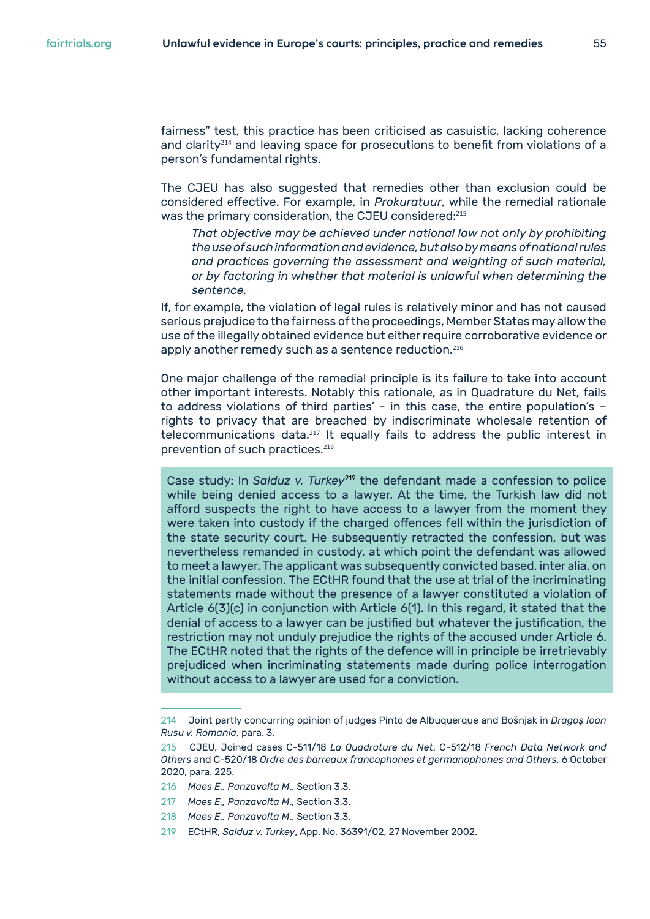fairness" test, this practice has been criticised as casuistic, lacking coherence and clarity[214] and leaving space for prosecutions to benefit from violations of a person's fundamental rights.

The CJEU has also suggested that remedies other than exclusion could be considered effective. For example, in *Prokuratuur*, while the remedial rationale was the primary consideration, the CJEU considered:[215]

> *That objective may be achieved under national law not only by prohibiting the use of such information and evidence, but also by means of national rules and practices governing the assessment and weighting of such material, or by factoring in whether that material is unlawful when determining the sentence.*

If, for example, the violation of legal rules is relatively minor and has not caused serious prejudice to the fairness of the proceedings, Member States may allow the use of the illegally obtained evidence but either require corroborative evidence or apply another remedy such as a sentence reduction.[216]

One major challenge of the remedial principle is its failure to take into account other important interests. Notably this rationale, as in Quadrature du Net, fails to address violations of third parties' - in this case, the entire population's – rights to privacy that are breached by indiscriminate wholesale retention of telecommunications data.[217] It equally fails to address the public interest in prevention of such practices.[218]

> Case study: In *Salduz v. Turkey*[219] the defendant made a confession to police while being denied access to a lawyer. At the time, the Turkish law did not afford suspects the right to have access to a lawyer from the moment they were taken into custody if the charged offences fell within the jurisdiction of the state security court. He subsequently retracted the confession, but was nevertheless remanded in custody, at which point the defendant was allowed to meet a lawyer. The applicant was subsequently convicted based, inter alia, on the initial confession. The ECtHR found that the use at trial of the incriminating statements made without the presence of a lawyer constituted a violation of Article 6(3)(c) in conjunction with Article 6(1). In this regard, it stated that the denial of access to a lawyer can be justified but whatever the justification, the restriction may not unduly prejudice the rights of the accused under Article 6. The ECtHR noted that the rights of the defence will in principle be irretrievably prejudiced when incriminating statements made during police interrogation without access to a lawyer are used for a conviction.

---

214 Joint partly concurring opinion of judges Pinto de Albuquerque and Bošnjak in *Dragoș Ioan Rusu v. Romania*, para. 3.

215 CJEU, Joined cases C-511/18 *La Quadrature du Net*, C-512/18 *French Data Network and Others* and C-520/18 *Ordre des barreaux francophones et germanophones and Others*, 6 October 2020, para. 225.

216 *Maes E., Panzavolta M.*, Section 3.3.

217 *Maes E., Panzavolta M.*, Section 3.3.

218 *Maes E., Panzavolta M.*, Section 3.3.

219 ECtHR, *Salduz v. Turkey*, App. No. 36391/02, 27 November 2002.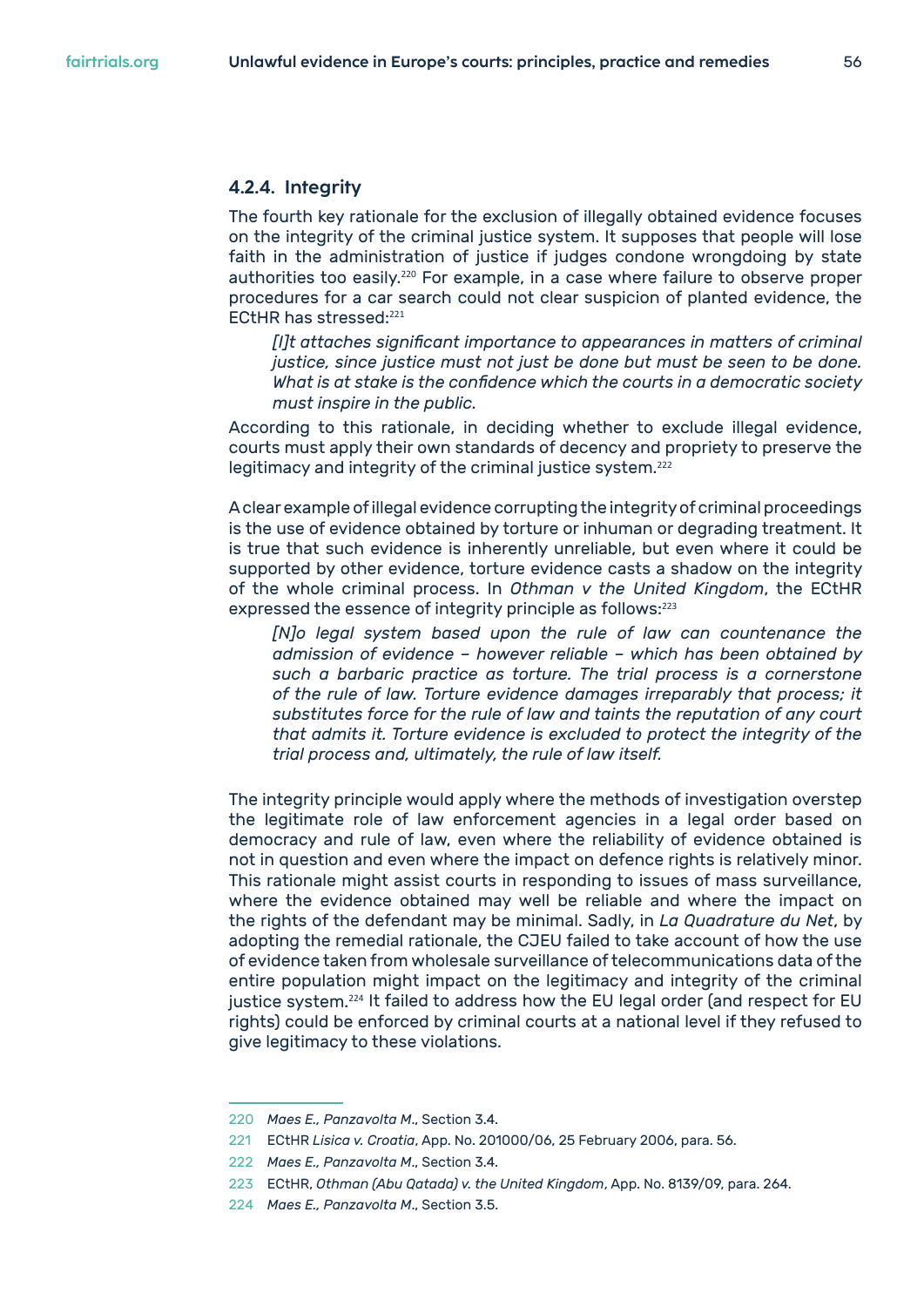### 4.2.4. Integrity

The fourth key rationale for the exclusion of illegally obtained evidence focuses on the integrity of the criminal justice system. It supposes that people will lose faith in the administration of justice if judges condone wrongdoing by state authorities too easily.[220] For example, in a case where failure to observe proper procedures for a car search could not clear suspicion of planted evidence, the ECtHR has stressed:[221]

> *[I]t attaches significant importance to appearances in matters of criminal justice, since justice must not just be done but must be seen to be done. What is at stake is the confidence which the courts in a democratic society must inspire in the public.*

According to this rationale, in deciding whether to exclude illegal evidence, courts must apply their own standards of decency and propriety to preserve the legitimacy and integrity of the criminal justice system.[222]

A clear example of illegal evidence corrupting the integrity of criminal proceedings is the use of evidence obtained by torture or inhuman or degrading treatment. It is true that such evidence is inherently unreliable, but even where it could be supported by other evidence, torture evidence casts a shadow on the integrity of the whole criminal process. In *Othman v the United Kingdom*, the ECtHR expressed the essence of integrity principle as follows:[223]

> *[N]o legal system based upon the rule of law can countenance the admission of evidence – however reliable – which has been obtained by such a barbaric practice as torture. The trial process is a cornerstone of the rule of law. Torture evidence damages irreparably that process; it substitutes force for the rule of law and taints the reputation of any court that admits it. Torture evidence is excluded to protect the integrity of the trial process and, ultimately, the rule of law itself.*

The integrity principle would apply where the methods of investigation overstep the legitimate role of law enforcement agencies in a legal order based on democracy and rule of law, even where the reliability of evidence obtained is not in question and even where the impact on defence rights is relatively minor. This rationale might assist courts in responding to issues of mass surveillance, where the evidence obtained may well be reliable and where the impact on the rights of the defendant may be minimal. Sadly, in *La Quadrature du Net*, by adopting the remedial rationale, the CJEU failed to take account of how the use of evidence taken from wholesale surveillance of telecommunications data of the entire population might impact on the legitimacy and integrity of the criminal justice system.[224] It failed to address how the EU legal order (and respect for EU rights) could be enforced by criminal courts at a national level if they refused to give legitimacy to these violations.

---

220 *Maes E., Panzavolta M.*, Section 3.4.

221 ECtHR *Lisica v. Croatia*, App. No. 201000/06, 25 February 2006, para. 56.

222 *Maes E., Panzavolta M.*, Section 3.4.

223 ECtHR, *Othman (Abu Qatada) v. the United Kingdom*, App. No. 8139/09, para. 264.

224 *Maes E., Panzavolta M.*, Section 3.5.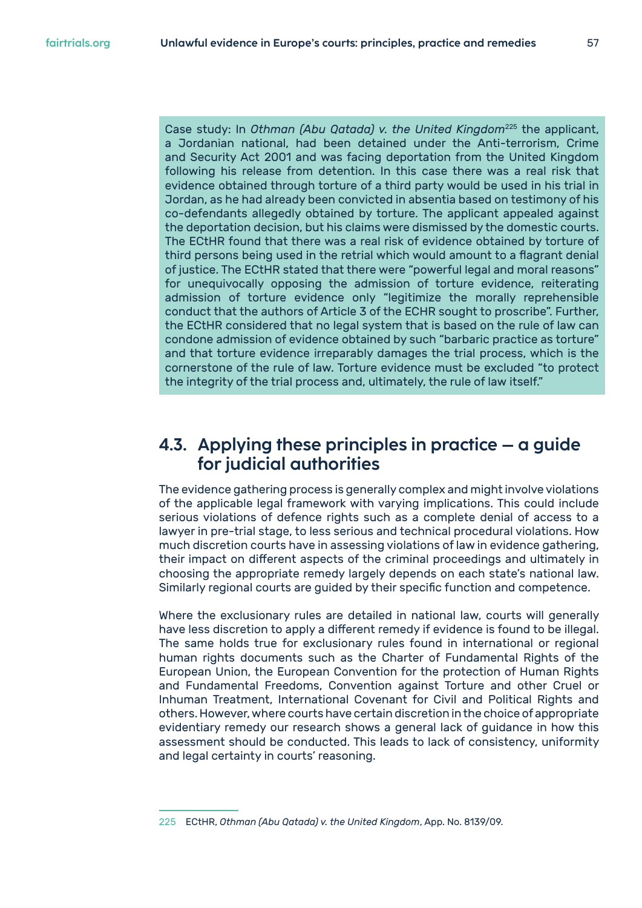Case study: In *Othman (Abu Qatada) v. the United Kingdom*[225] the applicant, a Jordanian national, had been detained under the Anti-terrorism, Crime and Security Act 2001 and was facing deportation from the United Kingdom following his release from detention. In this case there was a real risk that evidence obtained through torture of a third party would be used in his trial in Jordan, as he had already been convicted in absentia based on testimony of his co-defendants allegedly obtained by torture. The applicant appealed against the deportation decision, but his claims were dismissed by the domestic courts. The ECtHR found that there was a real risk of evidence obtained by torture of third persons being used in the retrial which would amount to a flagrant denial of justice. The ECtHR stated that there were "powerful legal and moral reasons" for unequivocally opposing the admission of torture evidence, reiterating admission of torture evidence only "legitimize the morally reprehensible conduct that the authors of Article 3 of the ECHR sought to proscribe". Further, the ECtHR considered that no legal system that is based on the rule of law can condone admission of evidence obtained by such "barbaric practice as torture" and that torture evidence irreparably damages the trial process, which is the cornerstone of the rule of law. Torture evidence must be excluded "to protect the integrity of the trial process and, ultimately, the rule of law itself."

## 4.3. Applying these principles in practice – a guide for judicial authorities

The evidence gathering process is generally complex and might involve violations of the applicable legal framework with varying implications. This could include serious violations of defence rights such as a complete denial of access to a lawyer in pre-trial stage, to less serious and technical procedural violations. How much discretion courts have in assessing violations of law in evidence gathering, their impact on different aspects of the criminal proceedings and ultimately in choosing the appropriate remedy largely depends on each state's national law. Similarly regional courts are guided by their specific function and competence.

Where the exclusionary rules are detailed in national law, courts will generally have less discretion to apply a different remedy if evidence is found to be illegal. The same holds true for exclusionary rules found in international or regional human rights documents such as the Charter of Fundamental Rights of the European Union, the European Convention for the protection of Human Rights and Fundamental Freedoms, Convention against Torture and other Cruel or Inhuman Treatment, International Covenant for Civil and Political Rights and others. However, where courts have certain discretion in the choice of appropriate evidentiary remedy our research shows a general lack of guidance in how this assessment should be conducted. This leads to lack of consistency, uniformity and legal certainty in courts' reasoning.

225 ECtHR, *Othman (Abu Qatada) v. the United Kingdom*, App. No. 8139/09.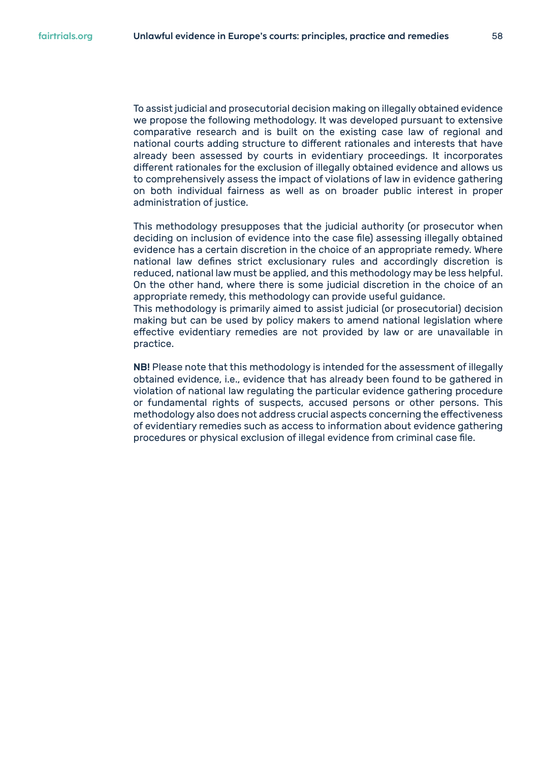To assist judicial and prosecutorial decision making on illegally obtained evidence we propose the following methodology. It was developed pursuant to extensive comparative research and is built on the existing case law of regional and national courts adding structure to different rationales and interests that have already been assessed by courts in evidentiary proceedings. It incorporates different rationales for the exclusion of illegally obtained evidence and allows us to comprehensively assess the impact of violations of law in evidence gathering on both individual fairness as well as on broader public interest in proper administration of justice.

This methodology presupposes that the judicial authority (or prosecutor when deciding on inclusion of evidence into the case file) assessing illegally obtained evidence has a certain discretion in the choice of an appropriate remedy. Where national law defines strict exclusionary rules and accordingly discretion is reduced, national law must be applied, and this methodology may be less helpful. On the other hand, where there is some judicial discretion in the choice of an appropriate remedy, this methodology can provide useful guidance.

This methodology is primarily aimed to assist judicial (or prosecutorial) decision making but can be used by policy makers to amend national legislation where effective evidentiary remedies are not provided by law or are unavailable in practice.

**NB!** Please note that this methodology is intended for the assessment of illegally obtained evidence, i.e., evidence that has already been found to be gathered in violation of national law regulating the particular evidence gathering procedure or fundamental rights of suspects, accused persons or other persons. This methodology also does not address crucial aspects concerning the effectiveness of evidentiary remedies such as access to information about evidence gathering procedures or physical exclusion of illegal evidence from criminal case file.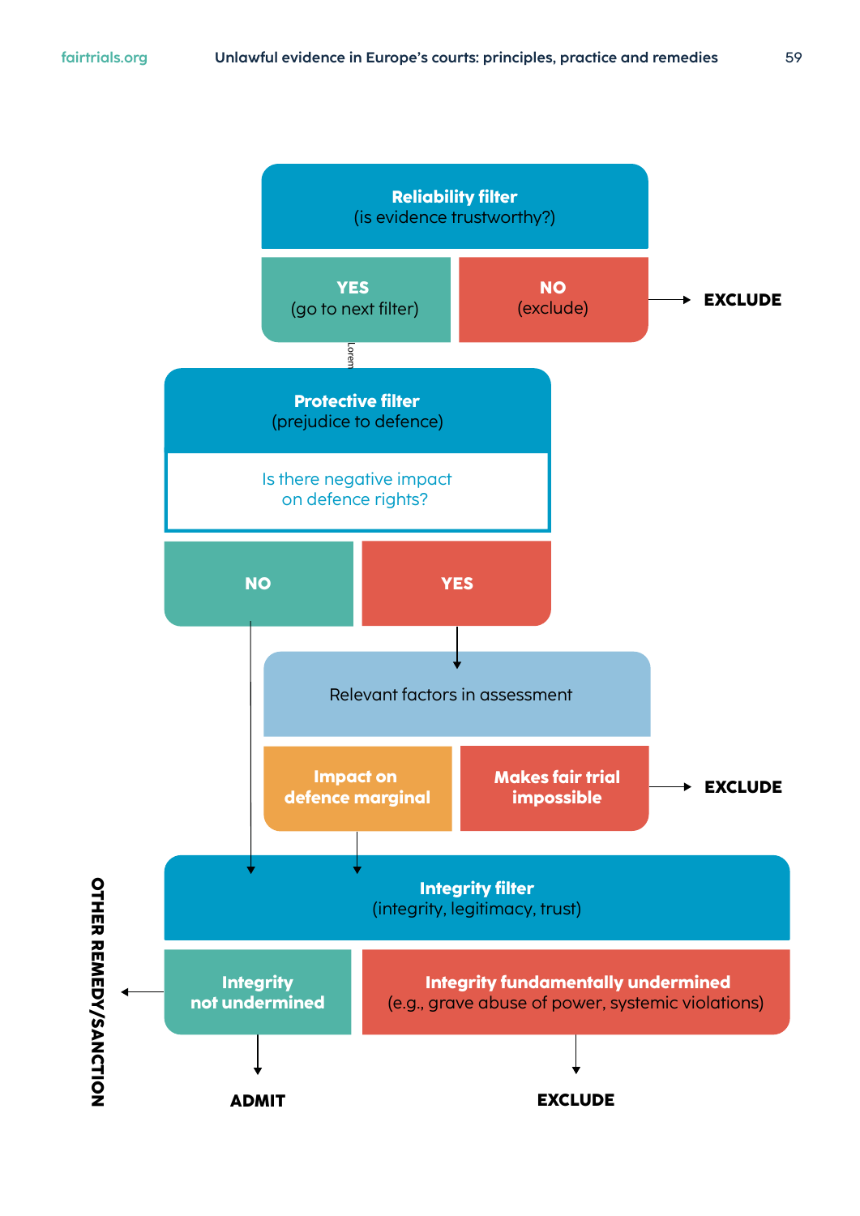**Reliability filter**
(is evidence trustworthy?)

- **YES** (go to next filter)
- **NO** (exclude) → **EXCLUDE**

Lorem

**Protective filter**
(prejudice to defence)

Is there negative impact on defence rights?

- **NO**
- **YES**

Relevant factors in assessment

- **Impact on defence marginal**
- **Makes fair trial impossible** → **EXCLUDE**

**Integrity filter**
(integrity, legitimacy, trust)

- **Integrity not undermined** → **ADMIT**
- **Integrity fundamentally undermined** (e.g., grave abuse of power, systemic violations) → **EXCLUDE**

**OTHER REMEDY/SANCTION**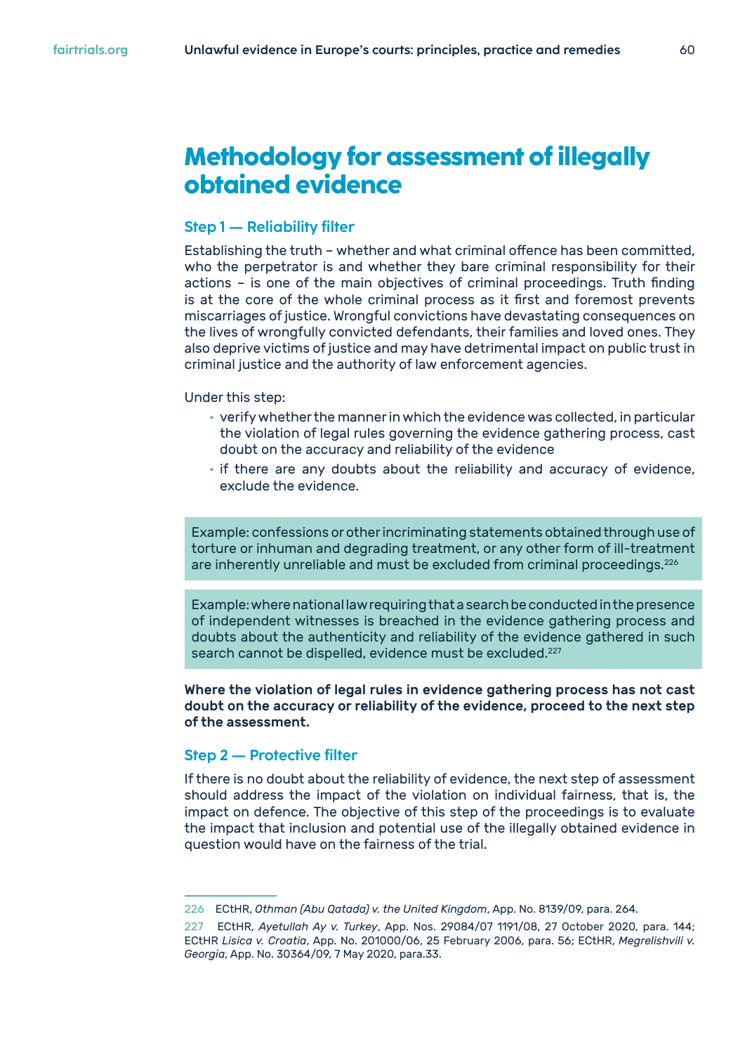# Methodology for assessment of illegally obtained evidence

## Step 1 — Reliability filter

Establishing the truth – whether and what criminal offence has been committed, who the perpetrator is and whether they bare criminal responsibility for their actions – is one of the main objectives of criminal proceedings. Truth finding is at the core of the whole criminal process as it first and foremost prevents miscarriages of justice. Wrongful convictions have devastating consequences on the lives of wrongfully convicted defendants, their families and loved ones. They also deprive victims of justice and may have detrimental impact on public trust in criminal justice and the authority of law enforcement agencies.

Under this step:

- verify whether the manner in which the evidence was collected, in particular the violation of legal rules governing the evidence gathering process, cast doubt on the accuracy and reliability of the evidence
- if there are any doubts about the reliability and accuracy of evidence, exclude the evidence.

Example: confessions or other incriminating statements obtained through use of torture or inhuman and degrading treatment, or any other form of ill-treatment are inherently unreliable and must be excluded from criminal proceedings.[226]

Example: where national law requiring that a search be conducted in the presence of independent witnesses is breached in the evidence gathering process and doubts about the authenticity and reliability of the evidence gathered in such search cannot be dispelled, evidence must be excluded.[227]

**Where the violation of legal rules in evidence gathering process has not cast doubt on the accuracy or reliability of the evidence, proceed to the next step of the assessment.**

## Step 2 — Protective filter

If there is no doubt about the reliability of evidence, the next step of assessment should address the impact of the violation on individual fairness, that is, the impact on defence. The objective of this step of the proceedings is to evaluate the impact that inclusion and potential use of the illegally obtained evidence in question would have on the fairness of the trial.

---

226 ECtHR, *Othman (Abu Qatada) v. the United Kingdom*, App. No. 8139/09, para. 264.

227 ECtHR, *Ayetullah Ay v. Turkey*, App. Nos. 29084/07 1191/08, 27 October 2020, para. 144; ECtHR *Lisica v. Croatia*, App. No. 201000/06, 25 February 2006, para. 56; ECtHR, *Megrelishvili v. Georgia*, App. No. 30364/09, 7 May 2020, para.33.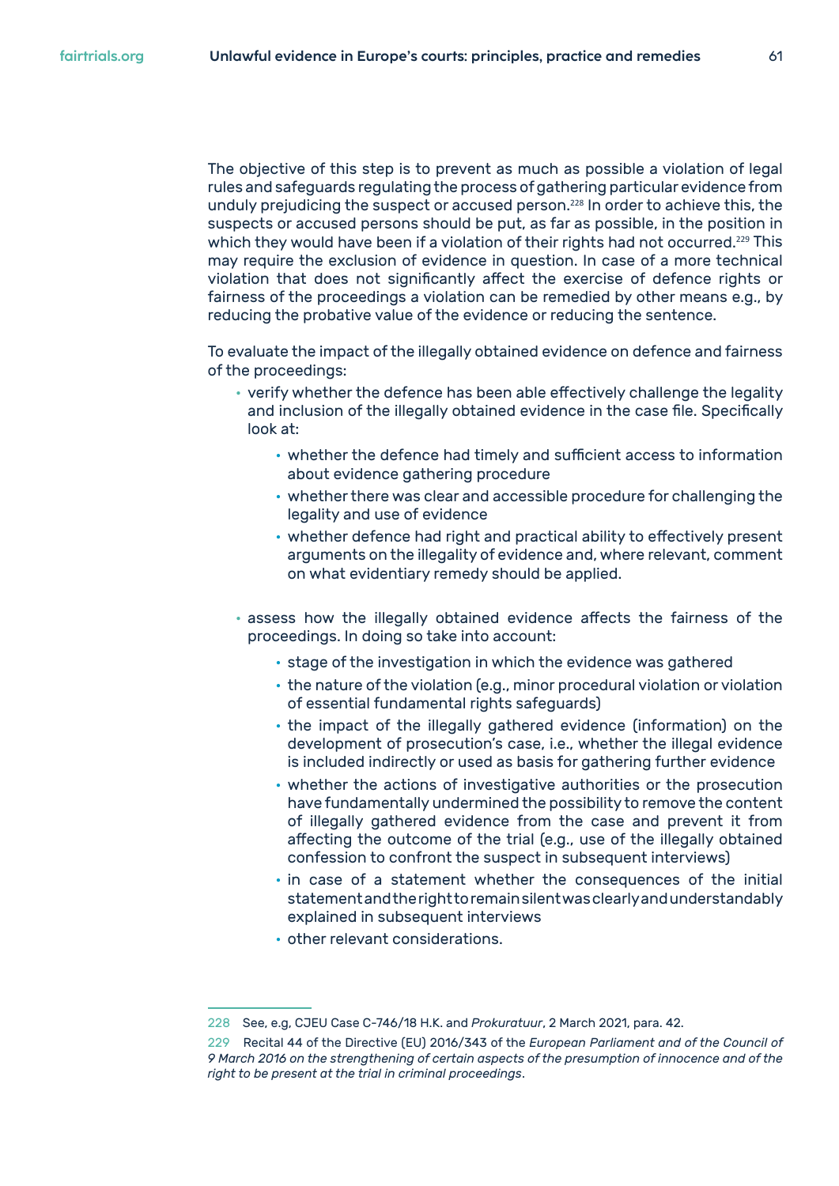The objective of this step is to prevent as much as possible a violation of legal rules and safeguards regulating the process of gathering particular evidence from unduly prejudicing the suspect or accused person.[228] In order to achieve this, the suspects or accused persons should be put, as far as possible, in the position in which they would have been if a violation of their rights had not occurred.[229] This may require the exclusion of evidence in question. In case of a more technical violation that does not significantly affect the exercise of defence rights or fairness of the proceedings a violation can be remedied by other means e.g., by reducing the probative value of the evidence or reducing the sentence.

To evaluate the impact of the illegally obtained evidence on defence and fairness of the proceedings:

- verify whether the defence has been able effectively challenge the legality and inclusion of the illegally obtained evidence in the case file. Specifically look at:
    - whether the defence had timely and sufficient access to information about evidence gathering procedure
    - whether there was clear and accessible procedure for challenging the legality and use of evidence
    - whether defence had right and practical ability to effectively present arguments on the illegality of evidence and, where relevant, comment on what evidentiary remedy should be applied.

- assess how the illegally obtained evidence affects the fairness of the proceedings. In doing so take into account:
    - stage of the investigation in which the evidence was gathered
    - the nature of the violation (e.g., minor procedural violation or violation of essential fundamental rights safeguards)
    - the impact of the illegally gathered evidence (information) on the development of prosecution's case, i.e., whether the illegal evidence is included indirectly or used as basis for gathering further evidence
    - whether the actions of investigative authorities or the prosecution have fundamentally undermined the possibility to remove the content of illegally gathered evidence from the case and prevent it from affecting the outcome of the trial (e.g., use of the illegally obtained confession to confront the suspect in subsequent interviews)
    - in case of a statement whether the consequences of the initial statement and the right to remain silent was clearly and understandably explained in subsequent interviews
    - other relevant considerations.

---

228 See, e.g, CJEU Case C-746/18 H.K. and *Prokuratuur*, 2 March 2021, para. 42.

229 Recital 44 of the Directive (EU) 2016/343 of the *European Parliament and of the Council of 9 March 2016 on the strengthening of certain aspects of the presumption of innocence and of the right to be present at the trial in criminal proceedings*.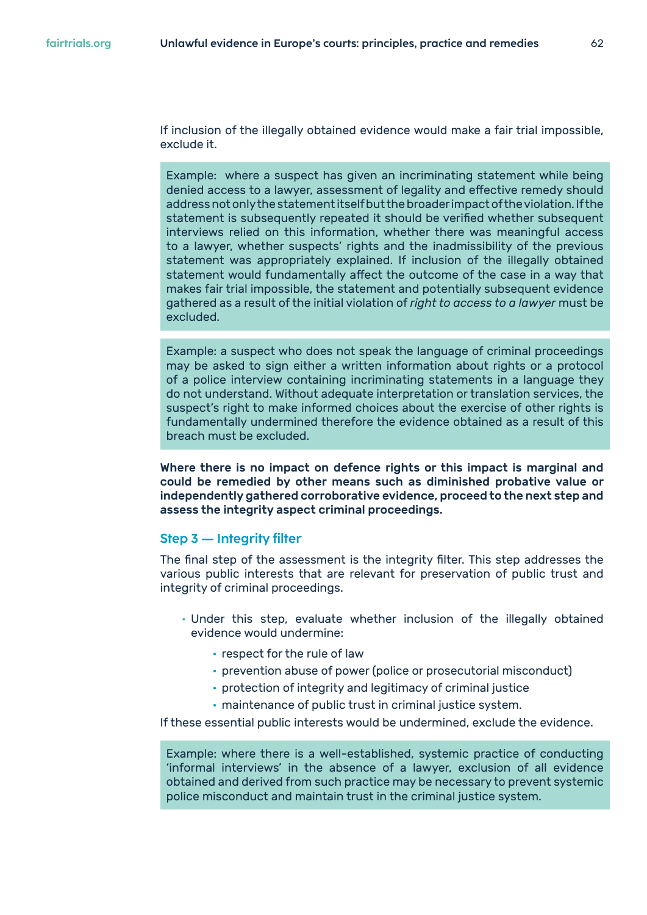If inclusion of the illegally obtained evidence would make a fair trial impossible, exclude it.

> Example: where a suspect has given an incriminating statement while being denied access to a lawyer, assessment of legality and effective remedy should address not only the statement itself but the broader impact of the violation. If the statement is subsequently repeated it should be verified whether subsequent interviews relied on this information, whether there was meaningful access to a lawyer, whether suspects' rights and the inadmissibility of the previous statement was appropriately explained. If inclusion of the illegally obtained statement would fundamentally affect the outcome of the case in a way that makes fair trial impossible, the statement and potentially subsequent evidence gathered as a result of the initial violation of *right to access to a lawyer* must be excluded.

> Example: a suspect who does not speak the language of criminal proceedings may be asked to sign either a written information about rights or a protocol of a police interview containing incriminating statements in a language they do not understand. Without adequate interpretation or translation services, the suspect's right to make informed choices about the exercise of other rights is fundamentally undermined therefore the evidence obtained as a result of this breach must be excluded.

**Where there is no impact on defence rights or this impact is marginal and could be remedied by other means such as diminished probative value or independently gathered corroborative evidence, proceed to the next step and assess the integrity aspect criminal proceedings.**

### Step 3 — Integrity filter

The final step of the assessment is the integrity filter. This step addresses the various public interests that are relevant for preservation of public trust and integrity of criminal proceedings.

- Under this step, evaluate whether inclusion of the illegally obtained evidence would undermine:
  - respect for the rule of law
  - prevention abuse of power (police or prosecutorial misconduct)
  - protection of integrity and legitimacy of criminal justice
  - maintenance of public trust in criminal justice system.

If these essential public interests would be undermined, exclude the evidence.

> Example: where there is a well-established, systemic practice of conducting 'informal interviews' in the absence of a lawyer, exclusion of all evidence obtained and derived from such practice may be necessary to prevent systemic police misconduct and maintain trust in the criminal justice system.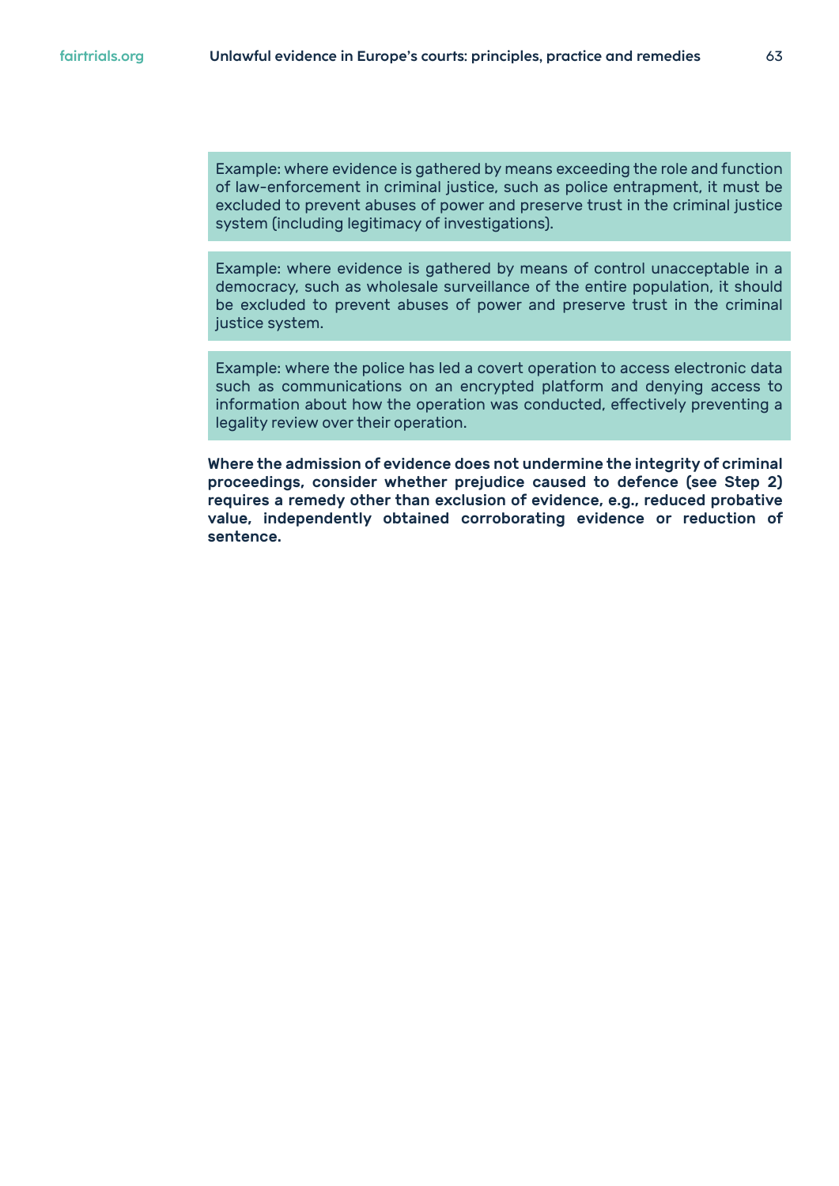> Example: where evidence is gathered by means exceeding the role and function of law-enforcement in criminal justice, such as police entrapment, it must be excluded to prevent abuses of power and preserve trust in the criminal justice system (including legitimacy of investigations).

> Example: where evidence is gathered by means of control unacceptable in a democracy, such as wholesale surveillance of the entire population, it should be excluded to prevent abuses of power and preserve trust in the criminal justice system.

> Example: where the police has led a covert operation to access electronic data such as communications on an encrypted platform and denying access to information about how the operation was conducted, effectively preventing a legality review over their operation.

**Where the admission of evidence does not undermine the integrity of criminal proceedings, consider whether prejudice caused to defence (see Step 2) requires a remedy other than exclusion of evidence, e.g., reduced probative value, independently obtained corroborating evidence or reduction of sentence.**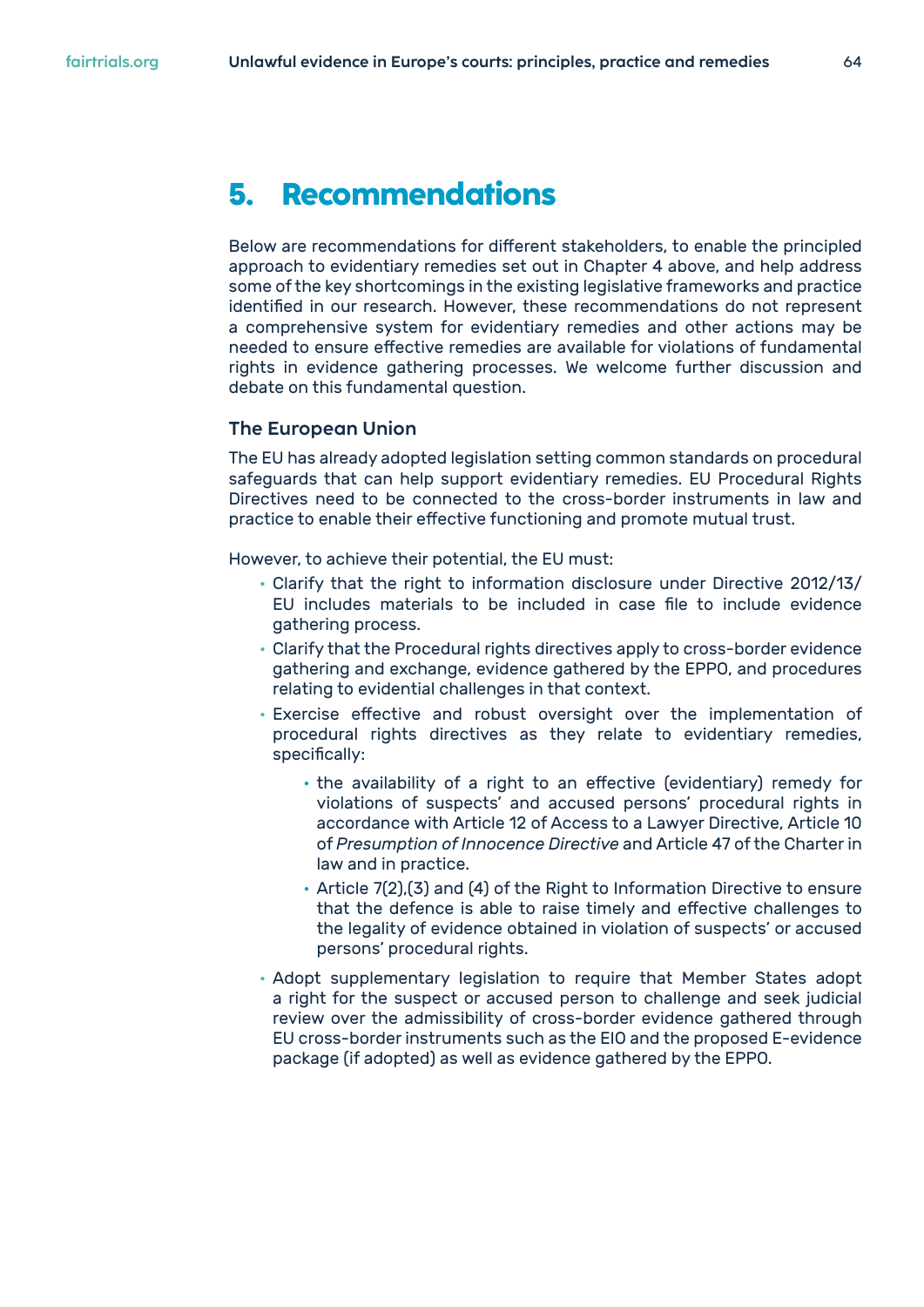# 5. Recommendations

Below are recommendations for different stakeholders, to enable the principled approach to evidentiary remedies set out in Chapter 4 above, and help address some of the key shortcomings in the existing legislative frameworks and practice identified in our research. However, these recommendations do not represent a comprehensive system for evidentiary remedies and other actions may be needed to ensure effective remedies are available for violations of fundamental rights in evidence gathering processes. We welcome further discussion and debate on this fundamental question.

### The European Union

The EU has already adopted legislation setting common standards on procedural safeguards that can help support evidentiary remedies. EU Procedural Rights Directives need to be connected to the cross-border instruments in law and practice to enable their effective functioning and promote mutual trust.

However, to achieve their potential, the EU must:

- Clarify that the right to information disclosure under Directive 2012/13/EU includes materials to be included in case file to include evidence gathering process.
- Clarify that the Procedural rights directives apply to cross-border evidence gathering and exchange, evidence gathered by the EPPO, and procedures relating to evidential challenges in that context.
- Exercise effective and robust oversight over the implementation of procedural rights directives as they relate to evidentiary remedies, specifically:
    - the availability of a right to an effective (evidentiary) remedy for violations of suspects' and accused persons' procedural rights in accordance with Article 12 of Access to a Lawyer Directive, Article 10 of *Presumption of Innocence Directive* and Article 47 of the Charter in law and in practice.
    - Article 7(2),(3) and (4) of the Right to Information Directive to ensure that the defence is able to raise timely and effective challenges to the legality of evidence obtained in violation of suspects' or accused persons' procedural rights.
- Adopt supplementary legislation to require that Member States adopt a right for the suspect or accused person to challenge and seek judicial review over the admissibility of cross-border evidence gathered through EU cross-border instruments such as the EIO and the proposed E-evidence package (if adopted) as well as evidence gathered by the EPPO.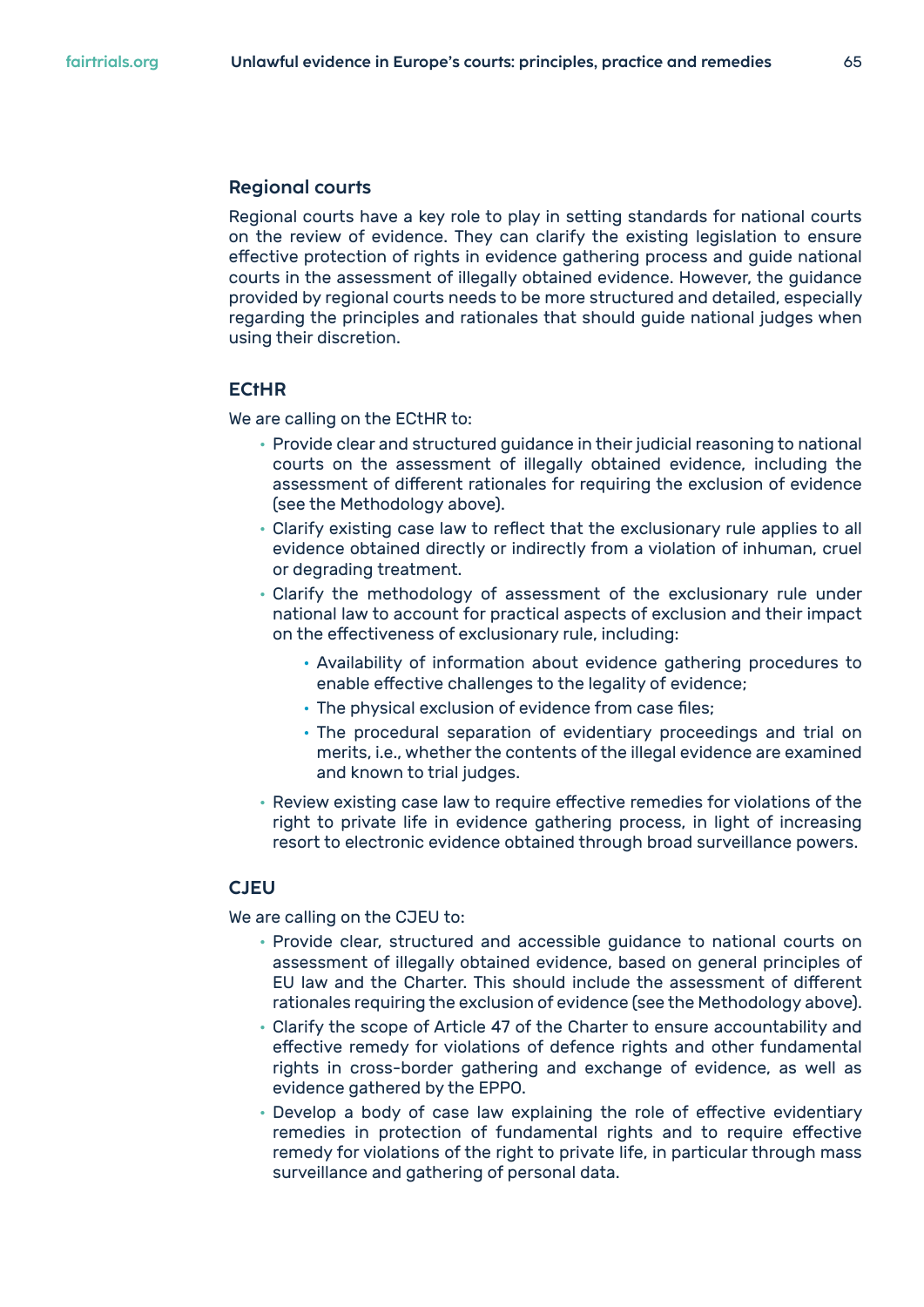### Regional courts

Regional courts have a key role to play in setting standards for national courts on the review of evidence. They can clarify the existing legislation to ensure effective protection of rights in evidence gathering process and guide national courts in the assessment of illegally obtained evidence. However, the guidance provided by regional courts needs to be more structured and detailed, especially regarding the principles and rationales that should guide national judges when using their discretion.

#### ECtHR

We are calling on the ECtHR to:

- Provide clear and structured guidance in their judicial reasoning to national courts on the assessment of illegally obtained evidence, including the assessment of different rationales for requiring the exclusion of evidence (see the Methodology above).
- Clarify existing case law to reflect that the exclusionary rule applies to all evidence obtained directly or indirectly from a violation of inhuman, cruel or degrading treatment.
- Clarify the methodology of assessment of the exclusionary rule under national law to account for practical aspects of exclusion and their impact on the effectiveness of exclusionary rule, including:
  - Availability of information about evidence gathering procedures to enable effective challenges to the legality of evidence;
  - The physical exclusion of evidence from case files;
  - The procedural separation of evidentiary proceedings and trial on merits, i.e., whether the contents of the illegal evidence are examined and known to trial judges.
- Review existing case law to require effective remedies for violations of the right to private life in evidence gathering process, in light of increasing resort to electronic evidence obtained through broad surveillance powers.

#### CJEU

We are calling on the CJEU to:

- Provide clear, structured and accessible guidance to national courts on assessment of illegally obtained evidence, based on general principles of EU law and the Charter. This should include the assessment of different rationales requiring the exclusion of evidence (see the Methodology above).
- Clarify the scope of Article 47 of the Charter to ensure accountability and effective remedy for violations of defence rights and other fundamental rights in cross-border gathering and exchange of evidence, as well as evidence gathered by the EPPO.
- Develop a body of case law explaining the role of effective evidentiary remedies in protection of fundamental rights and to require effective remedy for violations of the right to private life, in particular through mass surveillance and gathering of personal data.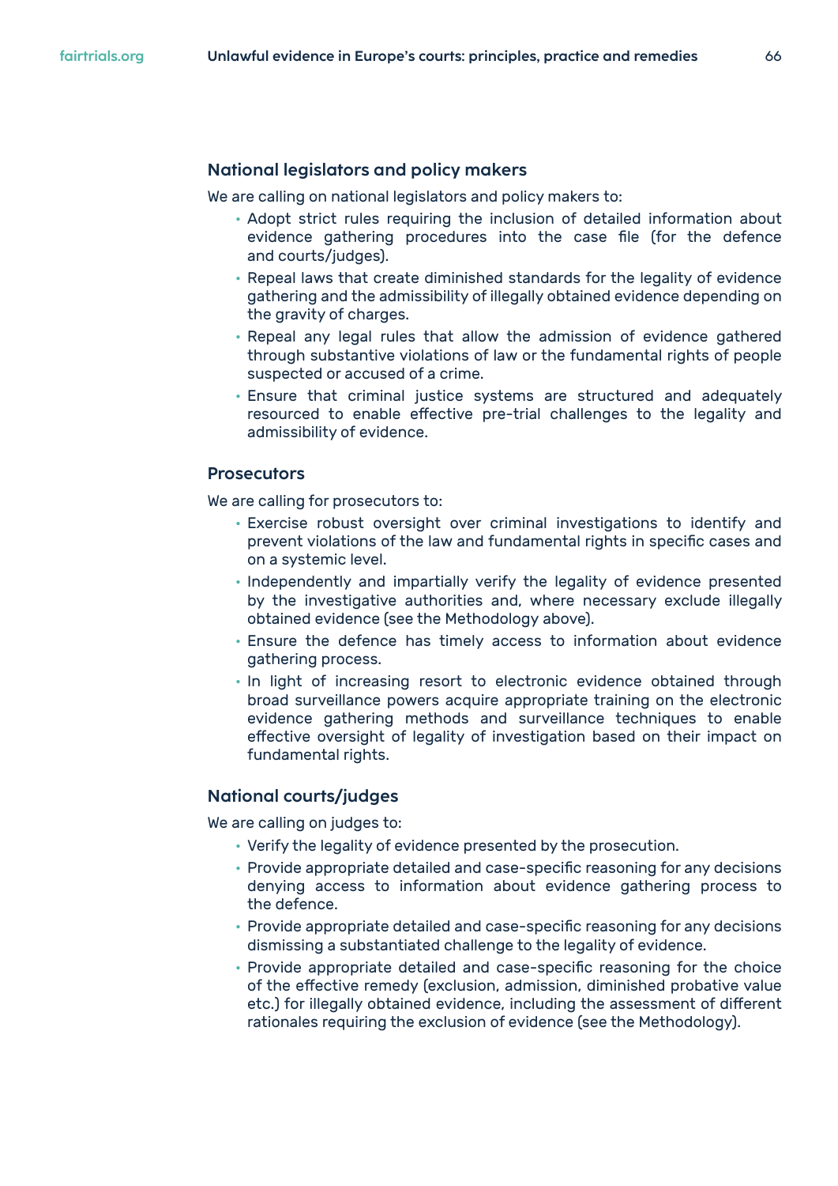### National legislators and policy makers

We are calling on national legislators and policy makers to:

- Adopt strict rules requiring the inclusion of detailed information about evidence gathering procedures into the case file (for the defence and courts/judges).
- Repeal laws that create diminished standards for the legality of evidence gathering and the admissibility of illegally obtained evidence depending on the gravity of charges.
- Repeal any legal rules that allow the admission of evidence gathered through substantive violations of law or the fundamental rights of people suspected or accused of a crime.
- Ensure that criminal justice systems are structured and adequately resourced to enable effective pre-trial challenges to the legality and admissibility of evidence.

### Prosecutors

We are calling for prosecutors to:

- Exercise robust oversight over criminal investigations to identify and prevent violations of the law and fundamental rights in specific cases and on a systemic level.
- Independently and impartially verify the legality of evidence presented by the investigative authorities and, where necessary exclude illegally obtained evidence (see the Methodology above).
- Ensure the defence has timely access to information about evidence gathering process.
- In light of increasing resort to electronic evidence obtained through broad surveillance powers acquire appropriate training on the electronic evidence gathering methods and surveillance techniques to enable effective oversight of legality of investigation based on their impact on fundamental rights.

### National courts/judges

We are calling on judges to:

- Verify the legality of evidence presented by the prosecution.
- Provide appropriate detailed and case-specific reasoning for any decisions denying access to information about evidence gathering process to the defence.
- Provide appropriate detailed and case-specific reasoning for any decisions dismissing a substantiated challenge to the legality of evidence.
- Provide appropriate detailed and case-specific reasoning for the choice of the effective remedy (exclusion, admission, diminished probative value etc.) for illegally obtained evidence, including the assessment of different rationales requiring the exclusion of evidence (see the Methodology).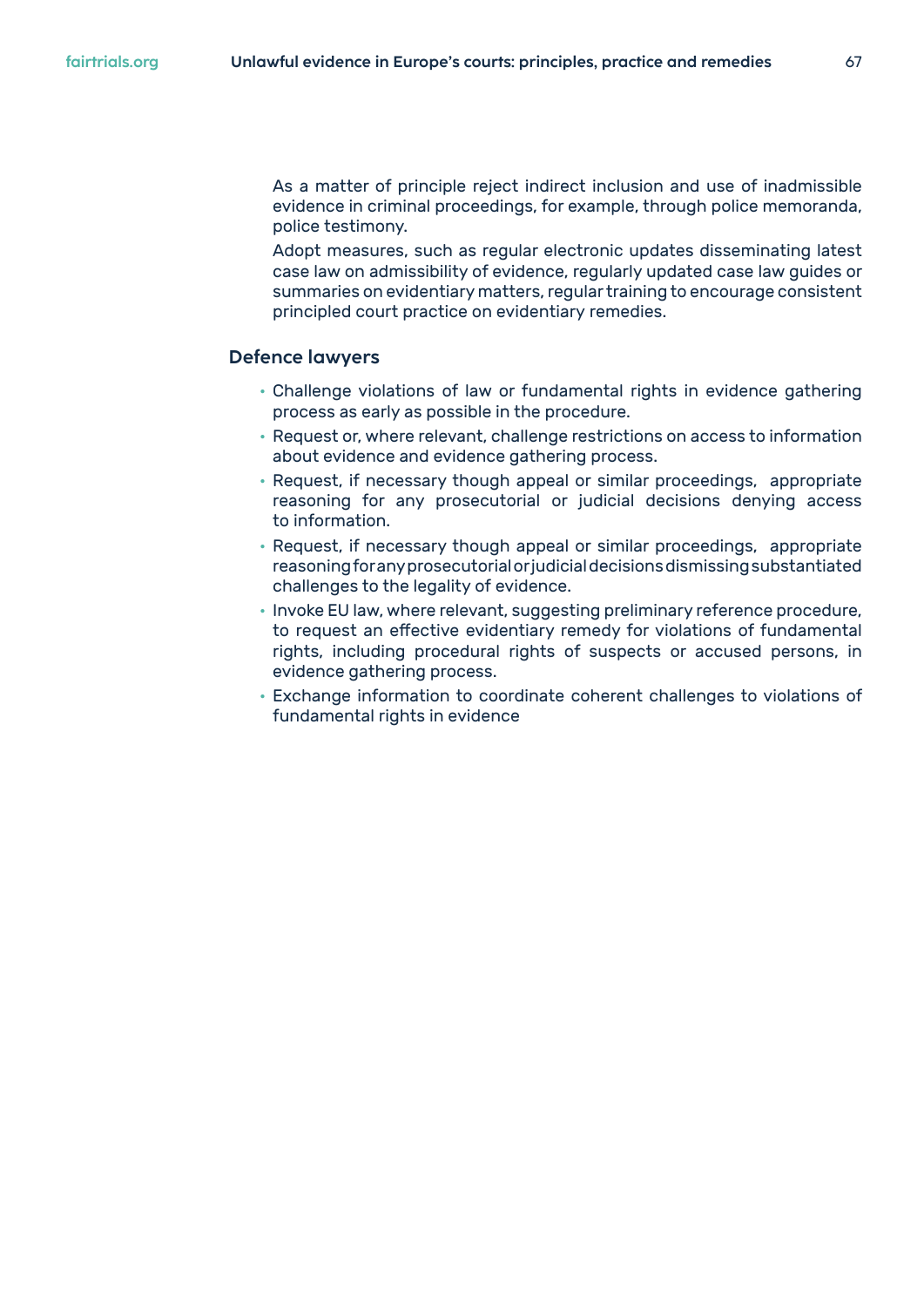As a matter of principle reject indirect inclusion and use of inadmissible evidence in criminal proceedings, for example, through police memoranda, police testimony.

Adopt measures, such as regular electronic updates disseminating latest case law on admissibility of evidence, regularly updated case law guides or summaries on evidentiary matters, regular training to encourage consistent principled court practice on evidentiary remedies.

## Defence lawyers

- Challenge violations of law or fundamental rights in evidence gathering process as early as possible in the procedure.
- Request or, where relevant, challenge restrictions on access to information about evidence and evidence gathering process.
- Request, if necessary though appeal or similar proceedings, appropriate reasoning for any prosecutorial or judicial decisions denying access to information.
- Request, if necessary though appeal or similar proceedings, appropriate reasoning for any prosecutorial or judicial decisions dismissing substantiated challenges to the legality of evidence.
- Invoke EU law, where relevant, suggesting preliminary reference procedure, to request an effective evidentiary remedy for violations of fundamental rights, including procedural rights of suspects or accused persons, in evidence gathering process.
- Exchange information to coordinate coherent challenges to violations of fundamental rights in evidence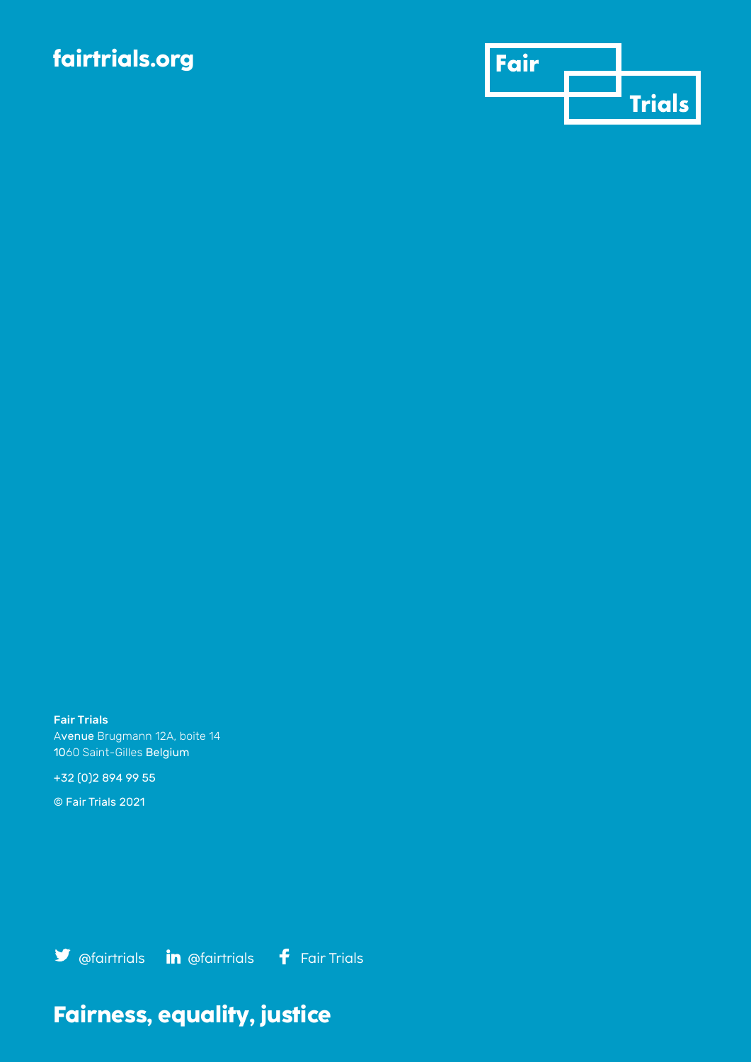fairtrials.org

Fair Trials

**Fair Trials**
Avenue Brugmann 12A, boite 14
1060 Saint-Gilles Belgium

+32 (0)2 894 99 55

© Fair Trials 2021

@fairtrials @fairtrials Fair Trials

**Fairness, equality, justice**